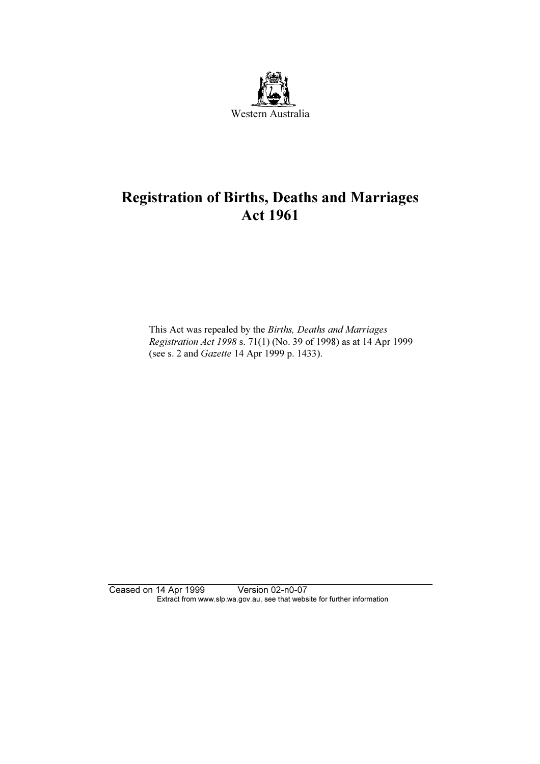Western Australia

# Registration of Births, Deaths and Marriages Act 1961

This Act was repealed by the *Births, Deaths and Marriages Registration Act 1998* s. 71(1) (No. 39 of 1998) as at 14 Apr 1999 (see s. 2 and *Gazette* 14 Apr 1999 p. 1433).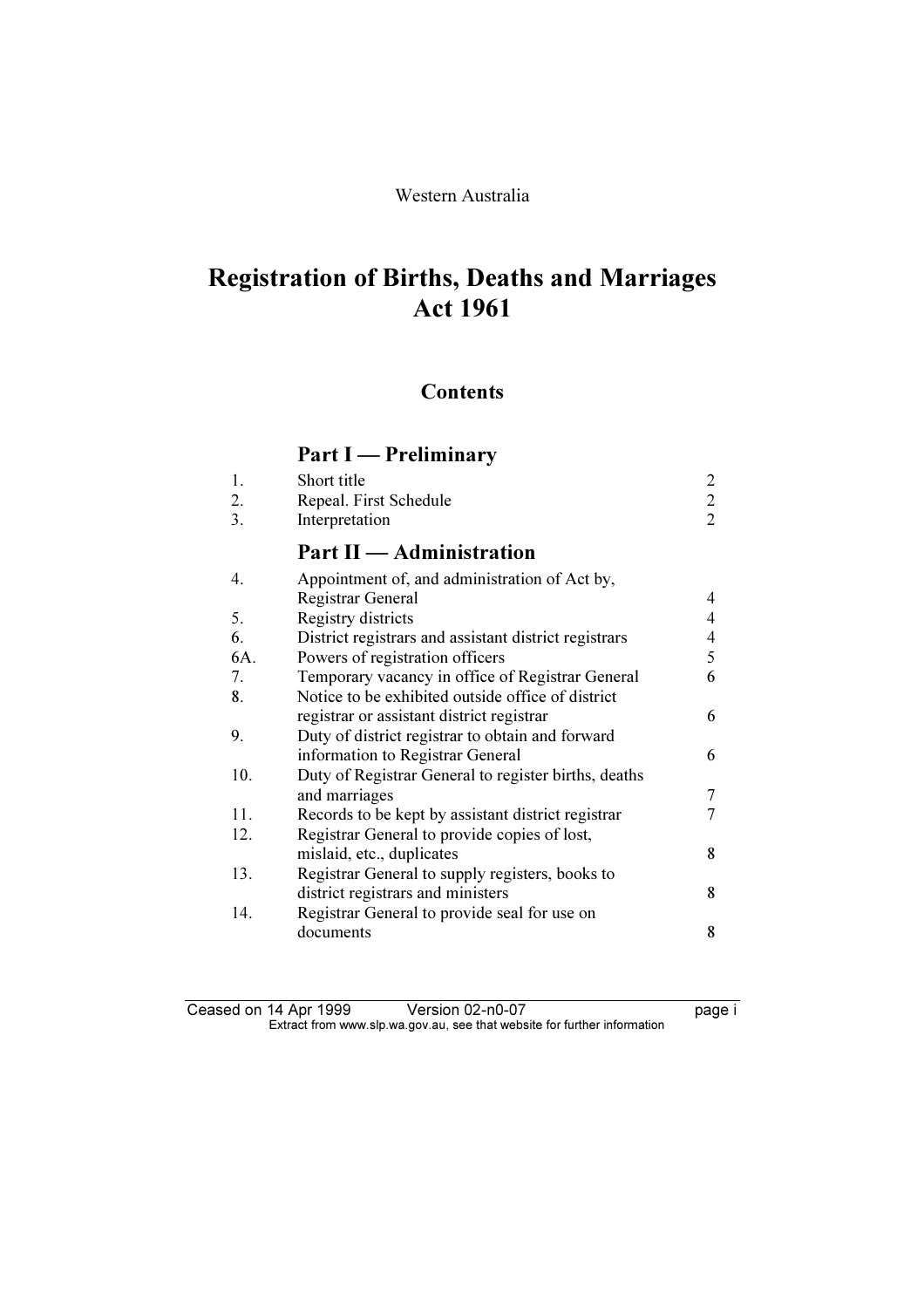Western Australia

# Registration of Births, Deaths and Marriages Act 1961

## Contents

### Part I — Preliminary

| | | |
|---|---|---|
| 1. | Short title | 2 |
| 2. | Repeal. First Schedule | 2 |
| 3. | Interpretation | 2 |

### Part II — Administration

| | | |
|---|---|---|
| 4. | Appointment of, and administration of Act by, Registrar General | 4 |
| 5. | Registry districts | 4 |
| 6. | District registrars and assistant district registrars | 4 |
| 6A. | Powers of registration officers | 5 |
| 7. | Temporary vacancy in office of Registrar General | 6 |
| 8. | Notice to be exhibited outside office of district registrar or assistant district registrar | 6 |
| 9. | Duty of district registrar to obtain and forward information to Registrar General | 6 |
| 10. | Duty of Registrar General to register births, deaths and marriages | 7 |
| 11. | Records to be kept by assistant district registrar | 7 |
| 12. | Registrar General to provide copies of lost, mislaid, etc., duplicates | 8 |
| 13. | Registrar General to supply registers, books to district registrars and ministers | 8 |
| 14. | Registrar General to provide seal for use on documents | 8 |

Ceased on 14 Apr 1999 Version 02-n0-07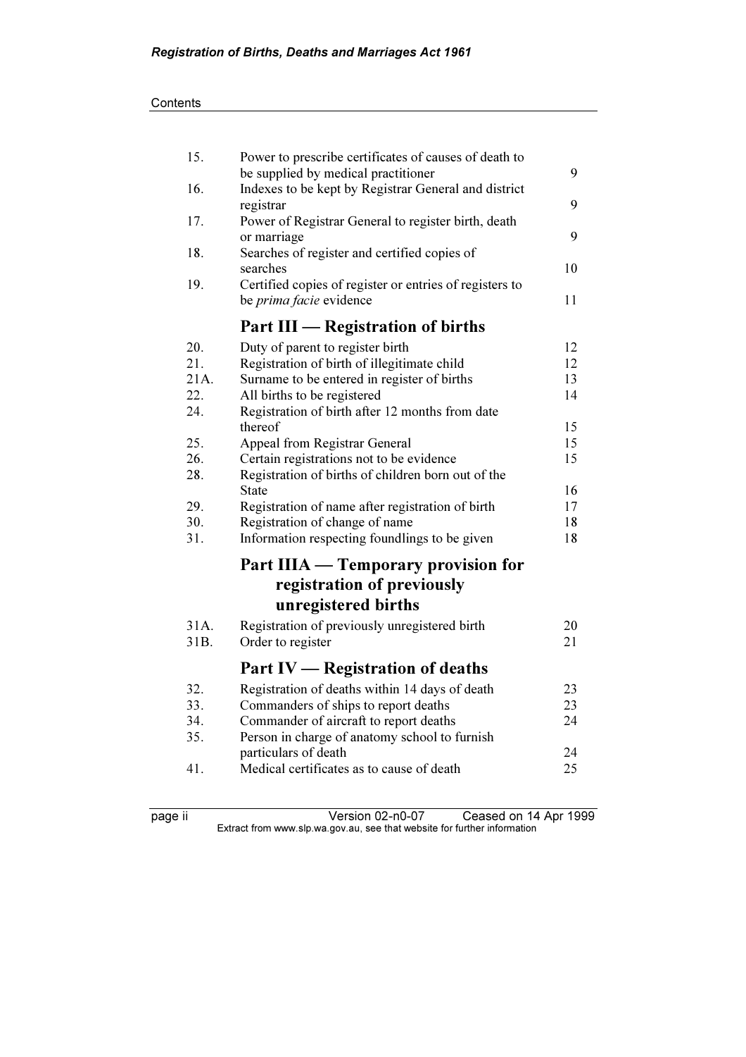| | | |
|---|---|---|
| 15. | Power to prescribe certificates of causes of death to be supplied by medical practitioner | 9 |
| 16. | Indexes to be kept by Registrar General and district registrar | 9 |
| 17. | Power of Registrar General to register birth, death or marriage | 9 |
| 18. | Searches of register and certified copies of searches | 10 |
| 19. | Certified copies of register or entries of registers to be *prima facie* evidence | 11 |

## Part III — Registration of births

| | | |
|---|---|---|
| 20. | Duty of parent to register birth | 12 |
| 21. | Registration of birth of illegitimate child | 12 |
| 21A. | Surname to be entered in register of births | 13 |
| 22. | All births to be registered | 14 |
| 24. | Registration of birth after 12 months from date thereof | 15 |
| 25. | Appeal from Registrar General | 15 |
| 26. | Certain registrations not to be evidence | 15 |
| 28. | Registration of births of children born out of the State | 16 |
| 29. | Registration of name after registration of birth | 17 |
| 30. | Registration of change of name | 18 |
| 31. | Information respecting foundlings to be given | 18 |

## Part IIIA — Temporary provision for registration of previously unregistered births

| | | |
|---|---|---|
| 31A. | Registration of previously unregistered birth | 20 |
| 31B. | Order to register | 21 |

## Part IV — Registration of deaths

| | | |
|---|---|---|
| 32. | Registration of deaths within 14 days of death | 23 |
| 33. | Commanders of ships to report deaths | 23 |
| 34. | Commander of aircraft to report deaths | 24 |
| 35. | Person in charge of anatomy school to furnish particulars of death | 24 |
| 41. | Medical certificates as to cause of death | 25 |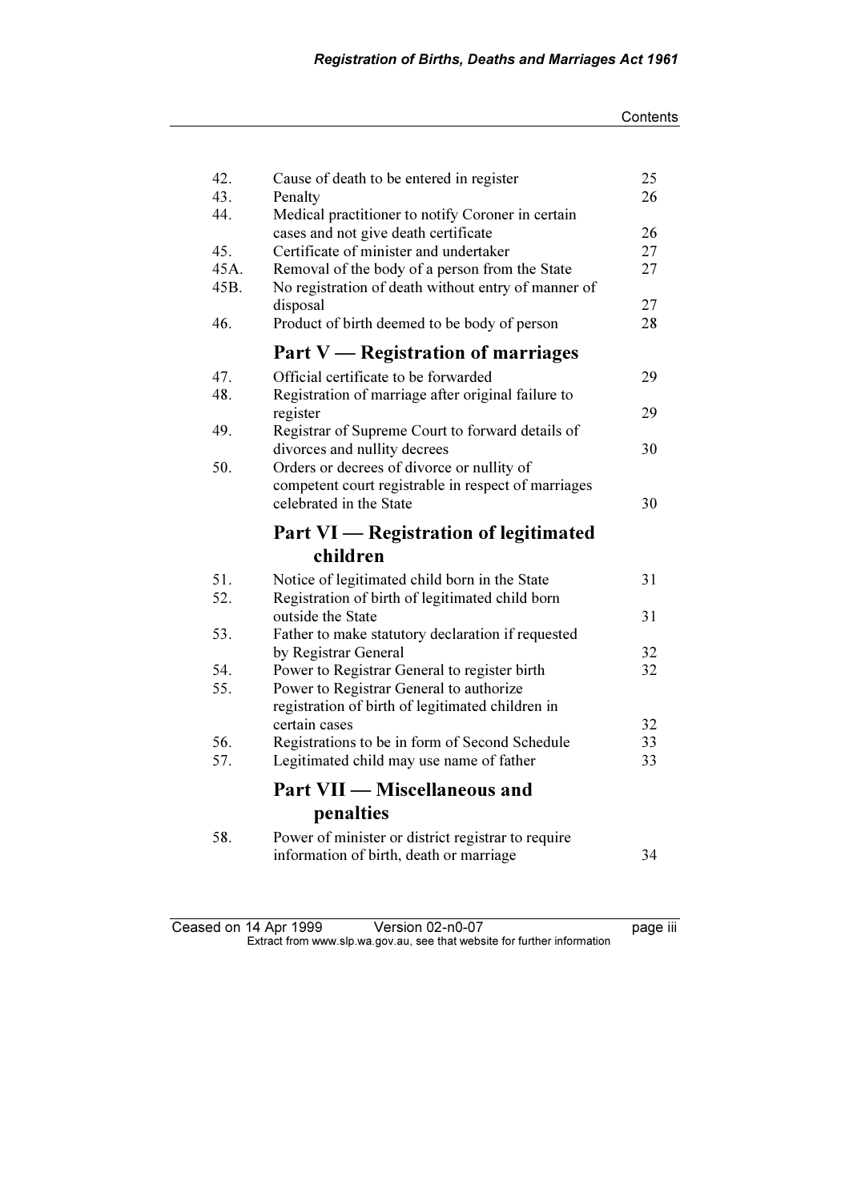| | | |
|---|---|---|
| 42. | Cause of death to be entered in register | 25 |
| 43. | Penalty | 26 |
| 44. | Medical practitioner to notify Coroner in certain cases and not give death certificate | 26 |
| 45. | Certificate of minister and undertaker | 27 |
| 45A. | Removal of the body of a person from the State | 27 |
| 45B. | No registration of death without entry of manner of disposal | 27 |
| 46. | Product of birth deemed to be body of person | 28 |

## Part V — Registration of marriages

| | | |
|---|---|---|
| 47. | Official certificate to be forwarded | 29 |
| 48. | Registration of marriage after original failure to register | 29 |
| 49. | Registrar of Supreme Court to forward details of divorces and nullity decrees | 30 |
| 50. | Orders or decrees of divorce or nullity of competent court registrable in respect of marriages celebrated in the State | 30 |

## Part VI — Registration of legitimated children

| | | |
|---|---|---|
| 51. | Notice of legitimated child born in the State | 31 |
| 52. | Registration of birth of legitimated child born outside the State | 31 |
| 53. | Father to make statutory declaration if requested by Registrar General | 32 |
| 54. | Power to Registrar General to register birth | 32 |
| 55. | Power to Registrar General to authorize registration of birth of legitimated children in certain cases | 32 |
| 56. | Registrations to be in form of Second Schedule | 33 |
| 57. | Legitimated child may use name of father | 33 |

## Part VII — Miscellaneous and penalties

| | | |
|---|---|---|
| 58. | Power of minister or district registrar to require information of birth, death or marriage | 34 |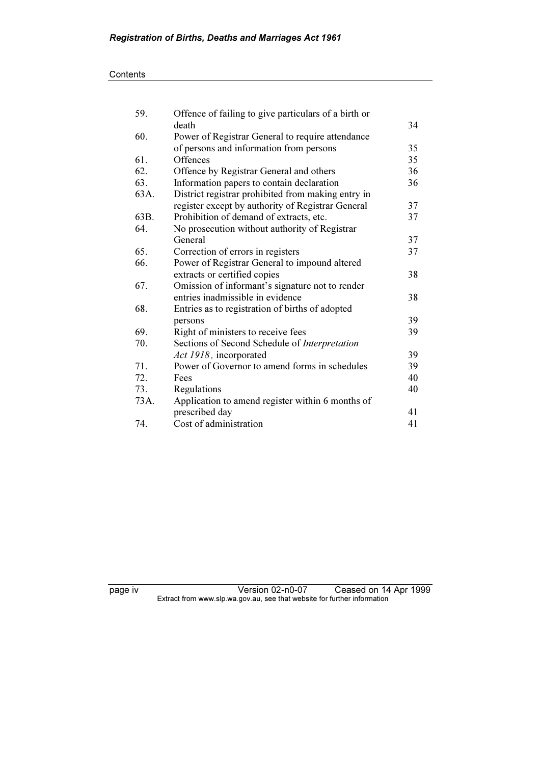| | | |
|---|---|---|
| 59. | Offence of failing to give particulars of a birth or death | 34 |
| 60. | Power of Registrar General to require attendance of persons and information from persons | 35 |
| 61. | Offences | 35 |
| 62. | Offence by Registrar General and others | 36 |
| 63. | Information papers to contain declaration | 36 |
| 63A. | District registrar prohibited from making entry in register except by authority of Registrar General | 37 |
| 63B. | Prohibition of demand of extracts, etc. | 37 |
| 64. | No prosecution without authority of Registrar General | 37 |
| 65. | Correction of errors in registers | 37 |
| 66. | Power of Registrar General to impound altered extracts or certified copies | 38 |
| 67. | Omission of informant's signature not to render entries inadmissible in evidence | 38 |
| 68. | Entries as to registration of births of adopted persons | 39 |
| 69. | Right of ministers to receive fees | 39 |
| 70. | Sections of Second Schedule of *Interpretation Act 1918*, incorporated | 39 |
| 71. | Power of Governor to amend forms in schedules | 39 |
| 72. | Fees | 40 |
| 73. | Regulations | 40 |
| 73A. | Application to amend register within 6 months of prescribed day | 41 |
| 74. | Cost of administration | 41 |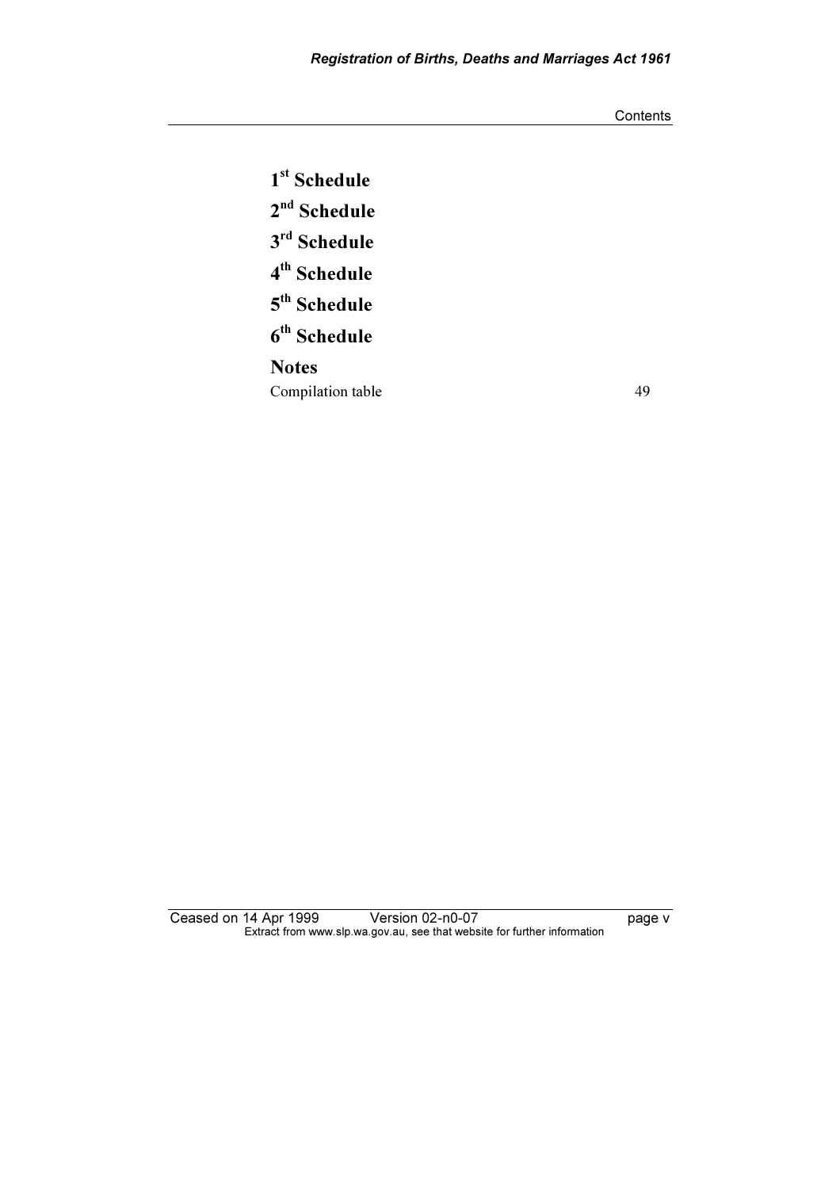**1st Schedule**

**2nd Schedule**

**3rd Schedule**

**4th Schedule**

**5th Schedule**

**6th Schedule**

**Notes**

Compilation table 49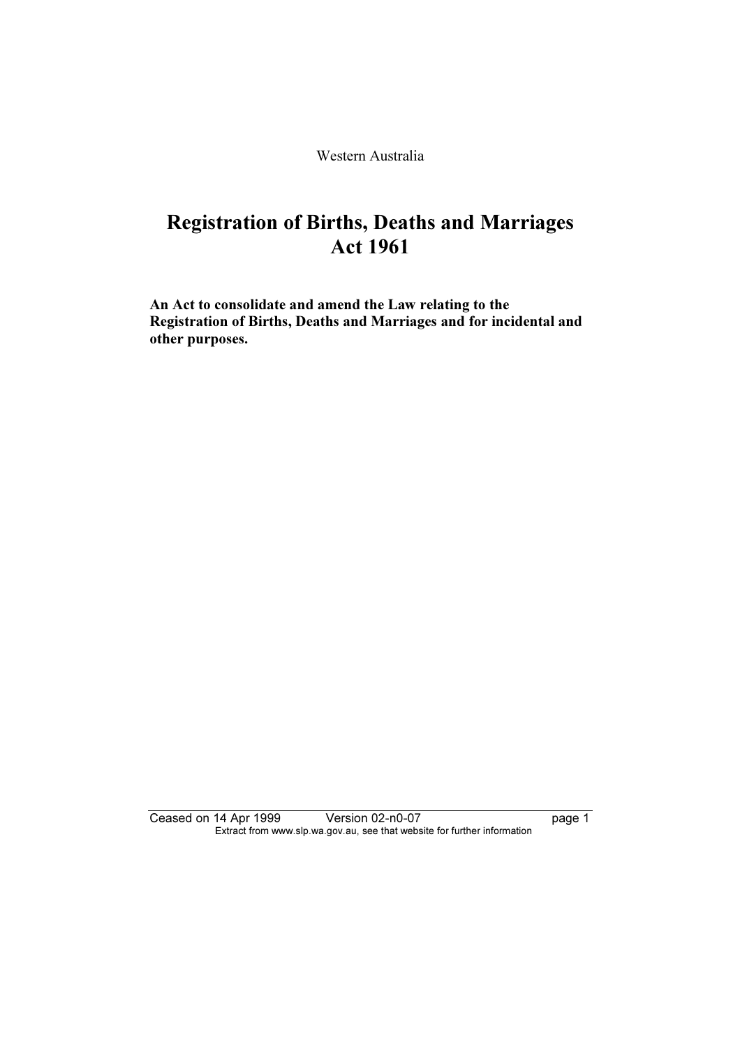Western Australia

# Registration of Births, Deaths and Marriages Act 1961

**An Act to consolidate and amend the Law relating to the Registration of Births, Deaths and Marriages and for incidental and other purposes.**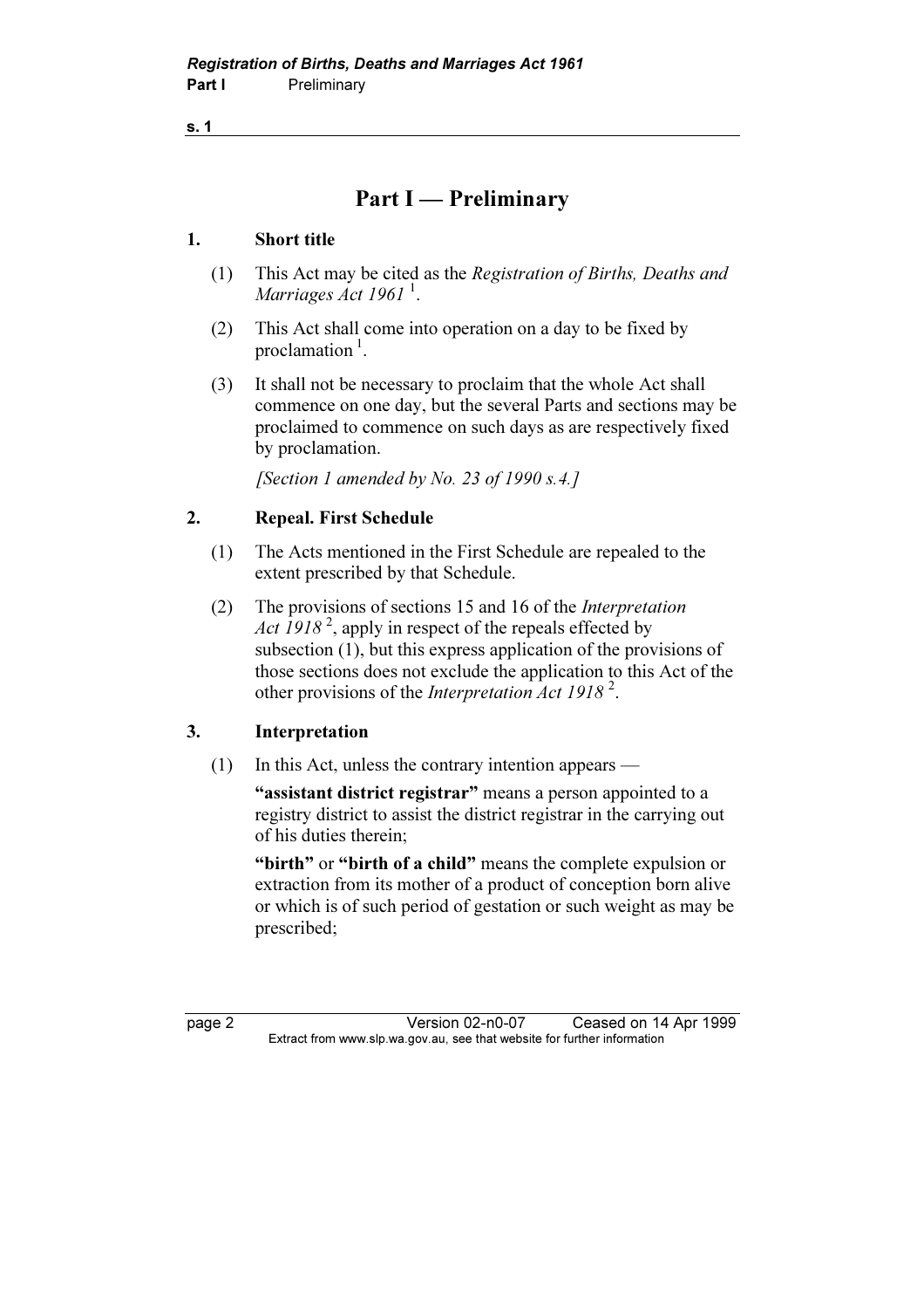# Part I — Preliminary

## 1. Short title

(1) This Act may be cited as the *Registration of Births, Deaths and Marriages Act 1961* [1].

(2) This Act shall come into operation on a day to be fixed by proclamation [1].

(3) It shall not be necessary to proclaim that the whole Act shall commence on one day, but the several Parts and sections may be proclaimed to commence on such days as are respectively fixed by proclamation.

*[Section 1 amended by No. 23 of 1990 s.4.]*

## 2. Repeal. First Schedule

(1) The Acts mentioned in the First Schedule are repealed to the extent prescribed by that Schedule.

(2) The provisions of sections 15 and 16 of the *Interpretation Act 1918* [2], apply in respect of the repeals effected by subsection (1), but this express application of the provisions of those sections does not exclude the application to this Act of the other provisions of the *Interpretation Act 1918* [2].

## 3. Interpretation

(1) In this Act, unless the contrary intention appears —

**"assistant district registrar"** means a person appointed to a registry district to assist the district registrar in the carrying out of his duties therein;

**"birth"** or **"birth of a child"** means the complete expulsion or extraction from its mother of a product of conception born alive or which is of such period of gestation or such weight as may be prescribed;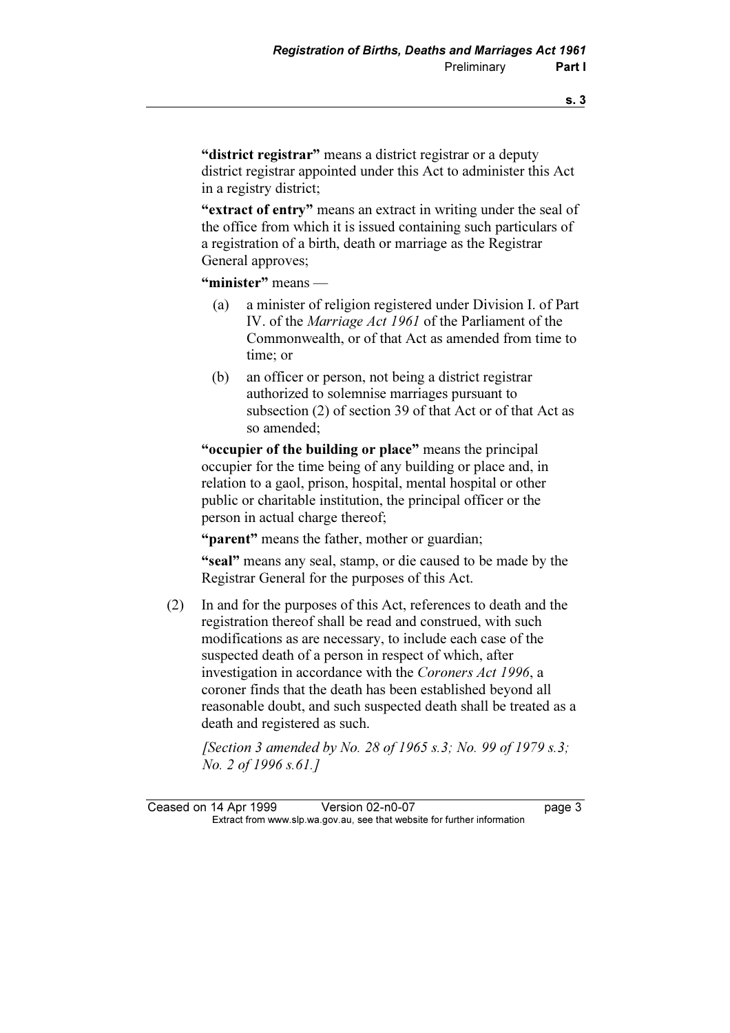**"district registrar"** means a district registrar or a deputy district registrar appointed under this Act to administer this Act in a registry district;

**"extract of entry"** means an extract in writing under the seal of the office from which it is issued containing such particulars of a registration of a birth, death or marriage as the Registrar General approves;

**"minister"** means —

(a) a minister of religion registered under Division I. of Part IV. of the *Marriage Act 1961* of the Parliament of the Commonwealth, or of that Act as amended from time to time; or

(b) an officer or person, not being a district registrar authorized to solemnise marriages pursuant to subsection (2) of section 39 of that Act or of that Act as so amended;

**"occupier of the building or place"** means the principal occupier for the time being of any building or place and, in relation to a gaol, prison, hospital, mental hospital or other public or charitable institution, the principal officer or the person in actual charge thereof;

**"parent"** means the father, mother or guardian;

**"seal"** means any seal, stamp, or die caused to be made by the Registrar General for the purposes of this Act.

(2) In and for the purposes of this Act, references to death and the registration thereof shall be read and construed, with such modifications as are necessary, to include each case of the suspected death of a person in respect of which, after investigation in accordance with the *Coroners Act 1996*, a coroner finds that the death has been established beyond all reasonable doubt, and such suspected death shall be treated as a death and registered as such.

*[Section 3 amended by No. 28 of 1965 s.3; No. 99 of 1979 s.3; No. 2 of 1996 s.61.]*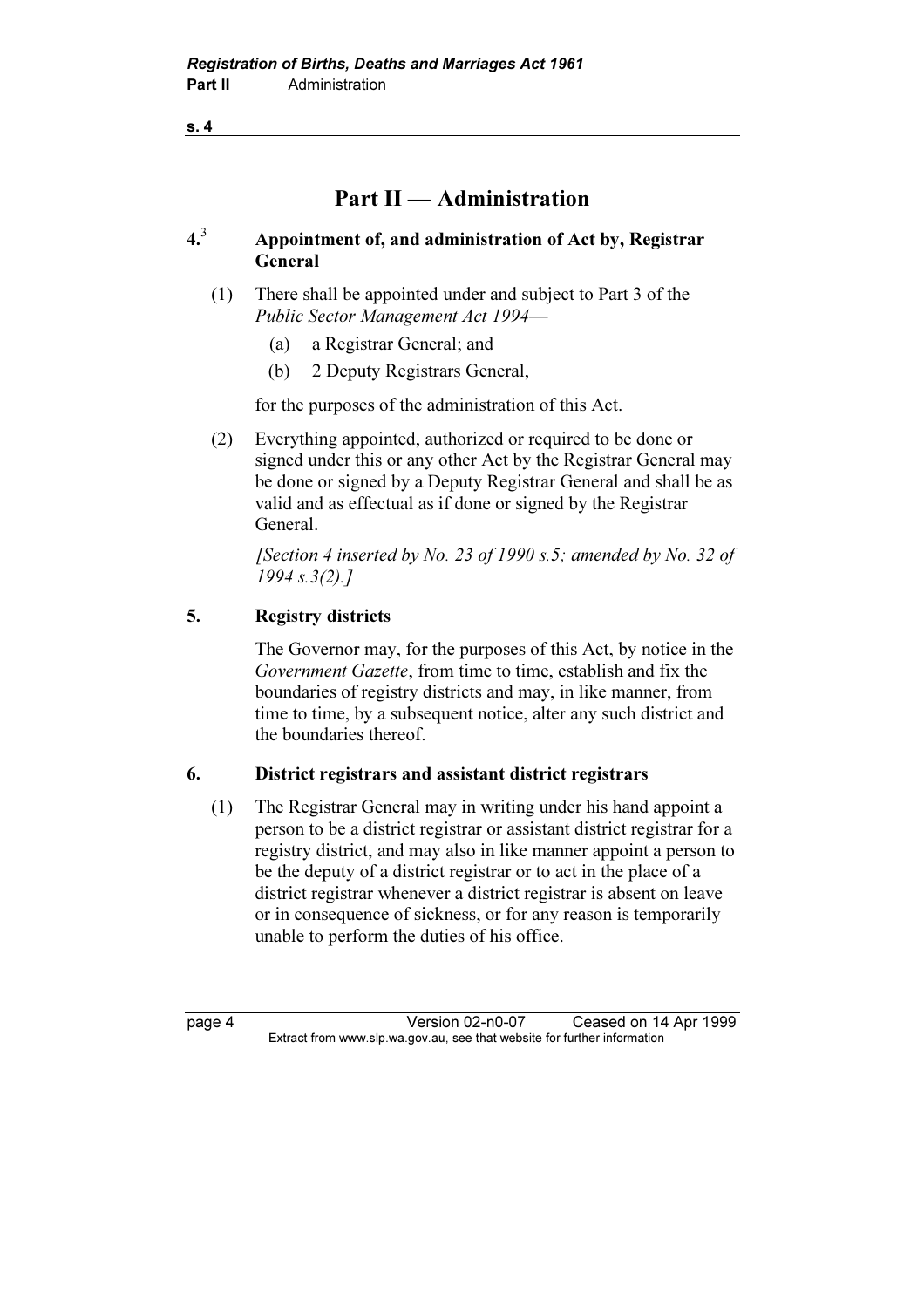# Part II — Administration

### 4.[3] Appointment of, and administration of Act by, Registrar General

(1) There shall be appointed under and subject to Part 3 of the *Public Sector Management Act 1994*—

(a) a Registrar General; and

(b) 2 Deputy Registrars General,

for the purposes of the administration of this Act.

(2) Everything appointed, authorized or required to be done or signed under this or any other Act by the Registrar General may be done or signed by a Deputy Registrar General and shall be as valid and as effectual as if done or signed by the Registrar General.

*[Section 4 inserted by No. 23 of 1990 s.5; amended by No. 32 of 1994 s.3(2).]*

### 5. Registry districts

The Governor may, for the purposes of this Act, by notice in the *Government Gazette*, from time to time, establish and fix the boundaries of registry districts and may, in like manner, from time to time, by a subsequent notice, alter any such district and the boundaries thereof.

### 6. District registrars and assistant district registrars

(1) The Registrar General may in writing under his hand appoint a person to be a district registrar or assistant district registrar for a registry district, and may also in like manner appoint a person to be the deputy of a district registrar or to act in the place of a district registrar whenever a district registrar is absent on leave or in consequence of sickness, or for any reason is temporarily unable to perform the duties of his office.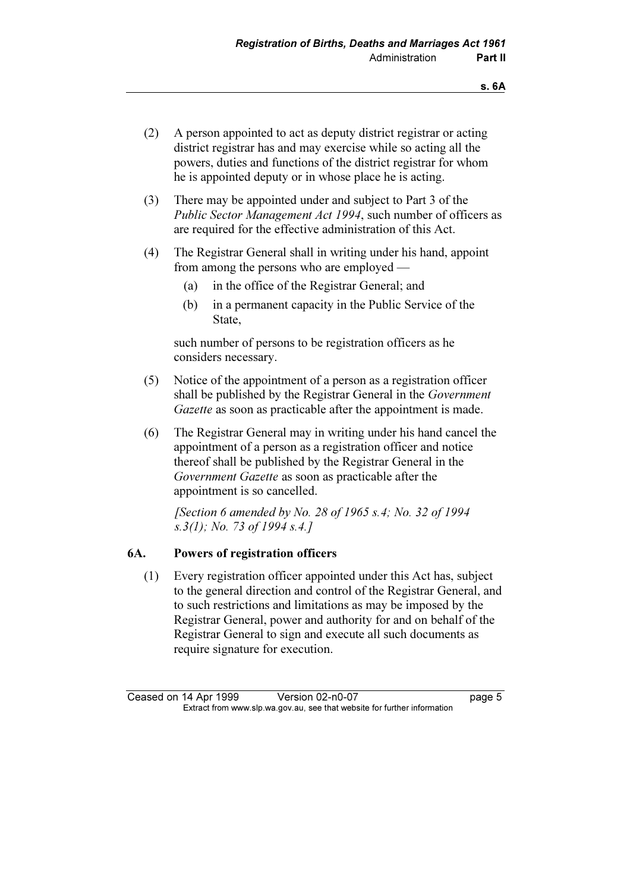(2) A person appointed to act as deputy district registrar or acting district registrar has and may exercise while so acting all the powers, duties and functions of the district registrar for whom he is appointed deputy or in whose place he is acting.

(3) There may be appointed under and subject to Part 3 of the *Public Sector Management Act 1994*, such number of officers as are required for the effective administration of this Act.

(4) The Registrar General shall in writing under his hand, appoint from among the persons who are employed —

(a) in the office of the Registrar General; and

(b) in a permanent capacity in the Public Service of the State,

such number of persons to be registration officers as he considers necessary.

(5) Notice of the appointment of a person as a registration officer shall be published by the Registrar General in the *Government Gazette* as soon as practicable after the appointment is made.

(6) The Registrar General may in writing under his hand cancel the appointment of a person as a registration officer and notice thereof shall be published by the Registrar General in the *Government Gazette* as soon as practicable after the appointment is so cancelled.

*[Section 6 amended by No. 28 of 1965 s.4; No. 32 of 1994 s.3(1); No. 73 of 1994 s.4.]*

### 6A. Powers of registration officers

(1) Every registration officer appointed under this Act has, subject to the general direction and control of the Registrar General, and to such restrictions and limitations as may be imposed by the Registrar General, power and authority for and on behalf of the Registrar General to sign and execute all such documents as require signature for execution.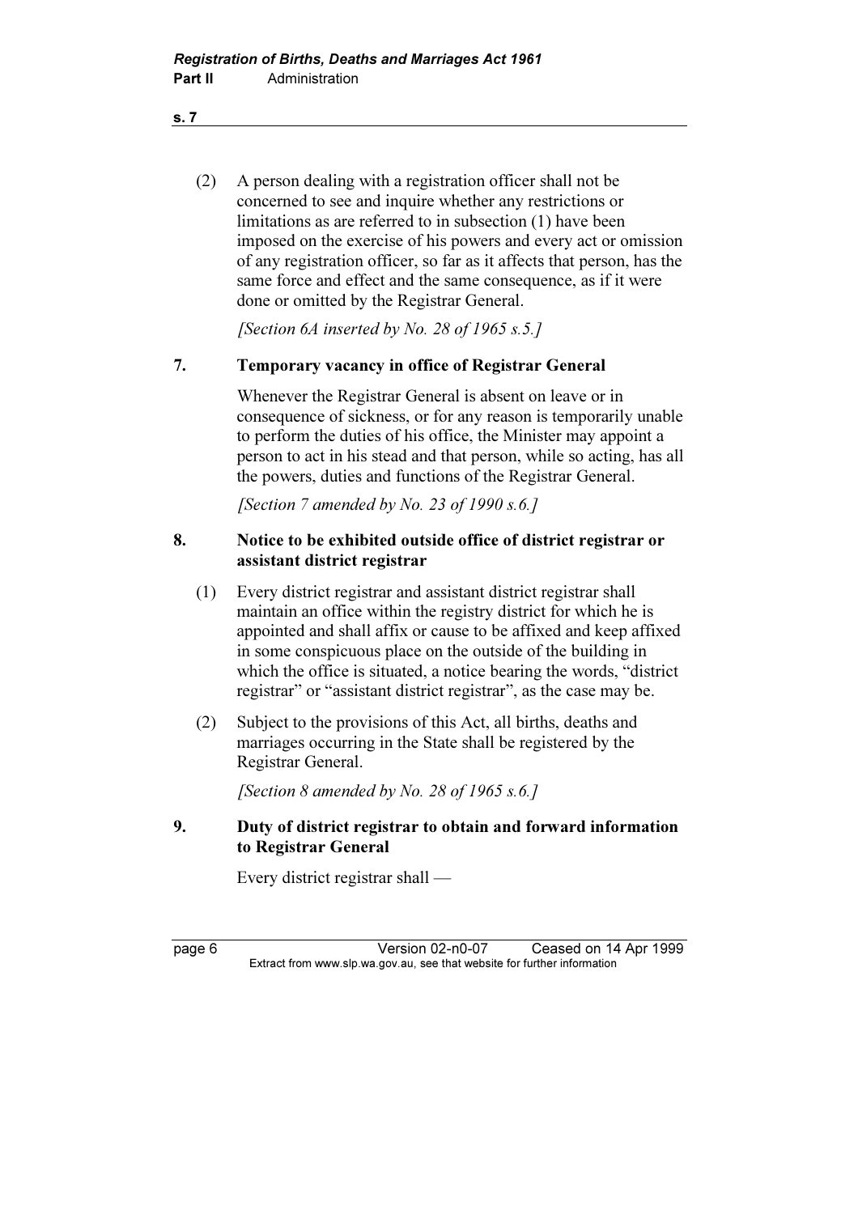(2) A person dealing with a registration officer shall not be concerned to see and inquire whether any restrictions or limitations as are referred to in subsection (1) have been imposed on the exercise of his powers and every act or omission of any registration officer, so far as it affects that person, has the same force and effect and the same consequence, as if it were done or omitted by the Registrar General.

*[Section 6A inserted by No. 28 of 1965 s.5.]*

## 7. Temporary vacancy in office of Registrar General

Whenever the Registrar General is absent on leave or in consequence of sickness, or for any reason is temporarily unable to perform the duties of his office, the Minister may appoint a person to act in his stead and that person, while so acting, has all the powers, duties and functions of the Registrar General.

*[Section 7 amended by No. 23 of 1990 s.6.]*

## 8. Notice to be exhibited outside office of district registrar or assistant district registrar

(1) Every district registrar and assistant district registrar shall maintain an office within the registry district for which he is appointed and shall affix or cause to be affixed and keep affixed in some conspicuous place on the outside of the building in which the office is situated, a notice bearing the words, "district registrar" or "assistant district registrar", as the case may be.

(2) Subject to the provisions of this Act, all births, deaths and marriages occurring in the State shall be registered by the Registrar General.

*[Section 8 amended by No. 28 of 1965 s.6.]*

## 9. Duty of district registrar to obtain and forward information to Registrar General

Every district registrar shall —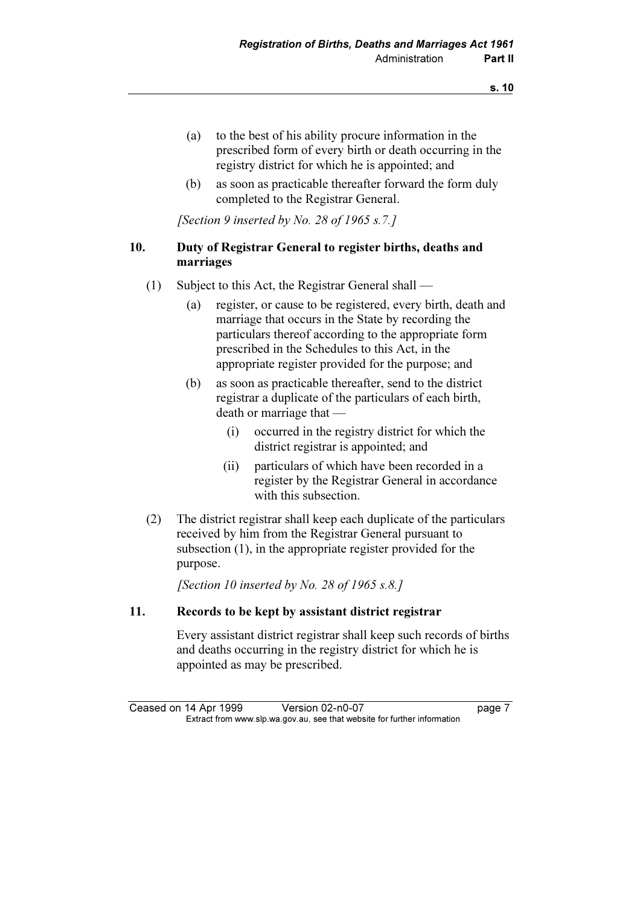(a) to the best of his ability procure information in the prescribed form of every birth or death occurring in the registry district for which he is appointed; and

(b) as soon as practicable thereafter forward the form duly completed to the Registrar General.

*[Section 9 inserted by No. 28 of 1965 s.7.]*

## 10. Duty of Registrar General to register births, deaths and marriages

(1) Subject to this Act, the Registrar General shall —

(a) register, or cause to be registered, every birth, death and marriage that occurs in the State by recording the particulars thereof according to the appropriate form prescribed in the Schedules to this Act, in the appropriate register provided for the purpose; and

(b) as soon as practicable thereafter, send to the district registrar a duplicate of the particulars of each birth, death or marriage that —

(i) occurred in the registry district for which the district registrar is appointed; and

(ii) particulars of which have been recorded in a register by the Registrar General in accordance with this subsection.

(2) The district registrar shall keep each duplicate of the particulars received by him from the Registrar General pursuant to subsection (1), in the appropriate register provided for the purpose.

*[Section 10 inserted by No. 28 of 1965 s.8.]*

## 11. Records to be kept by assistant district registrar

Every assistant district registrar shall keep such records of births and deaths occurring in the registry district for which he is appointed as may be prescribed.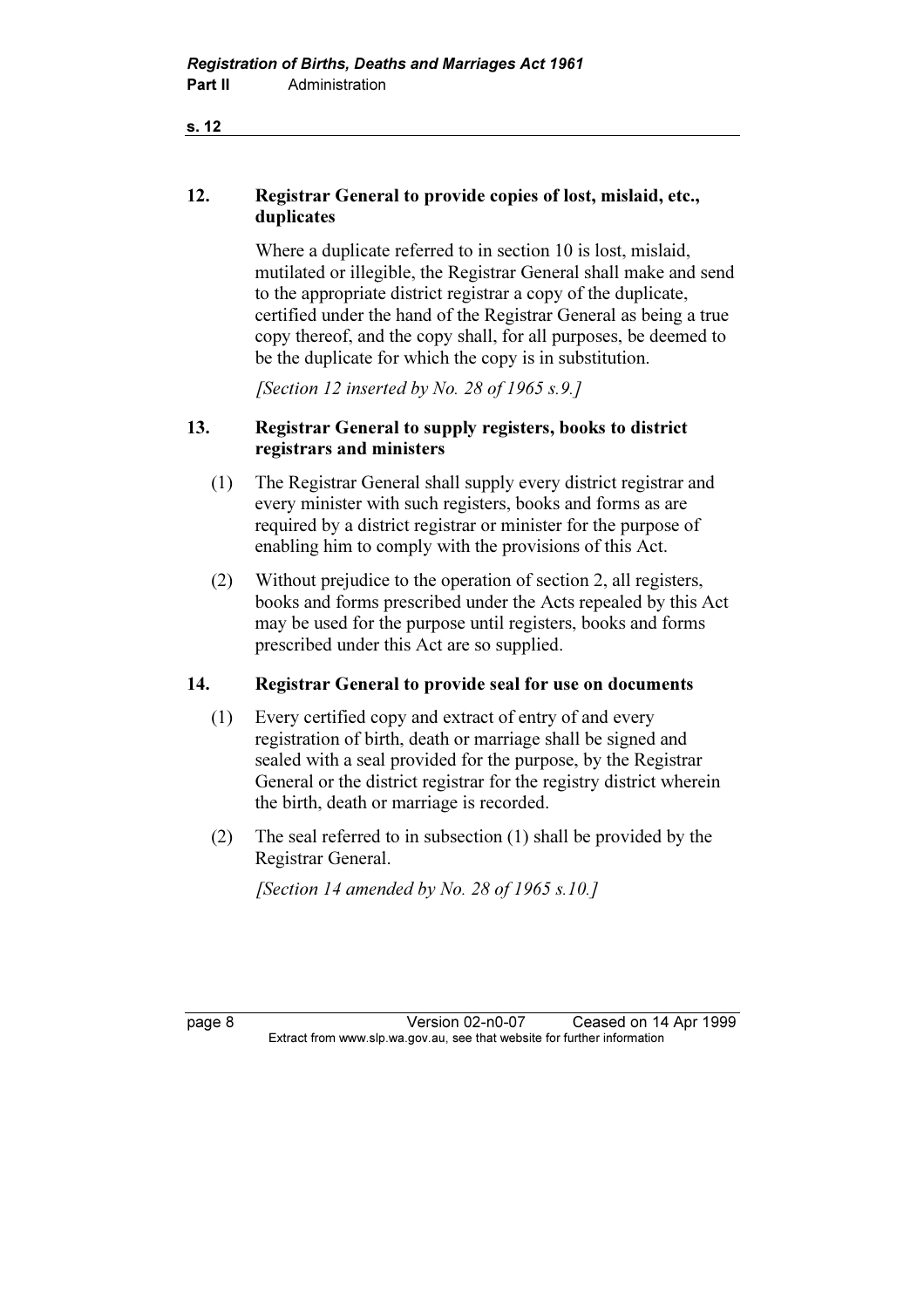## 12. Registrar General to provide copies of lost, mislaid, etc., duplicates

Where a duplicate referred to in section 10 is lost, mislaid, mutilated or illegible, the Registrar General shall make and send to the appropriate district registrar a copy of the duplicate, certified under the hand of the Registrar General as being a true copy thereof, and the copy shall, for all purposes, be deemed to be the duplicate for which the copy is in substitution.

*[Section 12 inserted by No. 28 of 1965 s.9.]*

## 13. Registrar General to supply registers, books to district registrars and ministers

(1) The Registrar General shall supply every district registrar and every minister with such registers, books and forms as are required by a district registrar or minister for the purpose of enabling him to comply with the provisions of this Act.

(2) Without prejudice to the operation of section 2, all registers, books and forms prescribed under the Acts repealed by this Act may be used for the purpose until registers, books and forms prescribed under this Act are so supplied.

## 14. Registrar General to provide seal for use on documents

(1) Every certified copy and extract of entry of and every registration of birth, death or marriage shall be signed and sealed with a seal provided for the purpose, by the Registrar General or the district registrar for the registry district wherein the birth, death or marriage is recorded.

(2) The seal referred to in subsection (1) shall be provided by the Registrar General.

*[Section 14 amended by No. 28 of 1965 s.10.]*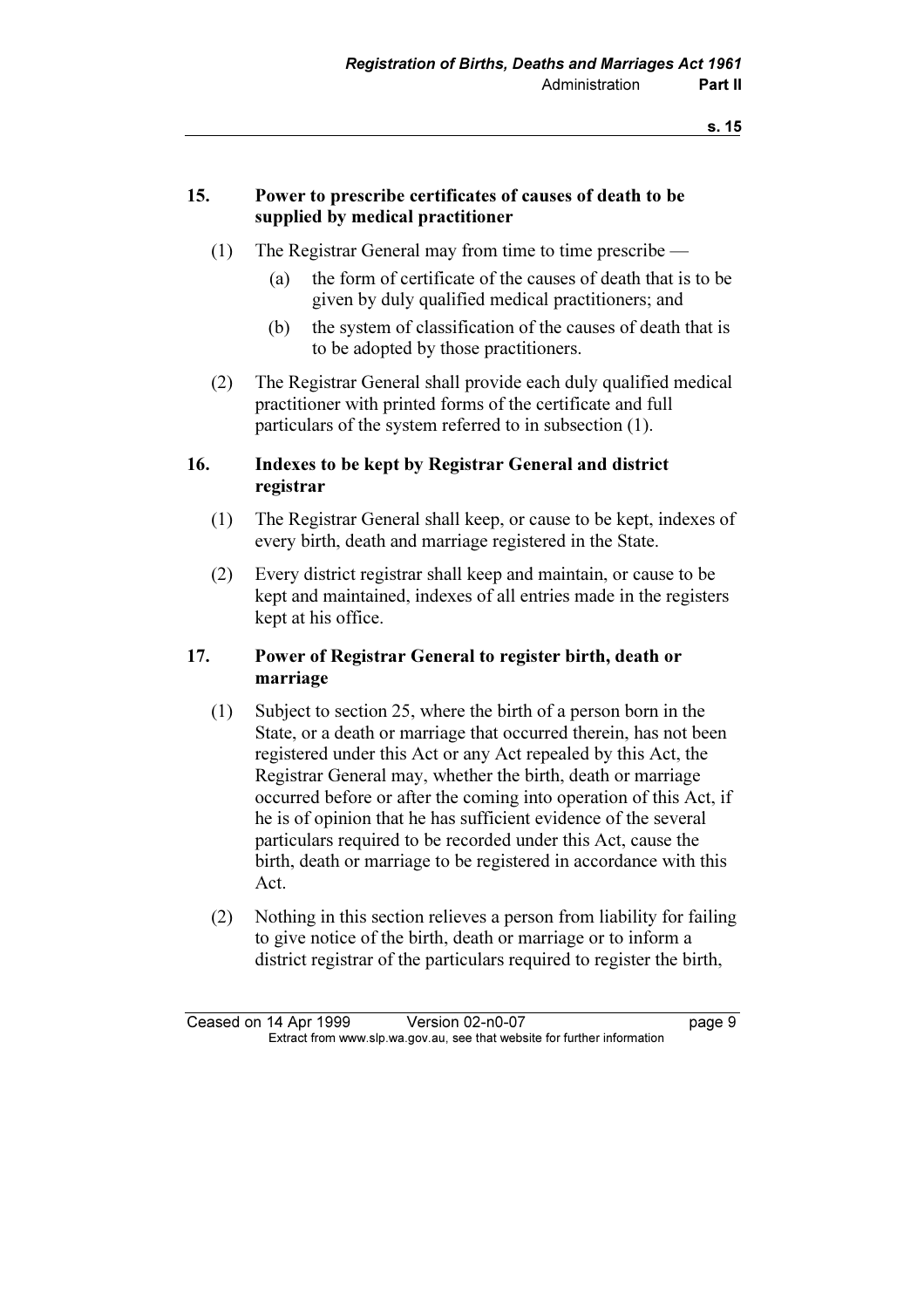## 15. Power to prescribe certificates of causes of death to be supplied by medical practitioner

(1) The Registrar General may from time to time prescribe —

(a) the form of certificate of the causes of death that is to be given by duly qualified medical practitioners; and

(b) the system of classification of the causes of death that is to be adopted by those practitioners.

(2) The Registrar General shall provide each duly qualified medical practitioner with printed forms of the certificate and full particulars of the system referred to in subsection (1).

## 16. Indexes to be kept by Registrar General and district registrar

(1) The Registrar General shall keep, or cause to be kept, indexes of every birth, death and marriage registered in the State.

(2) Every district registrar shall keep and maintain, or cause to be kept and maintained, indexes of all entries made in the registers kept at his office.

## 17. Power of Registrar General to register birth, death or marriage

(1) Subject to section 25, where the birth of a person born in the State, or a death or marriage that occurred therein, has not been registered under this Act or any Act repealed by this Act, the Registrar General may, whether the birth, death or marriage occurred before or after the coming into operation of this Act, if he is of opinion that he has sufficient evidence of the several particulars required to be recorded under this Act, cause the birth, death or marriage to be registered in accordance with this Act.

(2) Nothing in this section relieves a person from liability for failing to give notice of the birth, death or marriage or to inform a district registrar of the particulars required to register the birth,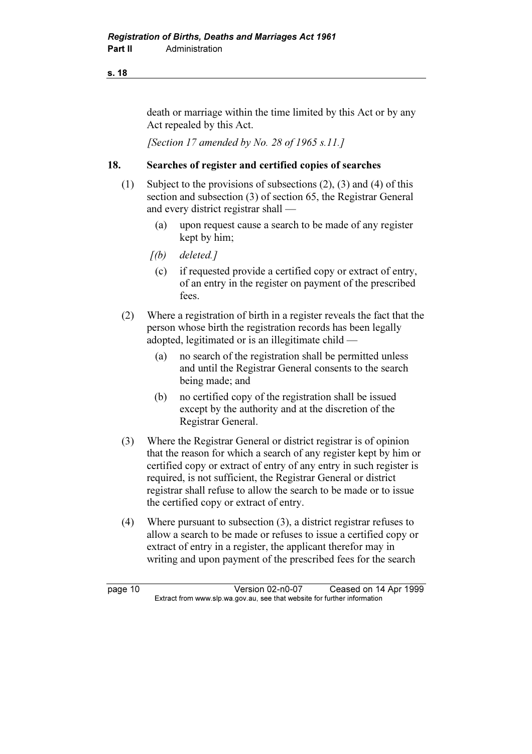death or marriage within the time limited by this Act or by any Act repealed by this Act.

*[Section 17 amended by No. 28 of 1965 s.11.]*

## 18. Searches of register and certified copies of searches

(1) Subject to the provisions of subsections (2), (3) and (4) of this section and subsection (3) of section 65, the Registrar General and every district registrar shall —

(a) upon request cause a search to be made of any register kept by him;

*[(b) deleted.]*

(c) if requested provide a certified copy or extract of entry, of an entry in the register on payment of the prescribed fees.

(2) Where a registration of birth in a register reveals the fact that the person whose birth the registration records has been legally adopted, legitimated or is an illegitimate child —

(a) no search of the registration shall be permitted unless and until the Registrar General consents to the search being made; and

(b) no certified copy of the registration shall be issued except by the authority and at the discretion of the Registrar General.

(3) Where the Registrar General or district registrar is of opinion that the reason for which a search of any register kept by him or certified copy or extract of entry of any entry in such register is required, is not sufficient, the Registrar General or district registrar shall refuse to allow the search to be made or to issue the certified copy or extract of entry.

(4) Where pursuant to subsection (3), a district registrar refuses to allow a search to be made or refuses to issue a certified copy or extract of entry in a register, the applicant therefor may in writing and upon payment of the prescribed fees for the search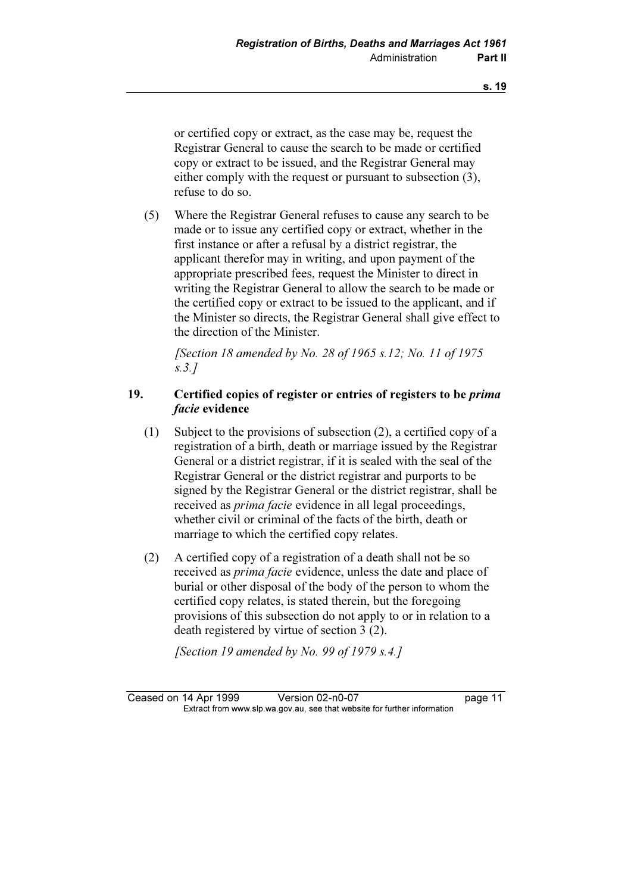or certified copy or extract, as the case may be, request the Registrar General to cause the search to be made or certified copy or extract to be issued, and the Registrar General may either comply with the request or pursuant to subsection (3), refuse to do so.

(5) Where the Registrar General refuses to cause any search to be made or to issue any certified copy or extract, whether in the first instance or after a refusal by a district registrar, the applicant therefor may in writing, and upon payment of the appropriate prescribed fees, request the Minister to direct in writing the Registrar General to allow the search to be made or the certified copy or extract to be issued to the applicant, and if the Minister so directs, the Registrar General shall give effect to the direction of the Minister.

*[Section 18 amended by No. 28 of 1965 s.12; No. 11 of 1975 s.3.]*

### 19. Certified copies of register or entries of registers to be *prima facie* evidence

(1) Subject to the provisions of subsection (2), a certified copy of a registration of a birth, death or marriage issued by the Registrar General or a district registrar, if it is sealed with the seal of the Registrar General or the district registrar and purports to be signed by the Registrar General or the district registrar, shall be received as *prima facie* evidence in all legal proceedings, whether civil or criminal of the facts of the birth, death or marriage to which the certified copy relates.

(2) A certified copy of a registration of a death shall not be so received as *prima facie* evidence, unless the date and place of burial or other disposal of the body of the person to whom the certified copy relates, is stated therein, but the foregoing provisions of this subsection do not apply to or in relation to a death registered by virtue of section 3 (2).

*[Section 19 amended by No. 99 of 1979 s.4.]*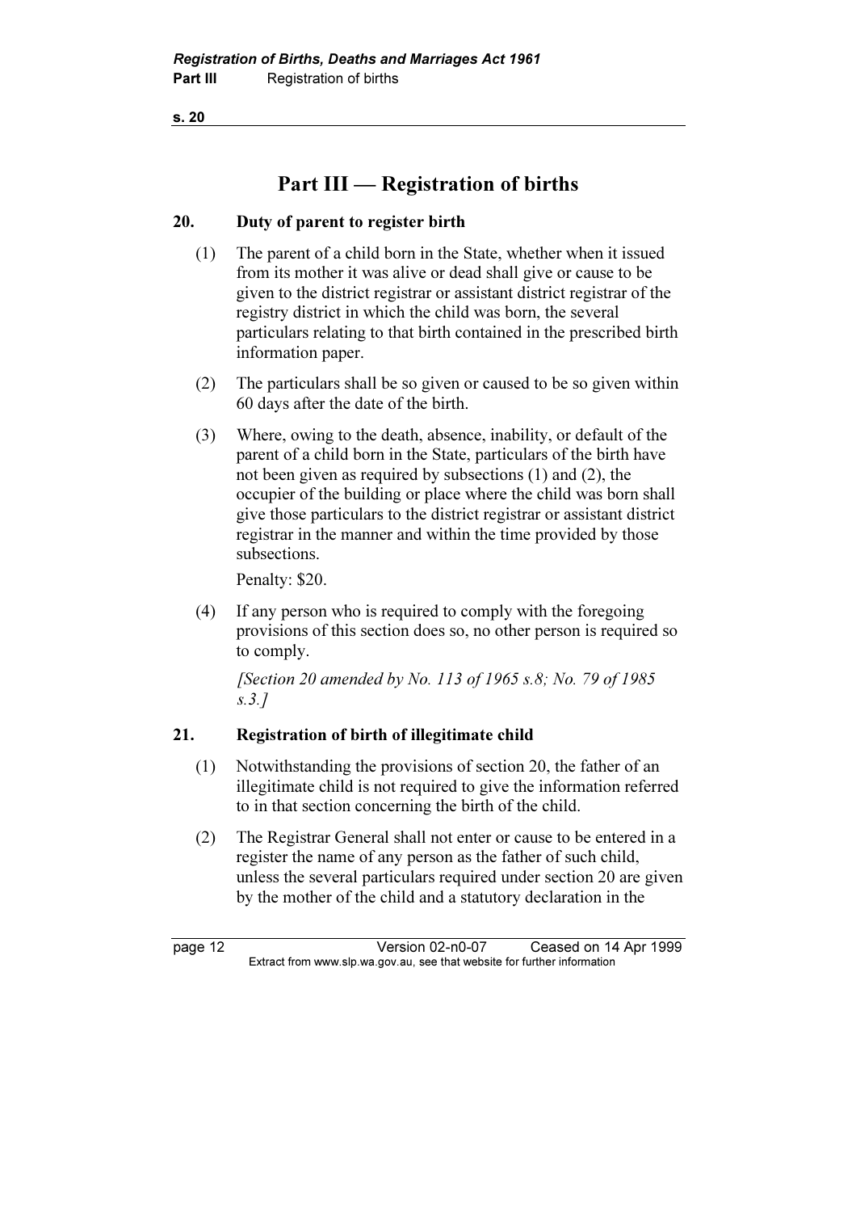# Part III — Registration of births

## 20. Duty of parent to register birth

(1) The parent of a child born in the State, whether when it issued from its mother it was alive or dead shall give or cause to be given to the district registrar or assistant district registrar of the registry district in which the child was born, the several particulars relating to that birth contained in the prescribed birth information paper.

(2) The particulars shall be so given or caused to be so given within 60 days after the date of the birth.

(3) Where, owing to the death, absence, inability, or default of the parent of a child born in the State, particulars of the birth have not been given as required by subsections (1) and (2), the occupier of the building or place where the child was born shall give those particulars to the district registrar or assistant district registrar in the manner and within the time provided by those subsections.

Penalty: $20.

(4) If any person who is required to comply with the foregoing provisions of this section does so, no other person is required so to comply.

*[Section 20 amended by No. 113 of 1965 s.8; No. 79 of 1985 s.3.]*

## 21. Registration of birth of illegitimate child

(1) Notwithstanding the provisions of section 20, the father of an illegitimate child is not required to give the information referred to in that section concerning the birth of the child.

(2) The Registrar General shall not enter or cause to be entered in a register the name of any person as the father of such child, unless the several particulars required under section 20 are given by the mother of the child and a statutory declaration in the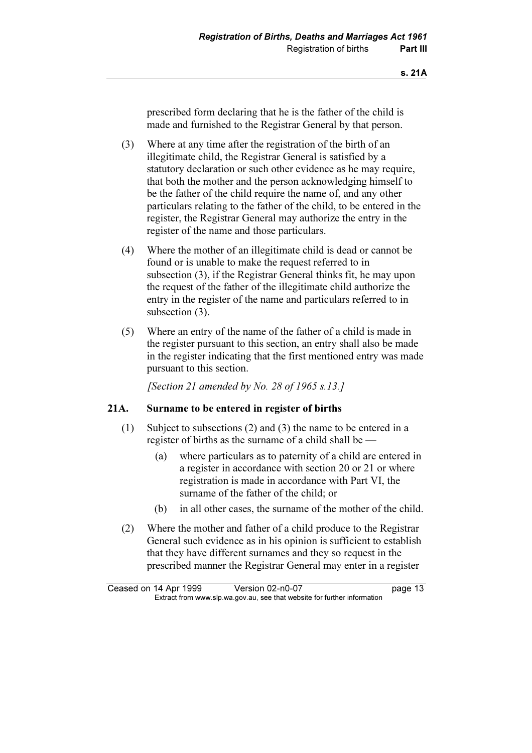prescribed form declaring that he is the father of the child is made and furnished to the Registrar General by that person.

(3) Where at any time after the registration of the birth of an illegitimate child, the Registrar General is satisfied by a statutory declaration or such other evidence as he may require, that both the mother and the person acknowledging himself to be the father of the child require the name of, and any other particulars relating to the father of the child, to be entered in the register, the Registrar General may authorize the entry in the register of the name and those particulars.

(4) Where the mother of an illegitimate child is dead or cannot be found or is unable to make the request referred to in subsection (3), if the Registrar General thinks fit, he may upon the request of the father of the illegitimate child authorize the entry in the register of the name and particulars referred to in subsection (3).

(5) Where an entry of the name of the father of a child is made in the register pursuant to this section, an entry shall also be made in the register indicating that the first mentioned entry was made pursuant to this section.

*[Section 21 amended by No. 28 of 1965 s.13.]*

### 21A. Surname to be entered in register of births

(1) Subject to subsections (2) and (3) the name to be entered in a register of births as the surname of a child shall be —

- (a) where particulars as to paternity of a child are entered in a register in accordance with section 20 or 21 or where registration is made in accordance with Part VI, the surname of the father of the child; or
- (b) in all other cases, the surname of the mother of the child.

(2) Where the mother and father of a child produce to the Registrar General such evidence as in his opinion is sufficient to establish that they have different surnames and they so request in the prescribed manner the Registrar General may enter in a register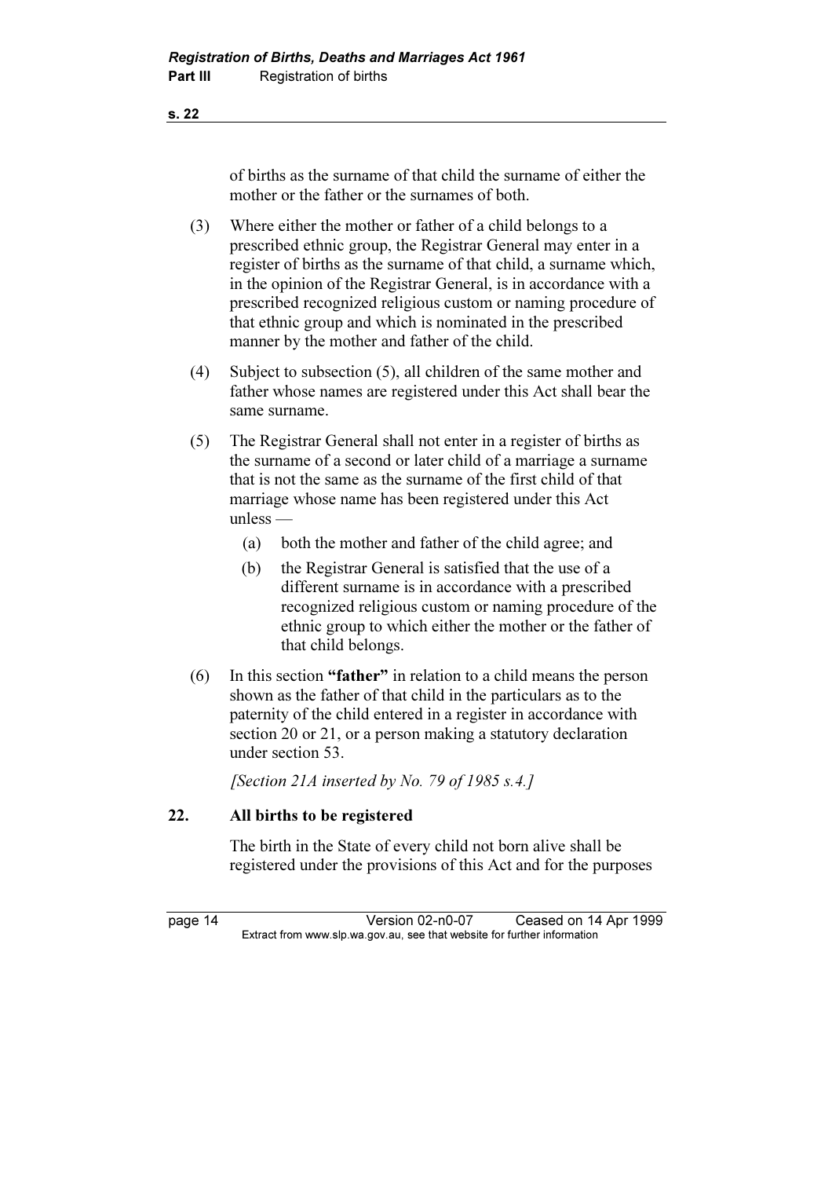of births as the surname of that child the surname of either the mother or the father or the surnames of both.

(3) Where either the mother or father of a child belongs to a prescribed ethnic group, the Registrar General may enter in a register of births as the surname of that child, a surname which, in the opinion of the Registrar General, is in accordance with a prescribed recognized religious custom or naming procedure of that ethnic group and which is nominated in the prescribed manner by the mother and father of the child.

(4) Subject to subsection (5), all children of the same mother and father whose names are registered under this Act shall bear the same surname.

(5) The Registrar General shall not enter in a register of births as the surname of a second or later child of a marriage a surname that is not the same as the surname of the first child of that marriage whose name has been registered under this Act unless —

(a) both the mother and father of the child agree; and

(b) the Registrar General is satisfied that the use of a different surname is in accordance with a prescribed recognized religious custom or naming procedure of the ethnic group to which either the mother or the father of that child belongs.

(6) In this section **"father"** in relation to a child means the person shown as the father of that child in the particulars as to the paternity of the child entered in a register in accordance with section 20 or 21, or a person making a statutory declaration under section 53.

*[Section 21A inserted by No. 79 of 1985 s.4.]*

## 22. All births to be registered

The birth in the State of every child not born alive shall be registered under the provisions of this Act and for the purposes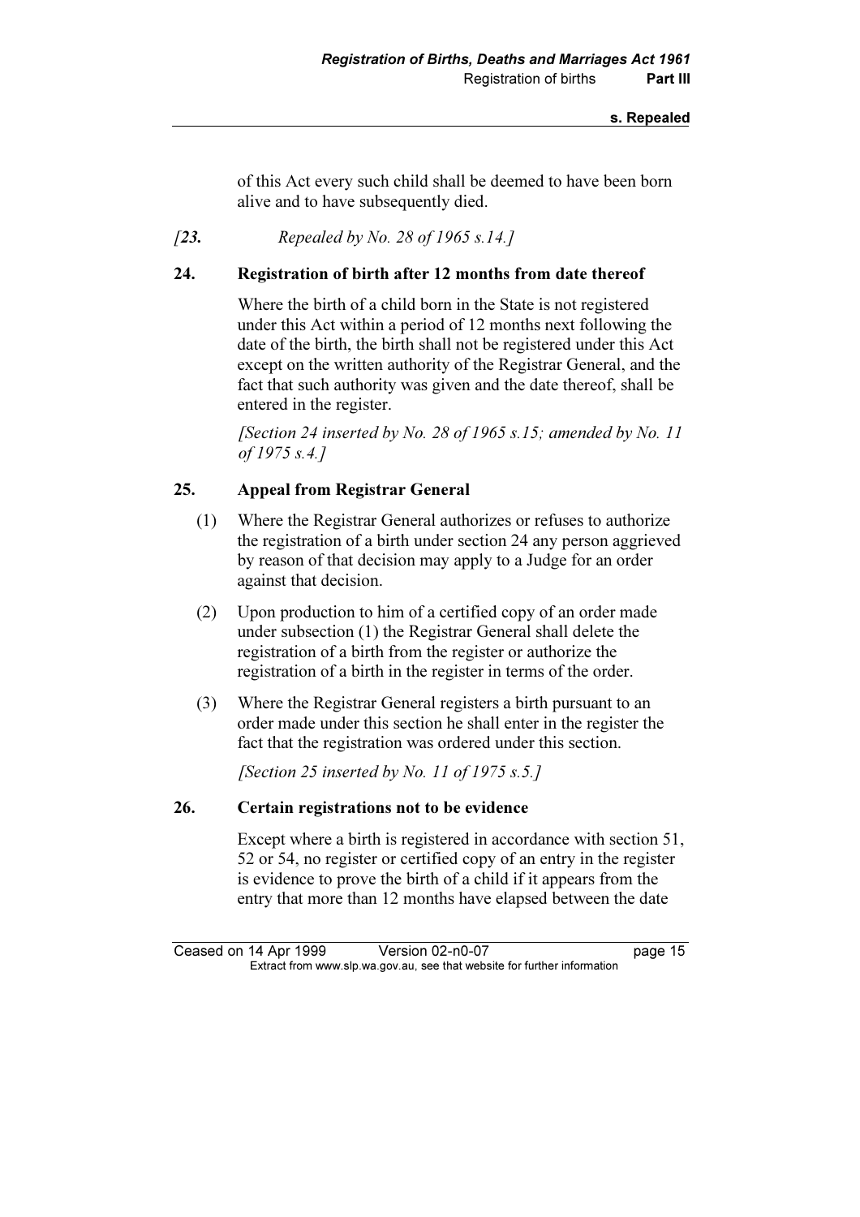of this Act every such child shall be deemed to have been born alive and to have subsequently died.

*[**23.** Repealed by No. 28 of 1965 s.14.]*

### 24. Registration of birth after 12 months from date thereof

Where the birth of a child born in the State is not registered under this Act within a period of 12 months next following the date of the birth, the birth shall not be registered under this Act except on the written authority of the Registrar General, and the fact that such authority was given and the date thereof, shall be entered in the register.

*[Section 24 inserted by No. 28 of 1965 s.15; amended by No. 11 of 1975 s.4.]*

### 25. Appeal from Registrar General

(1) Where the Registrar General authorizes or refuses to authorize the registration of a birth under section 24 any person aggrieved by reason of that decision may apply to a Judge for an order against that decision.

(2) Upon production to him of a certified copy of an order made under subsection (1) the Registrar General shall delete the registration of a birth from the register or authorize the registration of a birth in the register in terms of the order.

(3) Where the Registrar General registers a birth pursuant to an order made under this section he shall enter in the register the fact that the registration was ordered under this section.

*[Section 25 inserted by No. 11 of 1975 s.5.]*

### 26. Certain registrations not to be evidence

Except where a birth is registered in accordance with section 51, 52 or 54, no register or certified copy of an entry in the register is evidence to prove the birth of a child if it appears from the entry that more than 12 months have elapsed between the date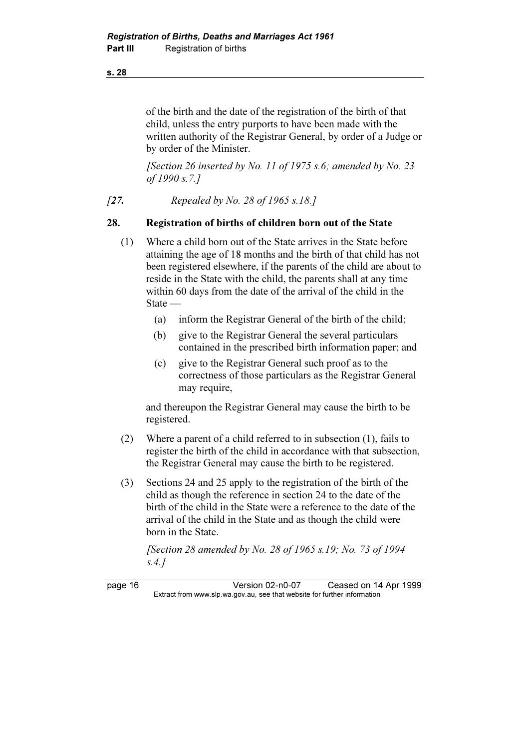of the birth and the date of the registration of the birth of that child, unless the entry purports to have been made with the written authority of the Registrar General, by order of a Judge or by order of the Minister.

*[Section 26 inserted by No. 11 of 1975 s.6; amended by No. 23 of 1990 s.7.]*

*[27. Repealed by No. 28 of 1965 s.18.]*

**28. Registration of births of children born out of the State**

(1) Where a child born out of the State arrives in the State before attaining the age of 18 months and the birth of that child has not been registered elsewhere, if the parents of the child are about to reside in the State with the child, the parents shall at any time within 60 days from the date of the arrival of the child in the State —

- (a) inform the Registrar General of the birth of the child;
- (b) give to the Registrar General the several particulars contained in the prescribed birth information paper; and
- (c) give to the Registrar General such proof as to the correctness of those particulars as the Registrar General may require,

and thereupon the Registrar General may cause the birth to be registered.

(2) Where a parent of a child referred to in subsection (1), fails to register the birth of the child in accordance with that subsection, the Registrar General may cause the birth to be registered.

(3) Sections 24 and 25 apply to the registration of the birth of the child as though the reference in section 24 to the date of the birth of the child in the State were a reference to the date of the arrival of the child in the State and as though the child were born in the State.

*[Section 28 amended by No. 28 of 1965 s.19; No. 73 of 1994 s.4.]*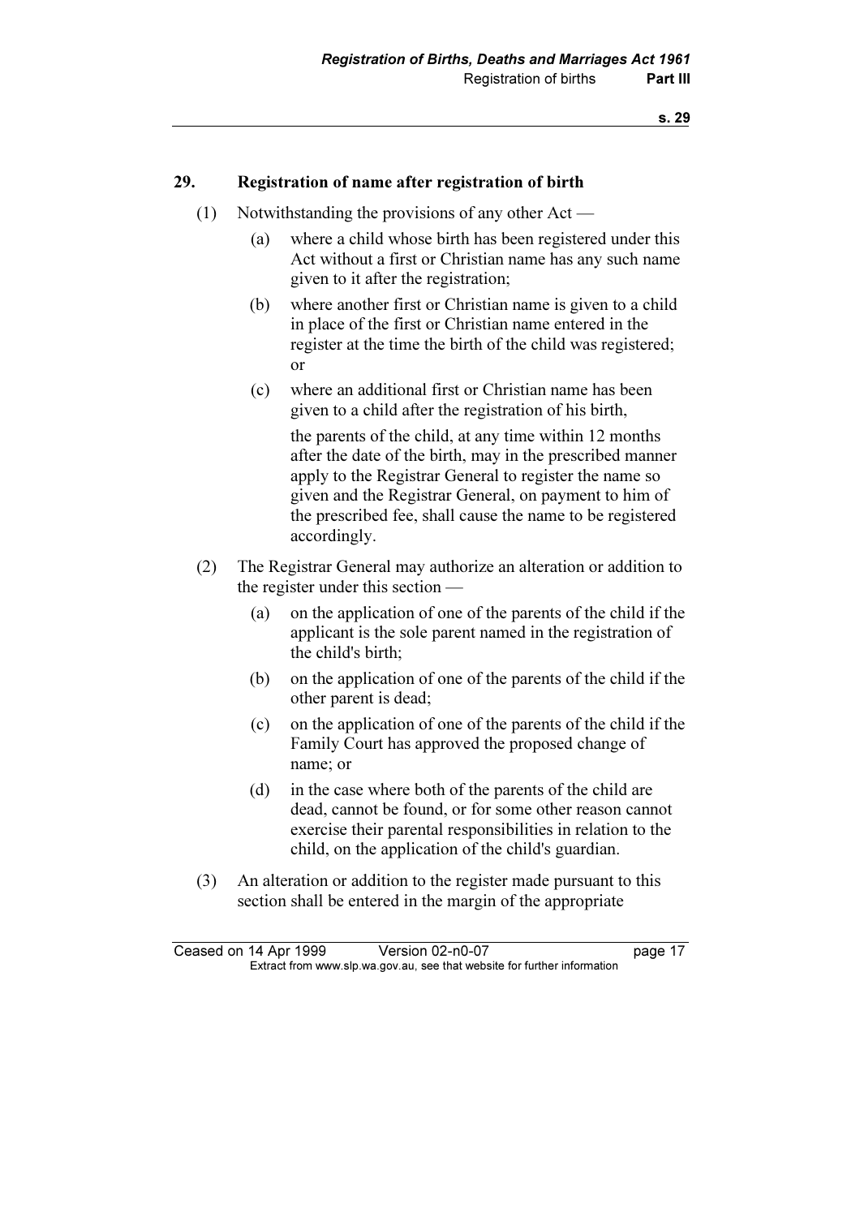## 29. Registration of name after registration of birth

(1) Notwithstanding the provisions of any other Act —

  (a) where a child whose birth has been registered under this Act without a first or Christian name has any such name given to it after the registration;

  (b) where another first or Christian name is given to a child in place of the first or Christian name entered in the register at the time the birth of the child was registered; or

  (c) where an additional first or Christian name has been given to a child after the registration of his birth,

  the parents of the child, at any time within 12 months after the date of the birth, may in the prescribed manner apply to the Registrar General to register the name so given and the Registrar General, on payment to him of the prescribed fee, shall cause the name to be registered accordingly.

(2) The Registrar General may authorize an alteration or addition to the register under this section —

  (a) on the application of one of the parents of the child if the applicant is the sole parent named in the registration of the child's birth;

  (b) on the application of one of the parents of the child if the other parent is dead;

  (c) on the application of one of the parents of the child if the Family Court has approved the proposed change of name; or

  (d) in the case where both of the parents of the child are dead, cannot be found, or for some other reason cannot exercise their parental responsibilities in relation to the child, on the application of the child's guardian.

(3) An alteration or addition to the register made pursuant to this section shall be entered in the margin of the appropriate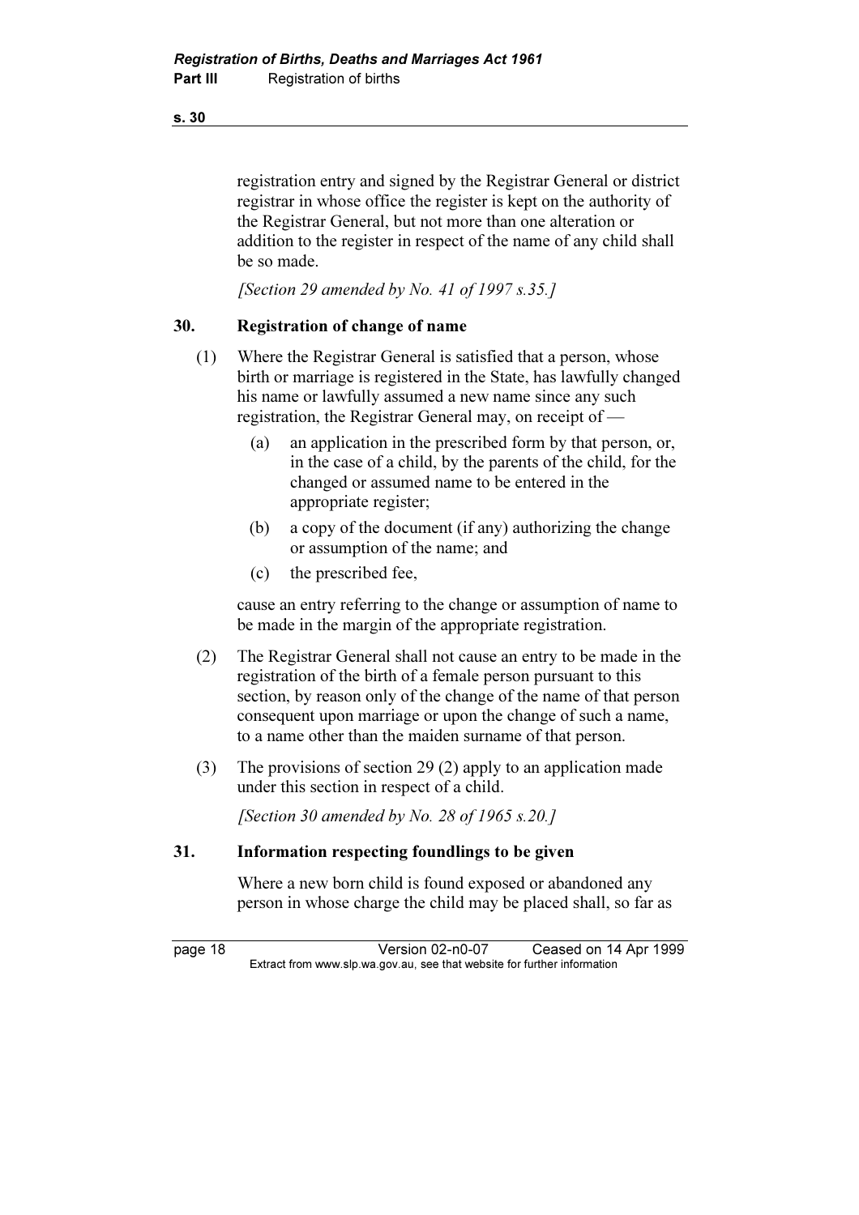registration entry and signed by the Registrar General or district registrar in whose office the register is kept on the authority of the Registrar General, but not more than one alteration or addition to the register in respect of the name of any child shall be so made.

*[Section 29 amended by No. 41 of 1997 s.35.]*

### 30. Registration of change of name

(1) Where the Registrar General is satisfied that a person, whose birth or marriage is registered in the State, has lawfully changed his name or lawfully assumed a new name since any such registration, the Registrar General may, on receipt of —

- (a) an application in the prescribed form by that person, or, in the case of a child, by the parents of the child, for the changed or assumed name to be entered in the appropriate register;
- (b) a copy of the document (if any) authorizing the change or assumption of the name; and
- (c) the prescribed fee,

cause an entry referring to the change or assumption of name to be made in the margin of the appropriate registration.

(2) The Registrar General shall not cause an entry to be made in the registration of the birth of a female person pursuant to this section, by reason only of the change of the name of that person consequent upon marriage or upon the change of such a name, to a name other than the maiden surname of that person.

(3) The provisions of section 29 (2) apply to an application made under this section in respect of a child.

*[Section 30 amended by No. 28 of 1965 s.20.]*

### 31. Information respecting foundlings to be given

Where a new born child is found exposed or abandoned any person in whose charge the child may be placed shall, so far as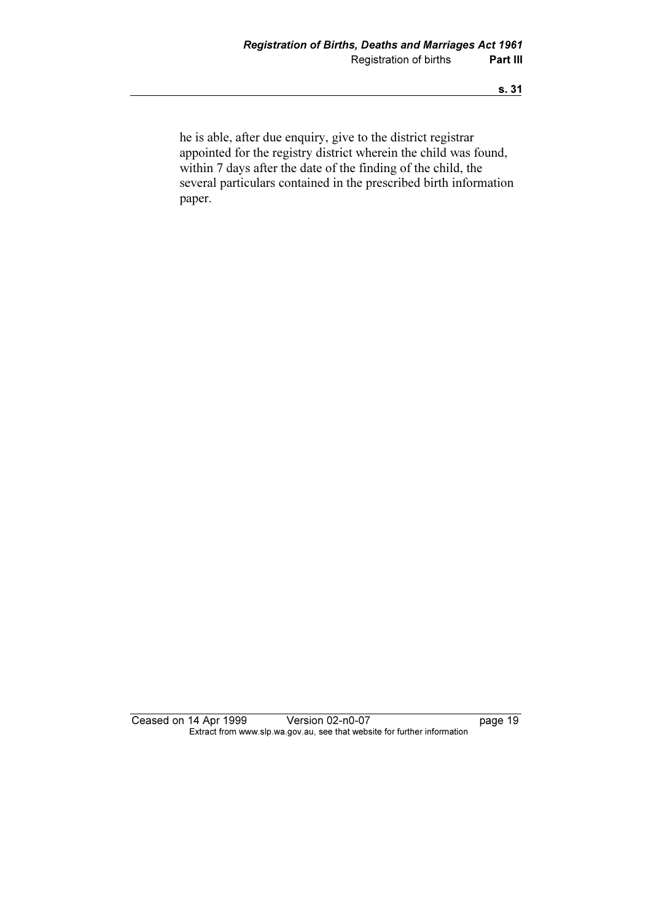he is able, after due enquiry, give to the district registrar appointed for the registry district wherein the child was found, within 7 days after the date of the finding of the child, the several particulars contained in the prescribed birth information paper.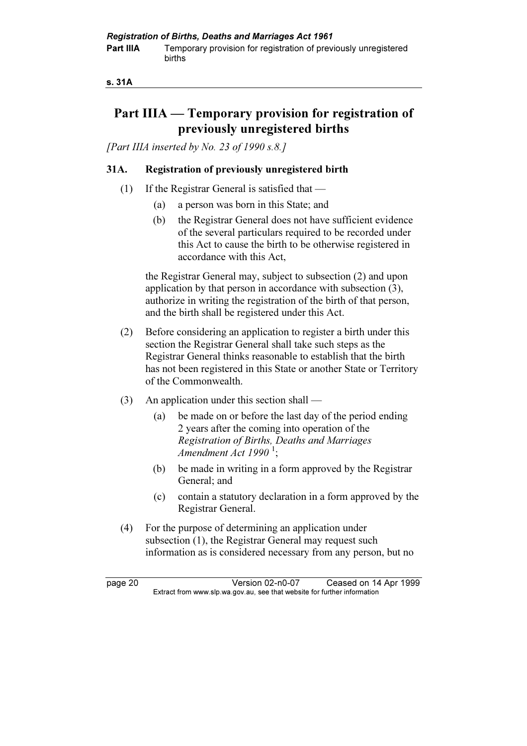# Part IIIA — Temporary provision for registration of previously unregistered births

*[Part IIIA inserted by No. 23 of 1990 s.8.]*

## 31A. Registration of previously unregistered birth

(1) If the Registrar General is satisfied that —

   (a) a person was born in this State; and

   (b) the Registrar General does not have sufficient evidence of the several particulars required to be recorded under this Act to cause the birth to be otherwise registered in accordance with this Act,

the Registrar General may, subject to subsection (2) and upon application by that person in accordance with subsection (3), authorize in writing the registration of the birth of that person, and the birth shall be registered under this Act.

(2) Before considering an application to register a birth under this section the Registrar General shall take such steps as the Registrar General thinks reasonable to establish that the birth has not been registered in this State or another State or Territory of the Commonwealth.

(3) An application under this section shall —

   (a) be made on or before the last day of the period ending 2 years after the coming into operation of the *Registration of Births, Deaths and Marriages Amendment Act 1990* [1];

   (b) be made in writing in a form approved by the Registrar General; and

   (c) contain a statutory declaration in a form approved by the Registrar General.

(4) For the purpose of determining an application under subsection (1), the Registrar General may request such information as is considered necessary from any person, but no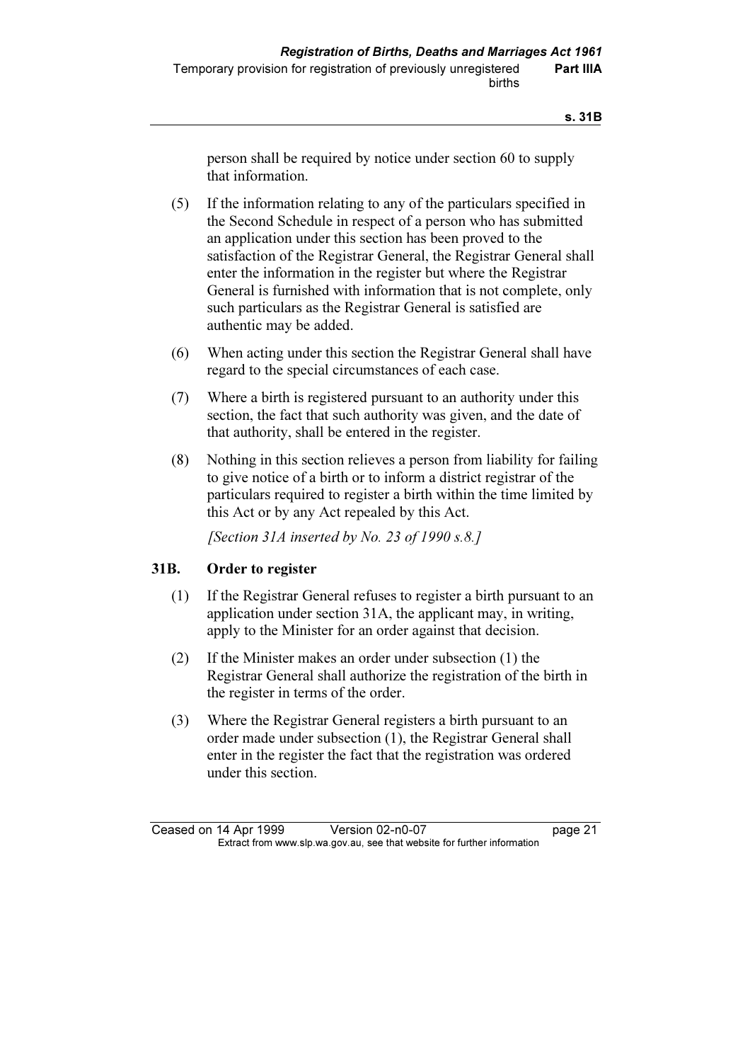person shall be required by notice under section 60 to supply that information.

(5) If the information relating to any of the particulars specified in the Second Schedule in respect of a person who has submitted an application under this section has been proved to the satisfaction of the Registrar General, the Registrar General shall enter the information in the register but where the Registrar General is furnished with information that is not complete, only such particulars as the Registrar General is satisfied are authentic may be added.

(6) When acting under this section the Registrar General shall have regard to the special circumstances of each case.

(7) Where a birth is registered pursuant to an authority under this section, the fact that such authority was given, and the date of that authority, shall be entered in the register.

(8) Nothing in this section relieves a person from liability for failing to give notice of a birth or to inform a district registrar of the particulars required to register a birth within the time limited by this Act or by any Act repealed by this Act.

*[Section 31A inserted by No. 23 of 1990 s.8.]*

### 31B. Order to register

(1) If the Registrar General refuses to register a birth pursuant to an application under section 31A, the applicant may, in writing, apply to the Minister for an order against that decision.

(2) If the Minister makes an order under subsection (1) the Registrar General shall authorize the registration of the birth in the register in terms of the order.

(3) Where the Registrar General registers a birth pursuant to an order made under subsection (1), the Registrar General shall enter in the register the fact that the registration was ordered under this section.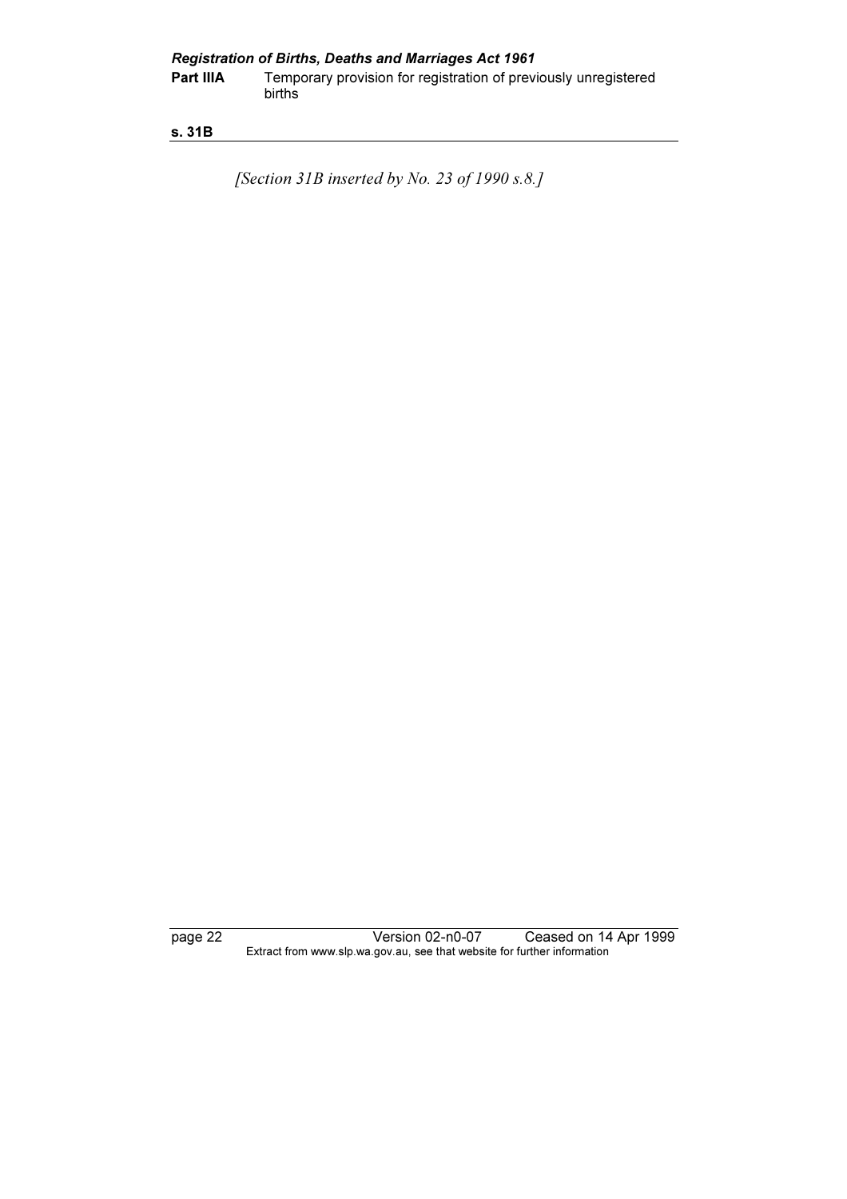*[Section 31B inserted by No. 23 of 1990 s.8.]*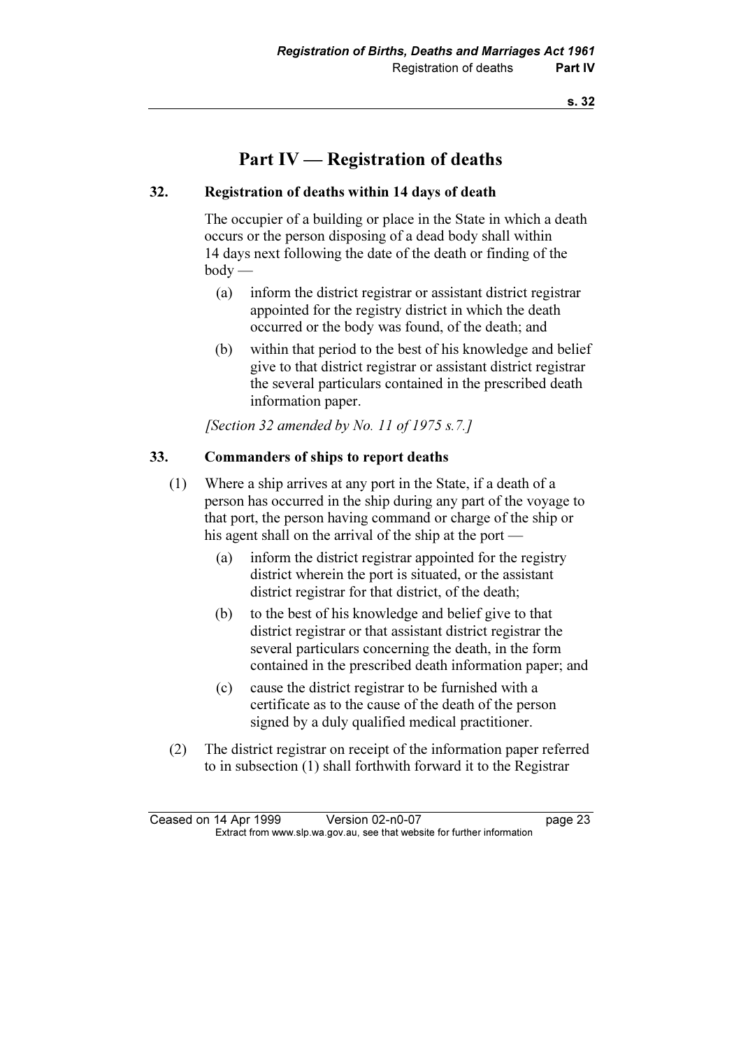# Part IV — Registration of deaths

## 32. Registration of deaths within 14 days of death

The occupier of a building or place in the State in which a death occurs or the person disposing of a dead body shall within 14 days next following the date of the death or finding of the body —

(a) inform the district registrar or assistant district registrar appointed for the registry district in which the death occurred or the body was found, of the death; and

(b) within that period to the best of his knowledge and belief give to that district registrar or assistant district registrar the several particulars contained in the prescribed death information paper.

*[Section 32 amended by No. 11 of 1975 s.7.]*

## 33. Commanders of ships to report deaths

(1) Where a ship arrives at any port in the State, if a death of a person has occurred in the ship during any part of the voyage to that port, the person having command or charge of the ship or his agent shall on the arrival of the ship at the port —

(a) inform the district registrar appointed for the registry district wherein the port is situated, or the assistant district registrar for that district, of the death;

(b) to the best of his knowledge and belief give to that district registrar or that assistant district registrar the several particulars concerning the death, in the form contained in the prescribed death information paper; and

(c) cause the district registrar to be furnished with a certificate as to the cause of the death of the person signed by a duly qualified medical practitioner.

(2) The district registrar on receipt of the information paper referred to in subsection (1) shall forthwith forward it to the Registrar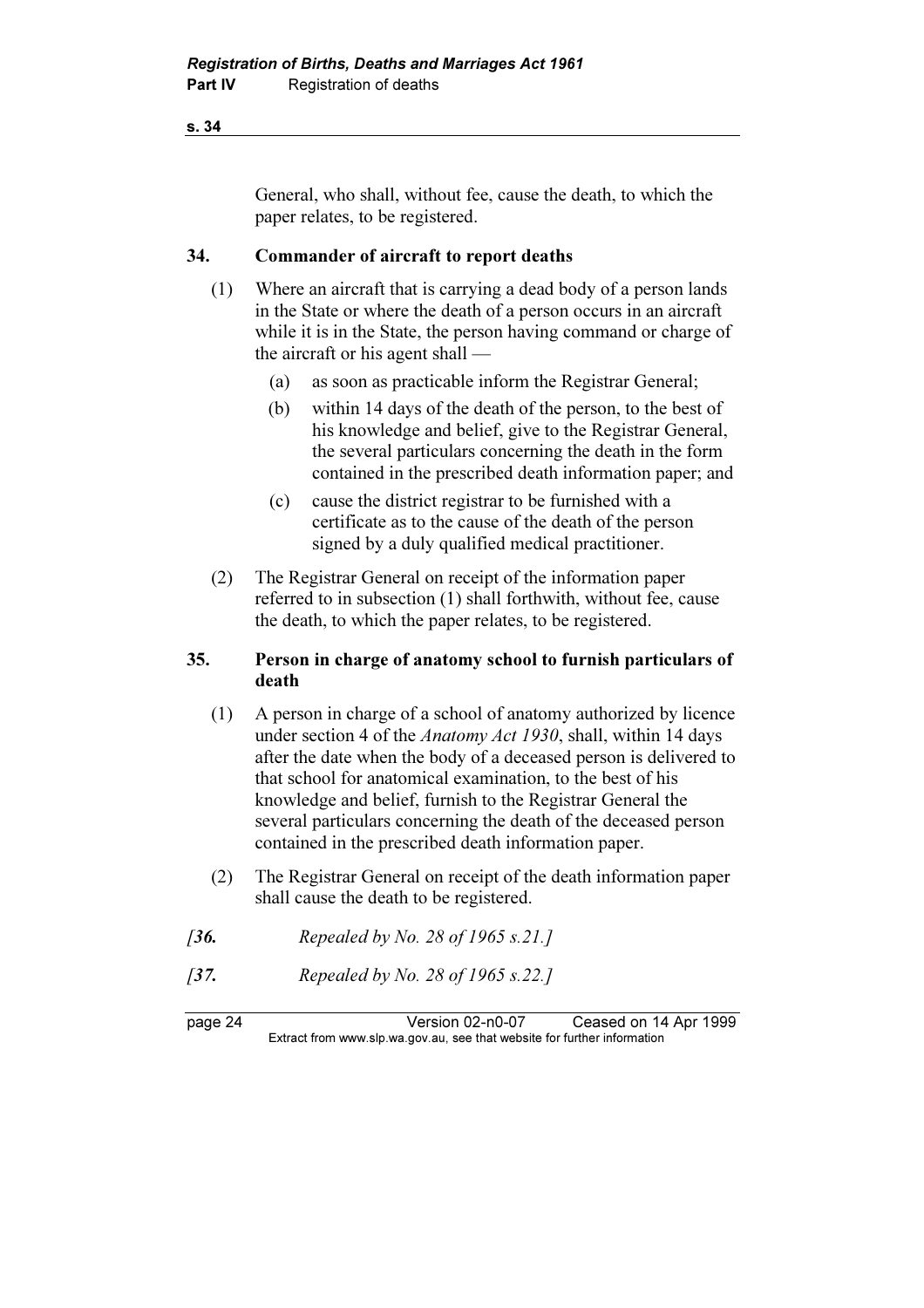General, who shall, without fee, cause the death, to which the paper relates, to be registered.

## 34. Commander of aircraft to report deaths

(1) Where an aircraft that is carrying a dead body of a person lands in the State or where the death of a person occurs in an aircraft while it is in the State, the person having command or charge of the aircraft or his agent shall —

- (a) as soon as practicable inform the Registrar General;
- (b) within 14 days of the death of the person, to the best of his knowledge and belief, give to the Registrar General, the several particulars concerning the death in the form contained in the prescribed death information paper; and
- (c) cause the district registrar to be furnished with a certificate as to the cause of the death of the person signed by a duly qualified medical practitioner.

(2) The Registrar General on receipt of the information paper referred to in subsection (1) shall forthwith, without fee, cause the death, to which the paper relates, to be registered.

## 35. Person in charge of anatomy school to furnish particulars of death

(1) A person in charge of a school of anatomy authorized by licence under section 4 of the *Anatomy Act 1930*, shall, within 14 days after the date when the body of a deceased person is delivered to that school for anatomical examination, to the best of his knowledge and belief, furnish to the Registrar General the several particulars concerning the death of the deceased person contained in the prescribed death information paper.

(2) The Registrar General on receipt of the death information paper shall cause the death to be registered.

*[**36.** Repealed by No. 28 of 1965 s.21.]*

*[**37.** Repealed by No. 28 of 1965 s.22.]*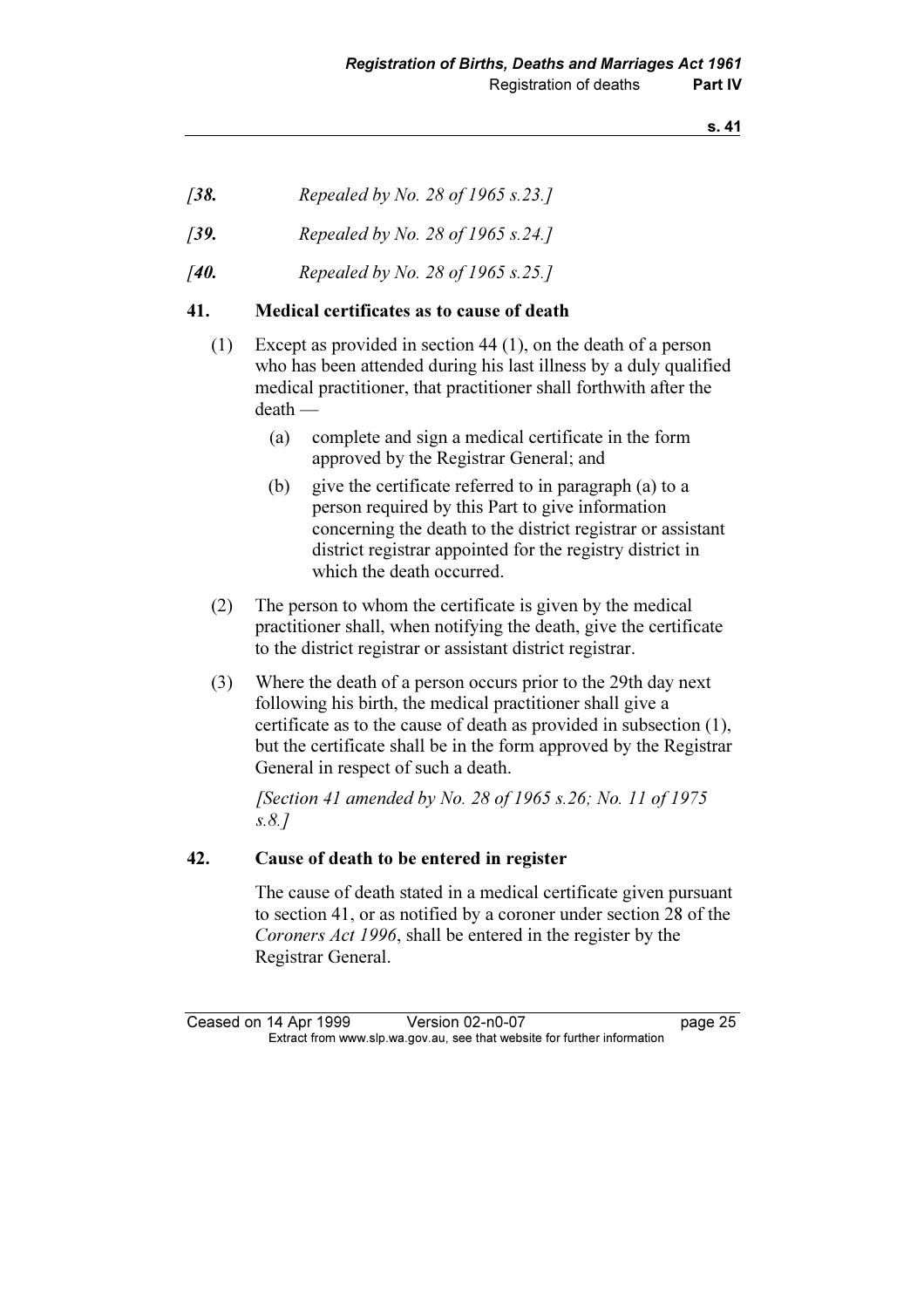*[38. Repealed by No. 28 of 1965 s.23.]*

*[39. Repealed by No. 28 of 1965 s.24.]*

*[40. Repealed by No. 28 of 1965 s.25.]*

### 41. Medical certificates as to cause of death

(1) Except as provided in section 44 (1), on the death of a person who has been attended during his last illness by a duly qualified medical practitioner, that practitioner shall forthwith after the death —

(a) complete and sign a medical certificate in the form approved by the Registrar General; and

(b) give the certificate referred to in paragraph (a) to a person required by this Part to give information concerning the death to the district registrar or assistant district registrar appointed for the registry district in which the death occurred.

(2) The person to whom the certificate is given by the medical practitioner shall, when notifying the death, give the certificate to the district registrar or assistant district registrar.

(3) Where the death of a person occurs prior to the 29th day next following his birth, the medical practitioner shall give a certificate as to the cause of death as provided in subsection (1), but the certificate shall be in the form approved by the Registrar General in respect of such a death.

*[Section 41 amended by No. 28 of 1965 s.26; No. 11 of 1975 s.8.]*

### 42. Cause of death to be entered in register

The cause of death stated in a medical certificate given pursuant to section 41, or as notified by a coroner under section 28 of the *Coroners Act 1996*, shall be entered in the register by the Registrar General.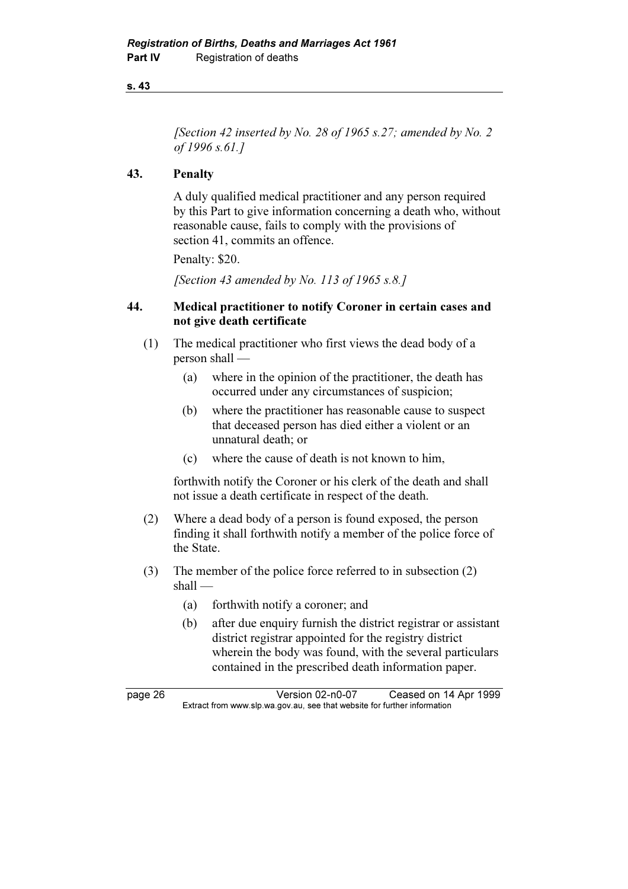*[Section 42 inserted by No. 28 of 1965 s.27; amended by No. 2 of 1996 s.61.]*

### 43. Penalty

A duly qualified medical practitioner and any person required by this Part to give information concerning a death who, without reasonable cause, fails to comply with the provisions of section 41, commits an offence.

Penalty: $20.

*[Section 43 amended by No. 113 of 1965 s.8.]*

### 44. Medical practitioner to notify Coroner in certain cases and not give death certificate

(1) The medical practitioner who first views the dead body of a person shall —

- (a) where in the opinion of the practitioner, the death has occurred under any circumstances of suspicion;
- (b) where the practitioner has reasonable cause to suspect that deceased person has died either a violent or an unnatural death; or
- (c) where the cause of death is not known to him,

forthwith notify the Coroner or his clerk of the death and shall not issue a death certificate in respect of the death.

(2) Where a dead body of a person is found exposed, the person finding it shall forthwith notify a member of the police force of the State.

(3) The member of the police force referred to in subsection (2) shall —

- (a) forthwith notify a coroner; and
- (b) after due enquiry furnish the district registrar or assistant district registrar appointed for the registry district wherein the body was found, with the several particulars contained in the prescribed death information paper.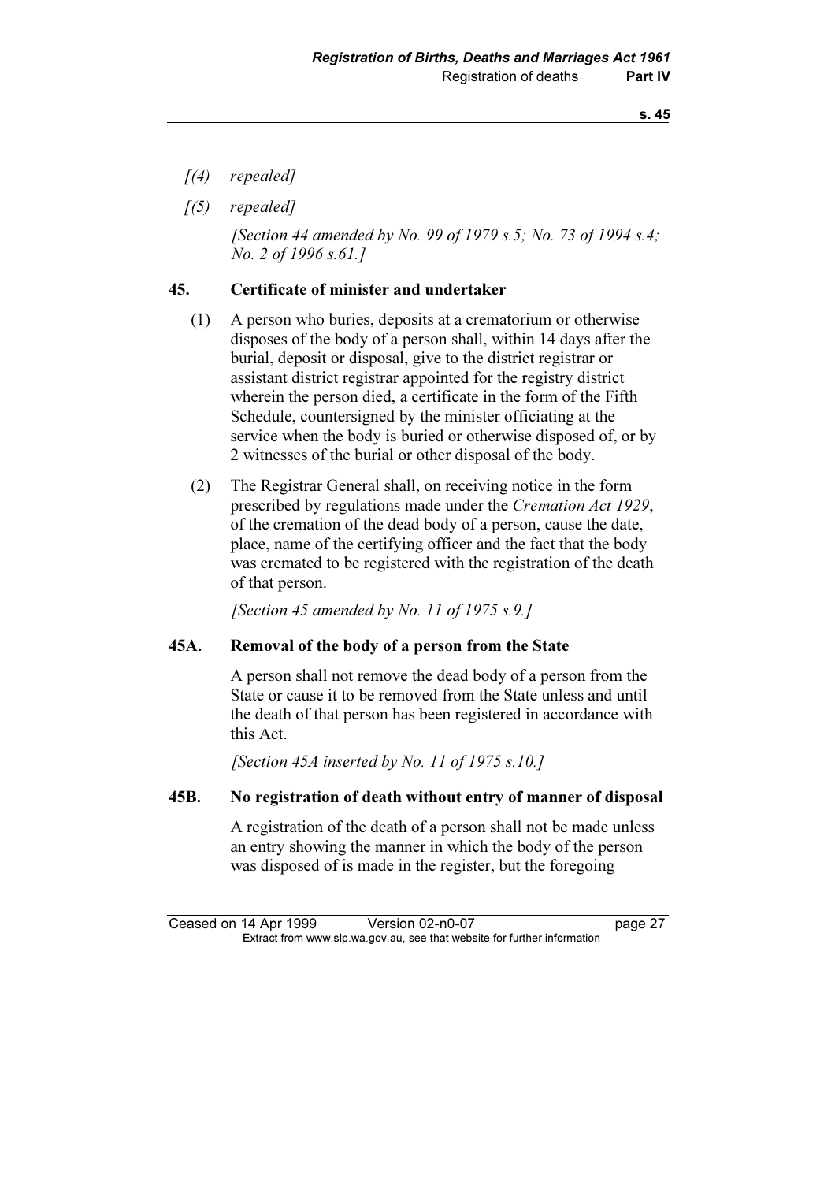*[(4) repealed]*

*[(5) repealed]*

*[Section 44 amended by No. 99 of 1979 s.5; No. 73 of 1994 s.4; No. 2 of 1996 s.61.]*

## 45. Certificate of minister and undertaker

(1) A person who buries, deposits at a crematorium or otherwise disposes of the body of a person shall, within 14 days after the burial, deposit or disposal, give to the district registrar or assistant district registrar appointed for the registry district wherein the person died, a certificate in the form of the Fifth Schedule, countersigned by the minister officiating at the service when the body is buried or otherwise disposed of, or by 2 witnesses of the burial or other disposal of the body.

(2) The Registrar General shall, on receiving notice in the form prescribed by regulations made under the *Cremation Act 1929*, of the cremation of the dead body of a person, cause the date, place, name of the certifying officer and the fact that the body was cremated to be registered with the registration of the death of that person.

*[Section 45 amended by No. 11 of 1975 s.9.]*

## 45A. Removal of the body of a person from the State

A person shall not remove the dead body of a person from the State or cause it to be removed from the State unless and until the death of that person has been registered in accordance with this Act.

*[Section 45A inserted by No. 11 of 1975 s.10.]*

## 45B. No registration of death without entry of manner of disposal

A registration of the death of a person shall not be made unless an entry showing the manner in which the body of the person was disposed of is made in the register, but the foregoing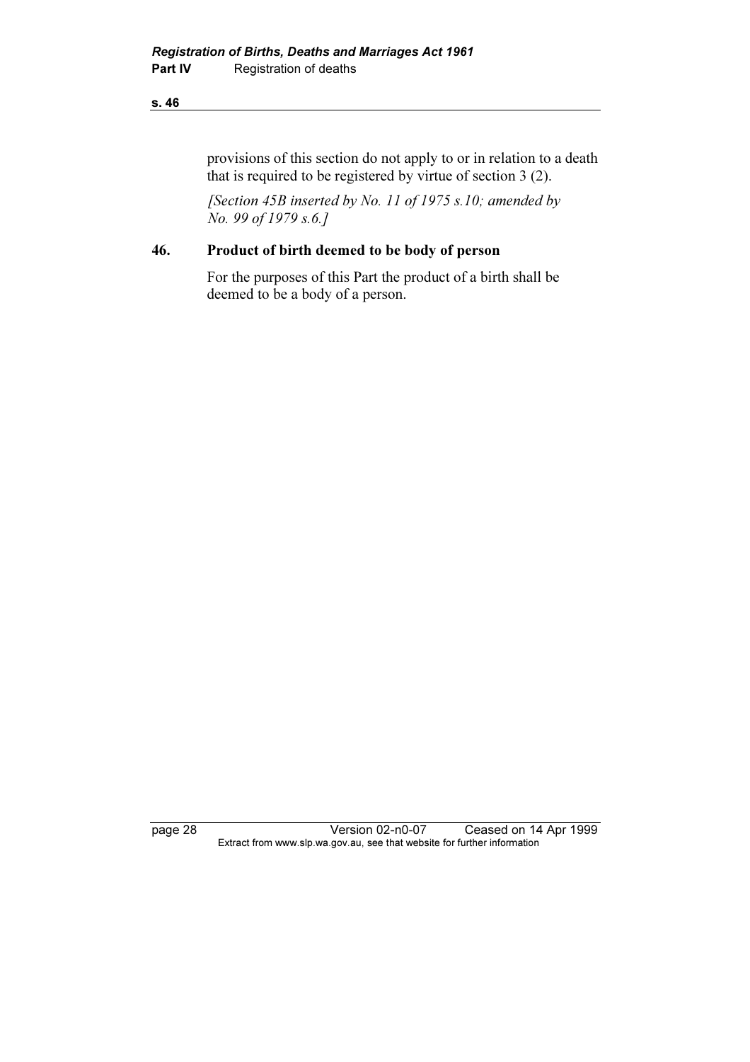provisions of this section do not apply to or in relation to a death that is required to be registered by virtue of section 3 (2).

*[Section 45B inserted by No. 11 of 1975 s.10; amended by No. 99 of 1979 s.6.]*

## 46. Product of birth deemed to be body of person

For the purposes of this Part the product of a birth shall be deemed to be a body of a person.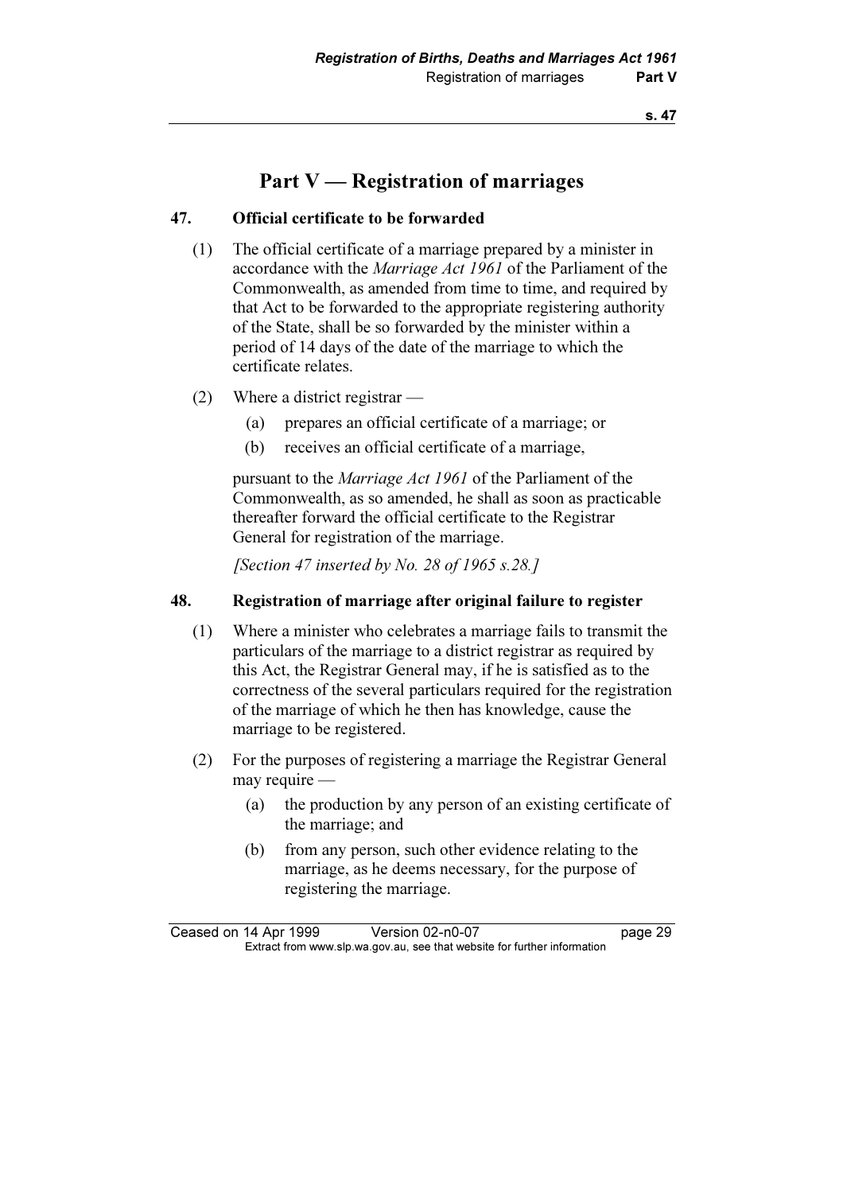# Part V — Registration of marriages

## 47. Official certificate to be forwarded

(1) The official certificate of a marriage prepared by a minister in accordance with the *Marriage Act 1961* of the Parliament of the Commonwealth, as amended from time to time, and required by that Act to be forwarded to the appropriate registering authority of the State, shall be so forwarded by the minister within a period of 14 days of the date of the marriage to which the certificate relates.

(2) Where a district registrar —

- (a) prepares an official certificate of a marriage; or
- (b) receives an official certificate of a marriage,

pursuant to the *Marriage Act 1961* of the Parliament of the Commonwealth, as so amended, he shall as soon as practicable thereafter forward the official certificate to the Registrar General for registration of the marriage.

*[Section 47 inserted by No. 28 of 1965 s.28.]*

## 48. Registration of marriage after original failure to register

(1) Where a minister who celebrates a marriage fails to transmit the particulars of the marriage to a district registrar as required by this Act, the Registrar General may, if he is satisfied as to the correctness of the several particulars required for the registration of the marriage of which he then has knowledge, cause the marriage to be registered.

(2) For the purposes of registering a marriage the Registrar General may require —

- (a) the production by any person of an existing certificate of the marriage; and
- (b) from any person, such other evidence relating to the marriage, as he deems necessary, for the purpose of registering the marriage.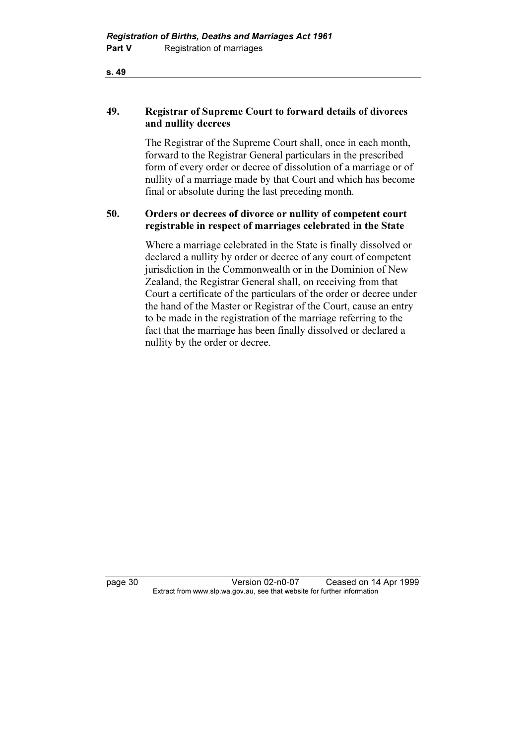## 49. Registrar of Supreme Court to forward details of divorces and nullity decrees

The Registrar of the Supreme Court shall, once in each month, forward to the Registrar General particulars in the prescribed form of every order or decree of dissolution of a marriage or of nullity of a marriage made by that Court and which has become final or absolute during the last preceding month.

## 50. Orders or decrees of divorce or nullity of competent court registrable in respect of marriages celebrated in the State

Where a marriage celebrated in the State is finally dissolved or declared a nullity by order or decree of any court of competent jurisdiction in the Commonwealth or in the Dominion of New Zealand, the Registrar General shall, on receiving from that Court a certificate of the particulars of the order or decree under the hand of the Master or Registrar of the Court, cause an entry to be made in the registration of the marriage referring to the fact that the marriage has been finally dissolved or declared a nullity by the order or decree.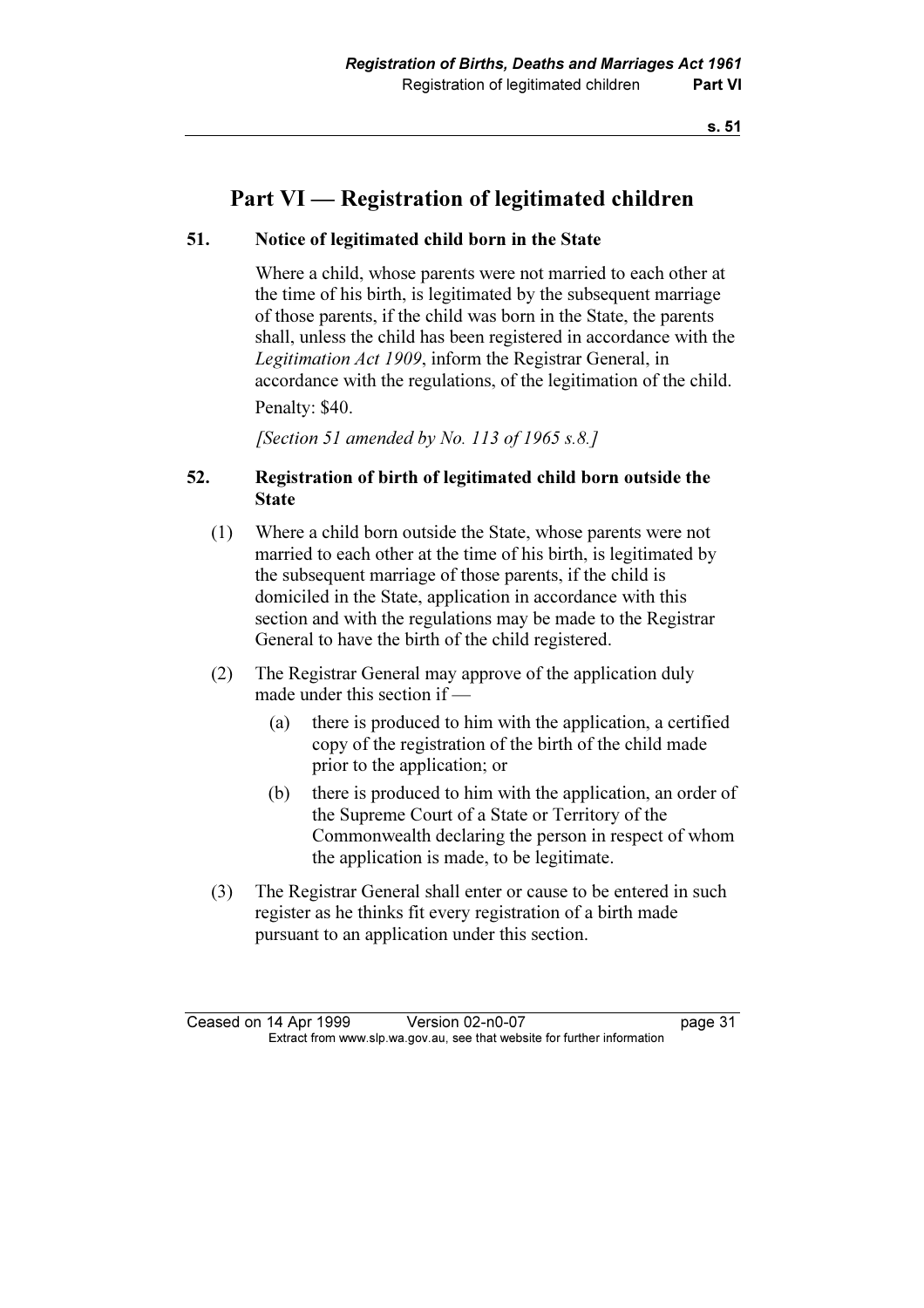# Part VI — Registration of legitimated children

## 51. Notice of legitimated child born in the State

Where a child, whose parents were not married to each other at the time of his birth, is legitimated by the subsequent marriage of those parents, if the child was born in the State, the parents shall, unless the child has been registered in accordance with the *Legitimation Act 1909*, inform the Registrar General, in accordance with the regulations, of the legitimation of the child.

Penalty: $40.

*[Section 51 amended by No. 113 of 1965 s.8.]*

## 52. Registration of birth of legitimated child born outside the State

(1) Where a child born outside the State, whose parents were not married to each other at the time of his birth, is legitimated by the subsequent marriage of those parents, if the child is domiciled in the State, application in accordance with this section and with the regulations may be made to the Registrar General to have the birth of the child registered.

(2) The Registrar General may approve of the application duly made under this section if —

- (a) there is produced to him with the application, a certified copy of the registration of the birth of the child made prior to the application; or
- (b) there is produced to him with the application, an order of the Supreme Court of a State or Territory of the Commonwealth declaring the person in respect of whom the application is made, to be legitimate.

(3) The Registrar General shall enter or cause to be entered in such register as he thinks fit every registration of a birth made pursuant to an application under this section.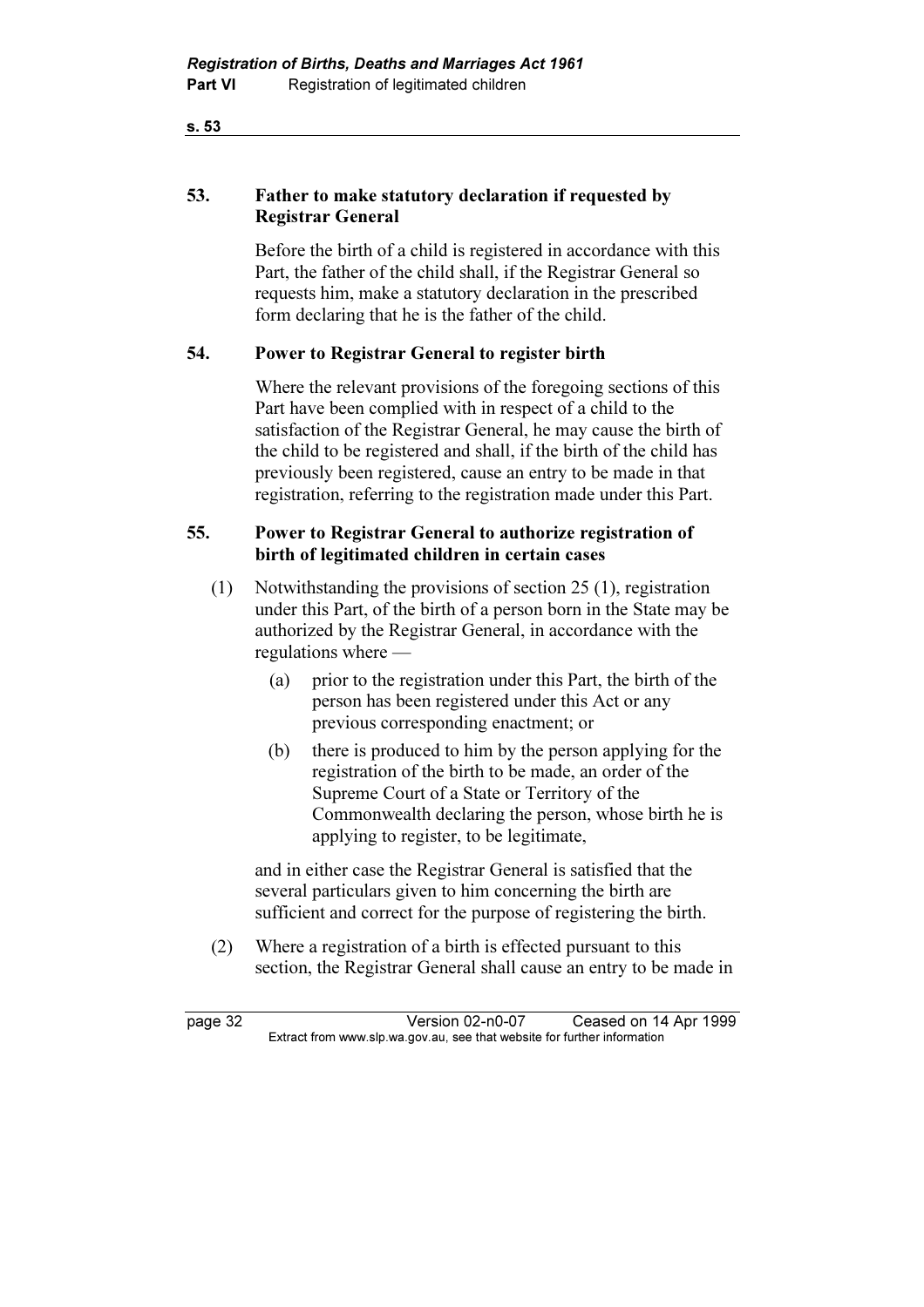### 53. Father to make statutory declaration if requested by Registrar General

Before the birth of a child is registered in accordance with this Part, the father of the child shall, if the Registrar General so requests him, make a statutory declaration in the prescribed form declaring that he is the father of the child.

### 54. Power to Registrar General to register birth

Where the relevant provisions of the foregoing sections of this Part have been complied with in respect of a child to the satisfaction of the Registrar General, he may cause the birth of the child to be registered and shall, if the birth of the child has previously been registered, cause an entry to be made in that registration, referring to the registration made under this Part.

### 55. Power to Registrar General to authorize registration of birth of legitimated children in certain cases

(1) Notwithstanding the provisions of section 25 (1), registration under this Part, of the birth of a person born in the State may be authorized by the Registrar General, in accordance with the regulations where —

  (a) prior to the registration under this Part, the birth of the person has been registered under this Act or any previous corresponding enactment; or

  (b) there is produced to him by the person applying for the registration of the birth to be made, an order of the Supreme Court of a State or Territory of the Commonwealth declaring the person, whose birth he is applying to register, to be legitimate,

and in either case the Registrar General is satisfied that the several particulars given to him concerning the birth are sufficient and correct for the purpose of registering the birth.

(2) Where a registration of a birth is effected pursuant to this section, the Registrar General shall cause an entry to be made in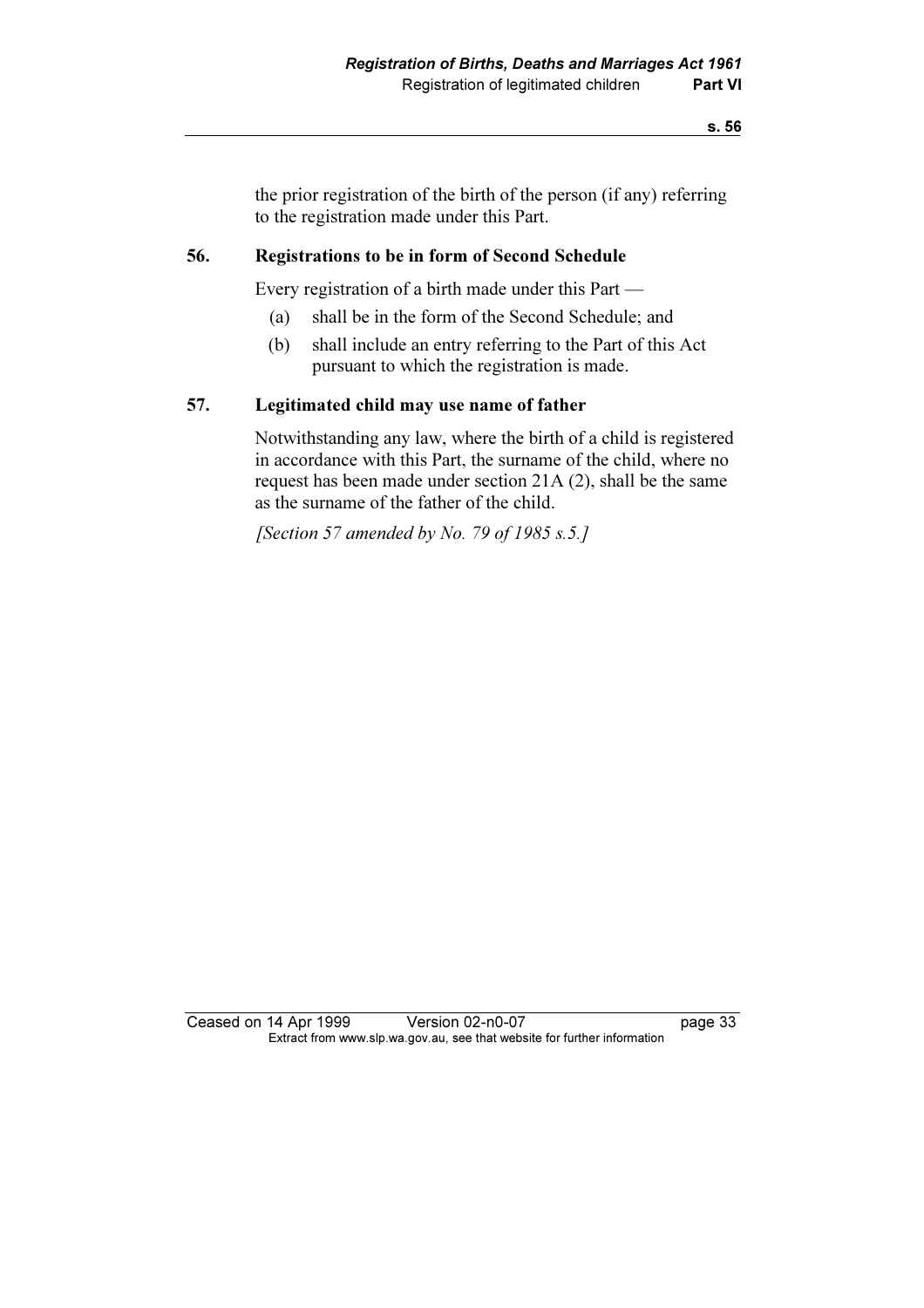the prior registration of the birth of the person (if any) referring to the registration made under this Part.

### 56. Registrations to be in form of Second Schedule

Every registration of a birth made under this Part —

(a) shall be in the form of the Second Schedule; and

(b) shall include an entry referring to the Part of this Act pursuant to which the registration is made.

### 57. Legitimated child may use name of father

Notwithstanding any law, where the birth of a child is registered in accordance with this Part, the surname of the child, where no request has been made under section 21A (2), shall be the same as the surname of the father of the child.

*[Section 57 amended by No. 79 of 1985 s.5.]*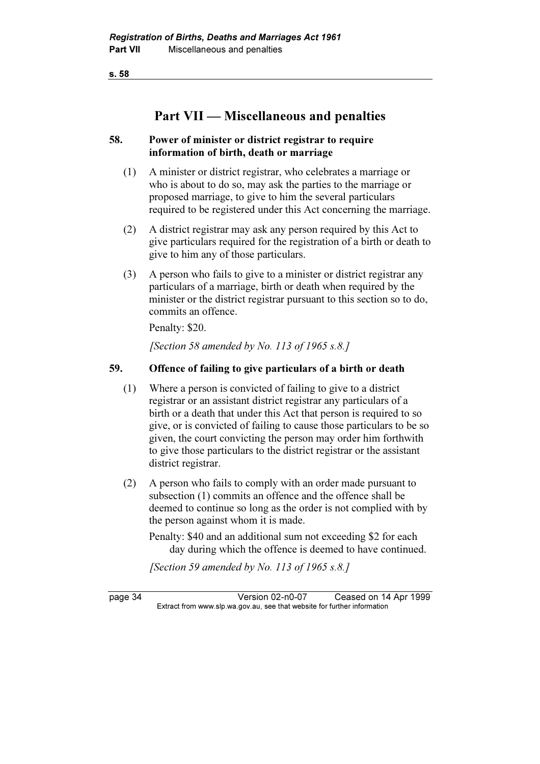# Part VII — Miscellaneous and penalties

### 58. Power of minister or district registrar to require information of birth, death or marriage

(1) A minister or district registrar, who celebrates a marriage or who is about to do so, may ask the parties to the marriage or proposed marriage, to give to him the several particulars required to be registered under this Act concerning the marriage.

(2) A district registrar may ask any person required by this Act to give particulars required for the registration of a birth or death to give to him any of those particulars.

(3) A person who fails to give to a minister or district registrar any particulars of a marriage, birth or death when required by the minister or the district registrar pursuant to this section so to do, commits an offence.

Penalty: $20.

*[Section 58 amended by No. 113 of 1965 s.8.]*

### 59. Offence of failing to give particulars of a birth or death

(1) Where a person is convicted of failing to give to a district registrar or an assistant district registrar any particulars of a birth or a death that under this Act that person is required to so give, or is convicted of failing to cause those particulars to be so given, the court convicting the person may order him forthwith to give those particulars to the district registrar or the assistant district registrar.

(2) A person who fails to comply with an order made pursuant to subsection (1) commits an offence and the offence shall be deemed to continue so long as the order is not complied with by the person against whom it is made.

Penalty: $40 and an additional sum not exceeding $2 for each day during which the offence is deemed to have continued.

*[Section 59 amended by No. 113 of 1965 s.8.]*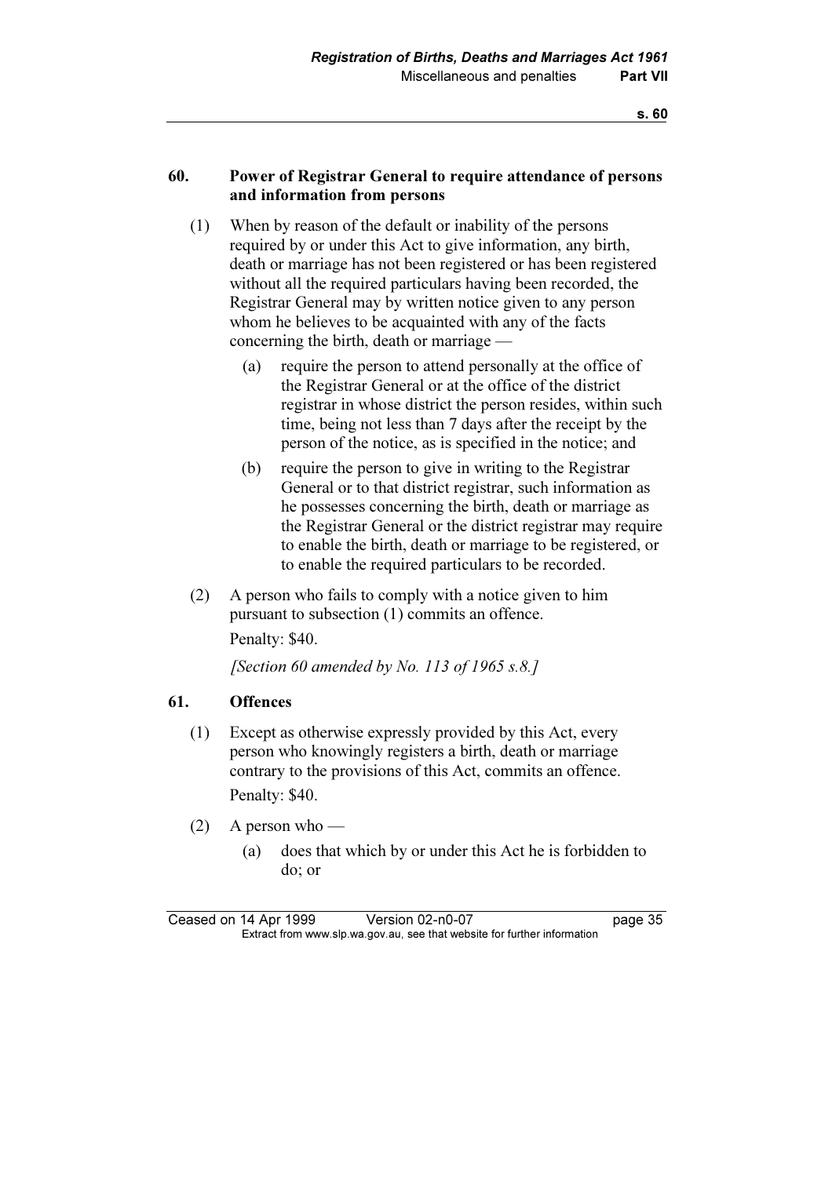### 60. Power of Registrar General to require attendance of persons and information from persons

(1) When by reason of the default or inability of the persons required by or under this Act to give information, any birth, death or marriage has not been registered or has been registered without all the required particulars having been recorded, the Registrar General may by written notice given to any person whom he believes to be acquainted with any of the facts concerning the birth, death or marriage —

(a) require the person to attend personally at the office of the Registrar General or at the office of the district registrar in whose district the person resides, within such time, being not less than 7 days after the receipt by the person of the notice, as is specified in the notice; and

(b) require the person to give in writing to the Registrar General or to that district registrar, such information as he possesses concerning the birth, death or marriage as the Registrar General or the district registrar may require to enable the birth, death or marriage to be registered, or to enable the required particulars to be recorded.

(2) A person who fails to comply with a notice given to him pursuant to subsection (1) commits an offence.

Penalty: $40.

*[Section 60 amended by No. 113 of 1965 s.8.]*

### 61. Offences

(1) Except as otherwise expressly provided by this Act, every person who knowingly registers a birth, death or marriage contrary to the provisions of this Act, commits an offence.

Penalty: $40.

(2) A person who —

(a) does that which by or under this Act he is forbidden to do; or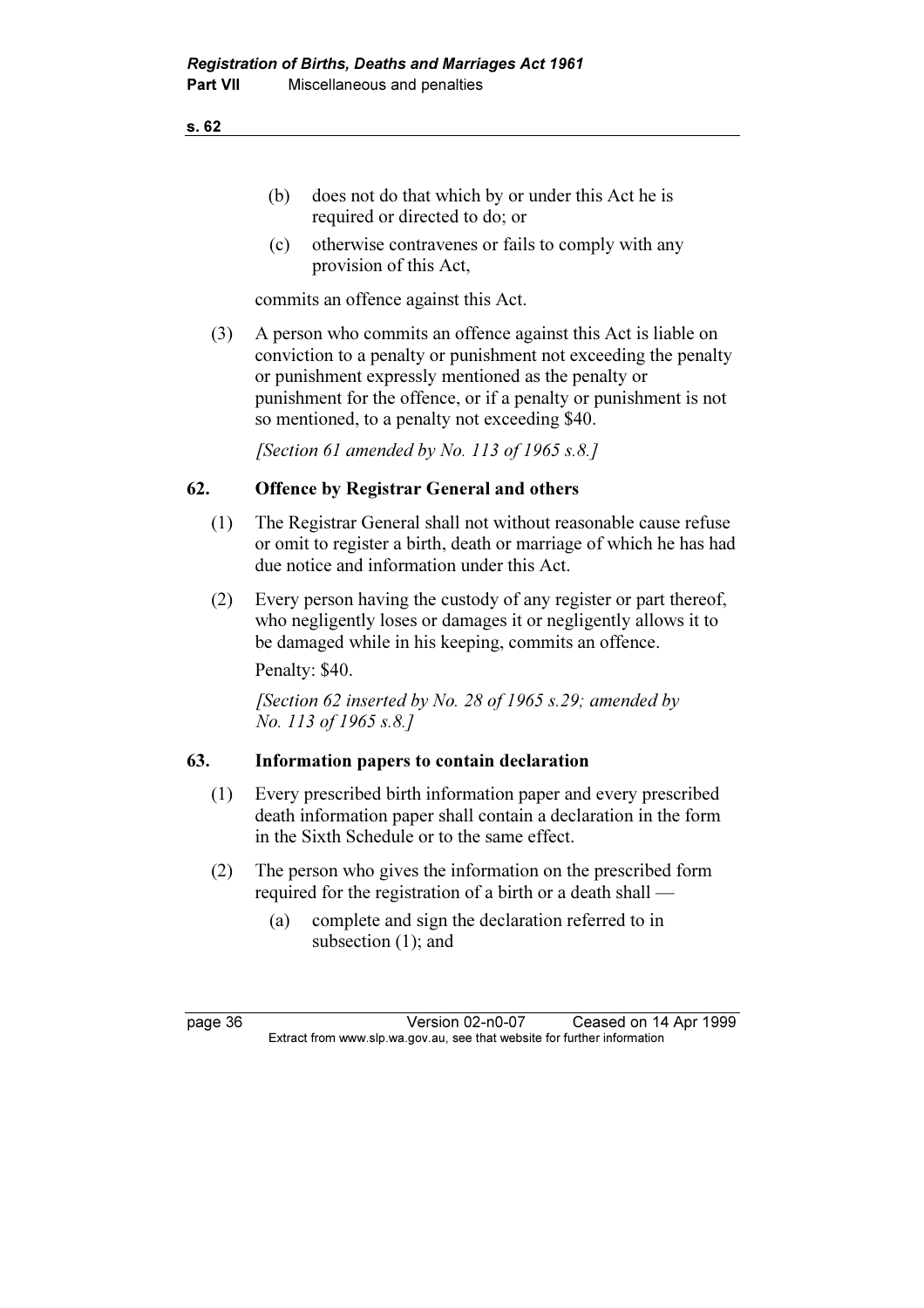(b) does not do that which by or under this Act he is required or directed to do; or

(c) otherwise contravenes or fails to comply with any provision of this Act,

commits an offence against this Act.

(3) A person who commits an offence against this Act is liable on conviction to a penalty or punishment not exceeding the penalty or punishment expressly mentioned as the penalty or punishment for the offence, or if a penalty or punishment is not so mentioned, to a penalty not exceeding $40.

*[Section 61 amended by No. 113 of 1965 s.8.]*

## 62. Offence by Registrar General and others

(1) The Registrar General shall not without reasonable cause refuse or omit to register a birth, death or marriage of which he has had due notice and information under this Act.

(2) Every person having the custody of any register or part thereof, who negligently loses or damages it or negligently allows it to be damaged while in his keeping, commits an offence.

Penalty: $40.

*[Section 62 inserted by No. 28 of 1965 s.29; amended by No. 113 of 1965 s.8.]*

## 63. Information papers to contain declaration

(1) Every prescribed birth information paper and every prescribed death information paper shall contain a declaration in the form in the Sixth Schedule or to the same effect.

(2) The person who gives the information on the prescribed form required for the registration of a birth or a death shall —

(a) complete and sign the declaration referred to in subsection (1); and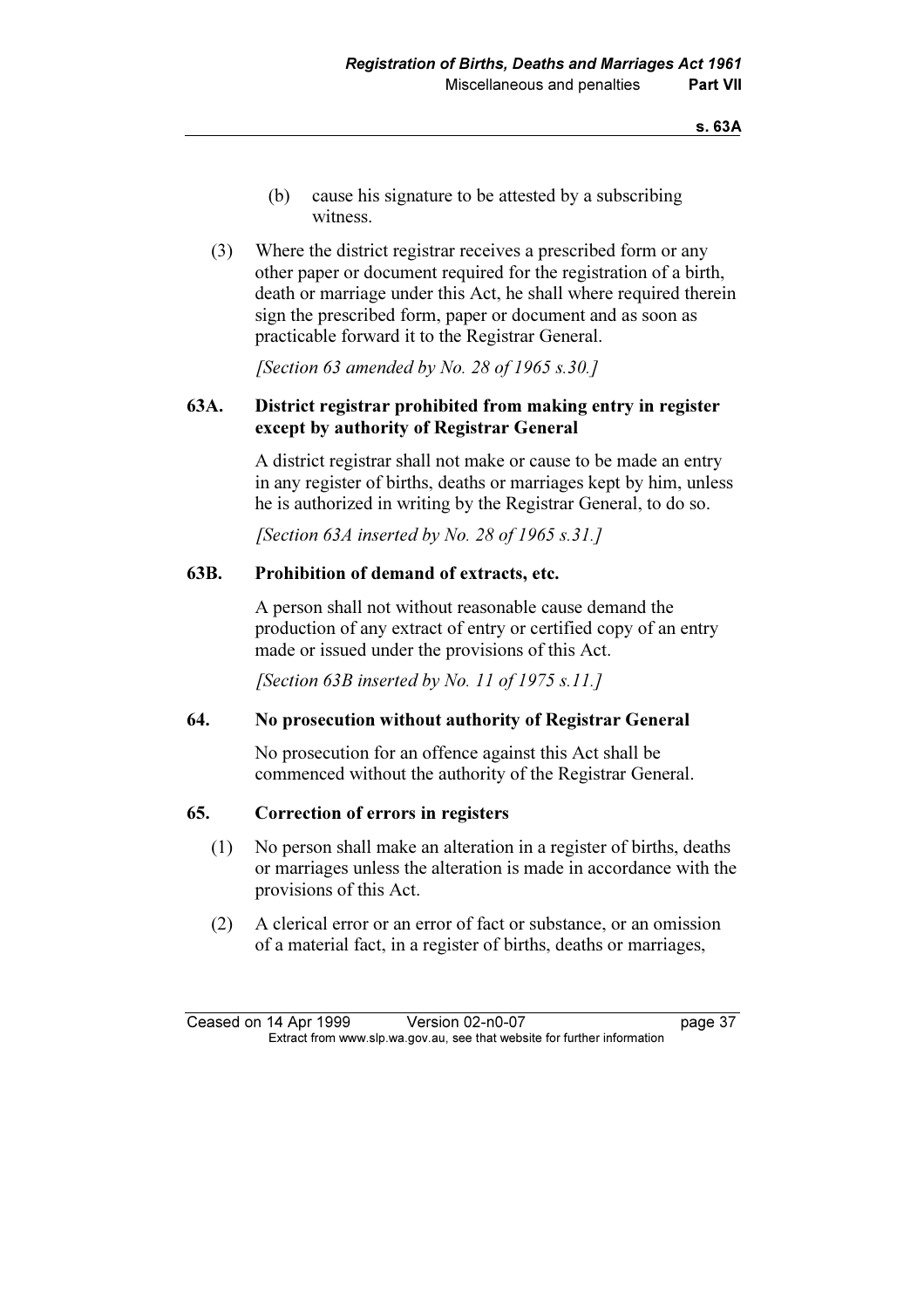(b) cause his signature to be attested by a subscribing witness.

(3) Where the district registrar receives a prescribed form or any other paper or document required for the registration of a birth, death or marriage under this Act, he shall where required therein sign the prescribed form, paper or document and as soon as practicable forward it to the Registrar General.

*[Section 63 amended by No. 28 of 1965 s.30.]*

### 63A. District registrar prohibited from making entry in register except by authority of Registrar General

A district registrar shall not make or cause to be made an entry in any register of births, deaths or marriages kept by him, unless he is authorized in writing by the Registrar General, to do so.

*[Section 63A inserted by No. 28 of 1965 s.31.]*

### 63B. Prohibition of demand of extracts, etc.

A person shall not without reasonable cause demand the production of any extract of entry or certified copy of an entry made or issued under the provisions of this Act.

*[Section 63B inserted by No. 11 of 1975 s.11.]*

### 64. No prosecution without authority of Registrar General

No prosecution for an offence against this Act shall be commenced without the authority of the Registrar General.

### 65. Correction of errors in registers

(1) No person shall make an alteration in a register of births, deaths or marriages unless the alteration is made in accordance with the provisions of this Act.

(2) A clerical error or an error of fact or substance, or an omission of a material fact, in a register of births, deaths or marriages,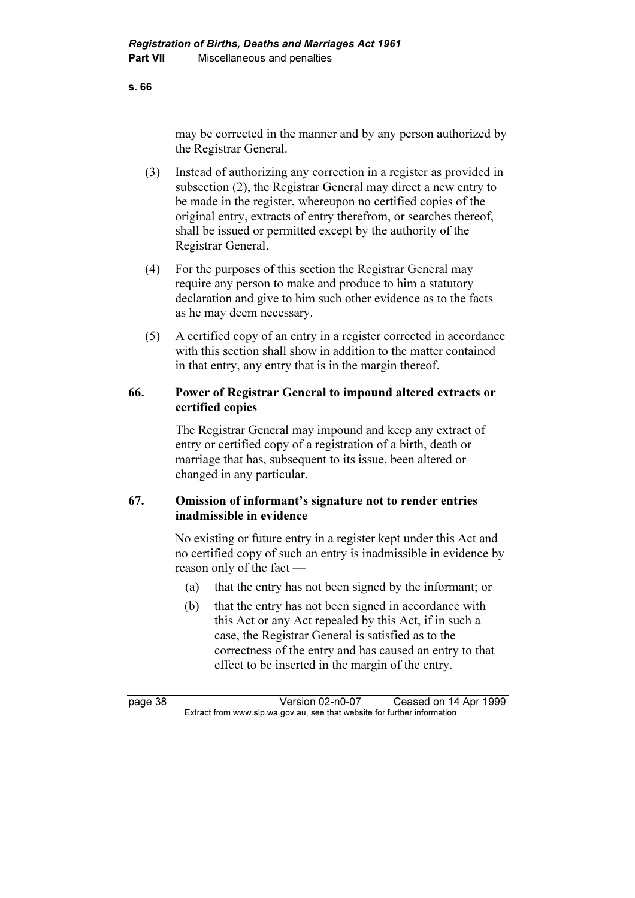may be corrected in the manner and by any person authorized by the Registrar General.

(3) Instead of authorizing any correction in a register as provided in subsection (2), the Registrar General may direct a new entry to be made in the register, whereupon no certified copies of the original entry, extracts of entry therefrom, or searches thereof, shall be issued or permitted except by the authority of the Registrar General.

(4) For the purposes of this section the Registrar General may require any person to make and produce to him a statutory declaration and give to him such other evidence as to the facts as he may deem necessary.

(5) A certified copy of an entry in a register corrected in accordance with this section shall show in addition to the matter contained in that entry, any entry that is in the margin thereof.

### 66. Power of Registrar General to impound altered extracts or certified copies

The Registrar General may impound and keep any extract of entry or certified copy of a registration of a birth, death or marriage that has, subsequent to its issue, been altered or changed in any particular.

### 67. Omission of informant's signature not to render entries inadmissible in evidence

No existing or future entry in a register kept under this Act and no certified copy of such an entry is inadmissible in evidence by reason only of the fact —

(a) that the entry has not been signed by the informant; or

(b) that the entry has not been signed in accordance with this Act or any Act repealed by this Act, if in such a case, the Registrar General is satisfied as to the correctness of the entry and has caused an entry to that effect to be inserted in the margin of the entry.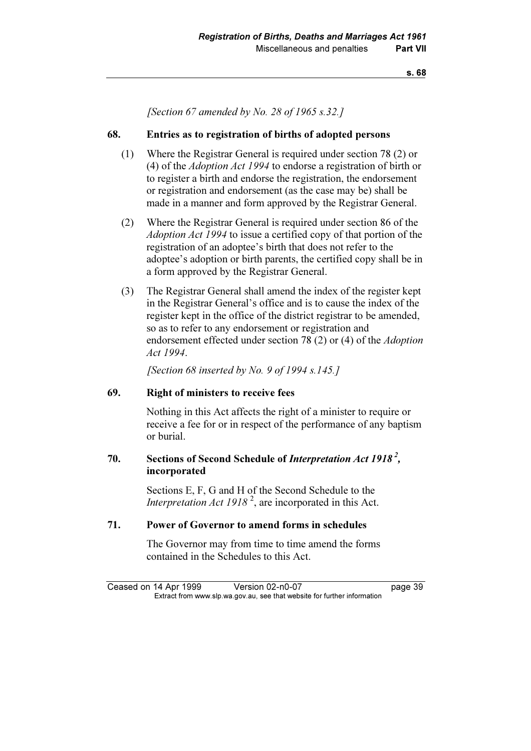*[Section 67 amended by No. 28 of 1965 s.32.]*

### 68. Entries as to registration of births of adopted persons

(1) Where the Registrar General is required under section 78 (2) or (4) of the *Adoption Act 1994* to endorse a registration of birth or to register a birth and endorse the registration, the endorsement or registration and endorsement (as the case may be) shall be made in a manner and form approved by the Registrar General.

(2) Where the Registrar General is required under section 86 of the *Adoption Act 1994* to issue a certified copy of that portion of the registration of an adoptee's birth that does not refer to the adoptee's adoption or birth parents, the certified copy shall be in a form approved by the Registrar General.

(3) The Registrar General shall amend the index of the register kept in the Registrar General's office and is to cause the index of the register kept in the office of the district registrar to be amended, so as to refer to any endorsement or registration and endorsement effected under section 78 (2) or (4) of the *Adoption Act 1994*.

*[Section 68 inserted by No. 9 of 1994 s.145.]*

### 69. Right of ministers to receive fees

Nothing in this Act affects the right of a minister to require or receive a fee for or in respect of the performance of any baptism or burial.

### 70. Sections of Second Schedule of *Interpretation Act 1918* [2], incorporated

Sections E, F, G and H of the Second Schedule to the *Interpretation Act 1918* [2], are incorporated in this Act.

### 71. Power of Governor to amend forms in schedules

The Governor may from time to time amend the forms contained in the Schedules to this Act.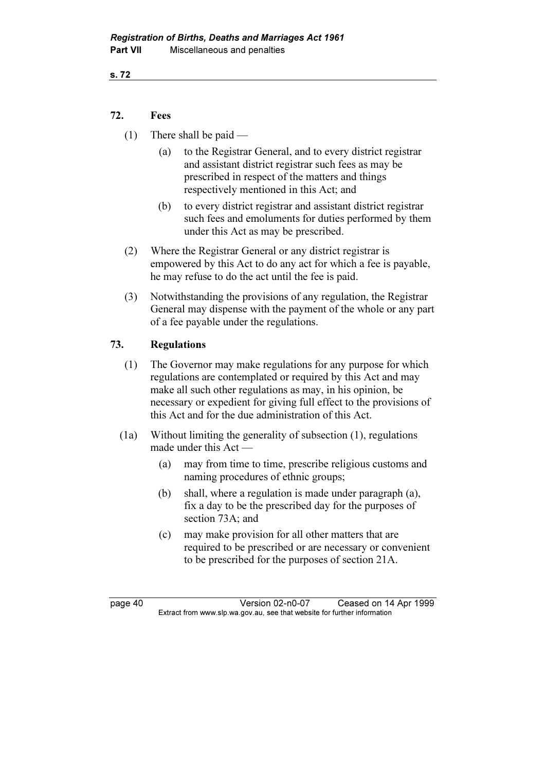## 72. Fees

(1) There shall be paid —

(a) to the Registrar General, and to every district registrar and assistant district registrar such fees as may be prescribed in respect of the matters and things respectively mentioned in this Act; and

(b) to every district registrar and assistant district registrar such fees and emoluments for duties performed by them under this Act as may be prescribed.

(2) Where the Registrar General or any district registrar is empowered by this Act to do any act for which a fee is payable, he may refuse to do the act until the fee is paid.

(3) Notwithstanding the provisions of any regulation, the Registrar General may dispense with the payment of the whole or any part of a fee payable under the regulations.

## 73. Regulations

(1) The Governor may make regulations for any purpose for which regulations are contemplated or required by this Act and may make all such other regulations as may, in his opinion, be necessary or expedient for giving full effect to the provisions of this Act and for the due administration of this Act.

(1a) Without limiting the generality of subsection (1), regulations made under this Act —

(a) may from time to time, prescribe religious customs and naming procedures of ethnic groups;

(b) shall, where a regulation is made under paragraph (a), fix a day to be the prescribed day for the purposes of section 73A; and

(c) may make provision for all other matters that are required to be prescribed or are necessary or convenient to be prescribed for the purposes of section 21A.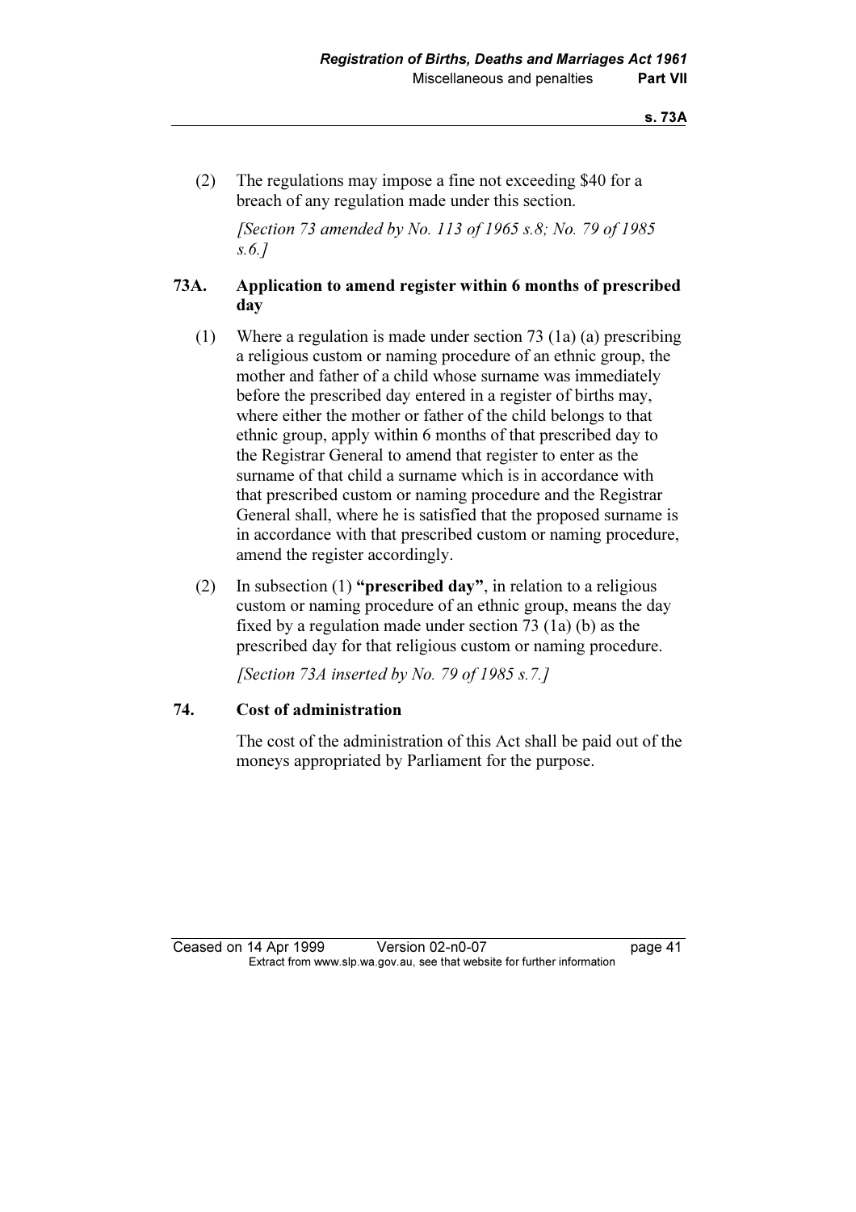(2) The regulations may impose a fine not exceeding $40 for a breach of any regulation made under this section.

*[Section 73 amended by No. 113 of 1965 s.8; No. 79 of 1985 s.6.]*

## 73A. Application to amend register within 6 months of prescribed day

(1) Where a regulation is made under section 73 (1a) (a) prescribing a religious custom or naming procedure of an ethnic group, the mother and father of a child whose surname was immediately before the prescribed day entered in a register of births may, where either the mother or father of the child belongs to that ethnic group, apply within 6 months of that prescribed day to the Registrar General to amend that register to enter as the surname of that child a surname which is in accordance with that prescribed custom or naming procedure and the Registrar General shall, where he is satisfied that the proposed surname is in accordance with that prescribed custom or naming procedure, amend the register accordingly.

(2) In subsection (1) **"prescribed day"**, in relation to a religious custom or naming procedure of an ethnic group, means the day fixed by a regulation made under section 73 (1a) (b) as the prescribed day for that religious custom or naming procedure.

*[Section 73A inserted by No. 79 of 1985 s.7.]*

## 74. Cost of administration

The cost of the administration of this Act shall be paid out of the moneys appropriated by Parliament for the purpose.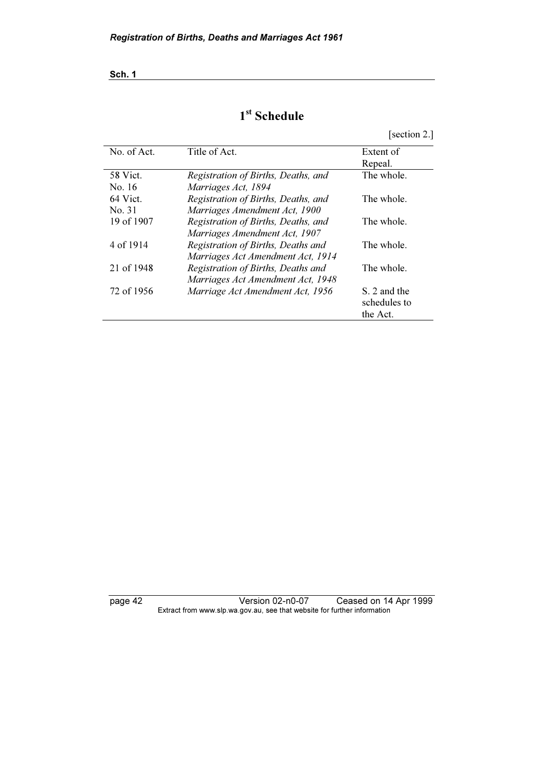# 1st Schedule

[section 2.]

| No. of Act. | Title of Act. | Extent of Repeal. |
|---|---|---|
| 58 Vict. No. 16 | *Registration of Births, Deaths, and Marriages Act, 1894* | The whole. |
| 64 Vict. No. 31 | *Registration of Births, Deaths, and Marriages Amendment Act, 1900* | The whole. |
| 19 of 1907 | *Registration of Births, Deaths, and Marriages Amendment Act, 1907* | The whole. |
| 4 of 1914 | *Registration of Births, Deaths and Marriages Act Amendment Act, 1914* | The whole. |
| 21 of 1948 | *Registration of Births, Deaths and Marriages Act Amendment Act, 1948* | The whole. |
| 72 of 1956 | *Marriage Act Amendment Act, 1956* | S. 2 and the schedules to the Act. |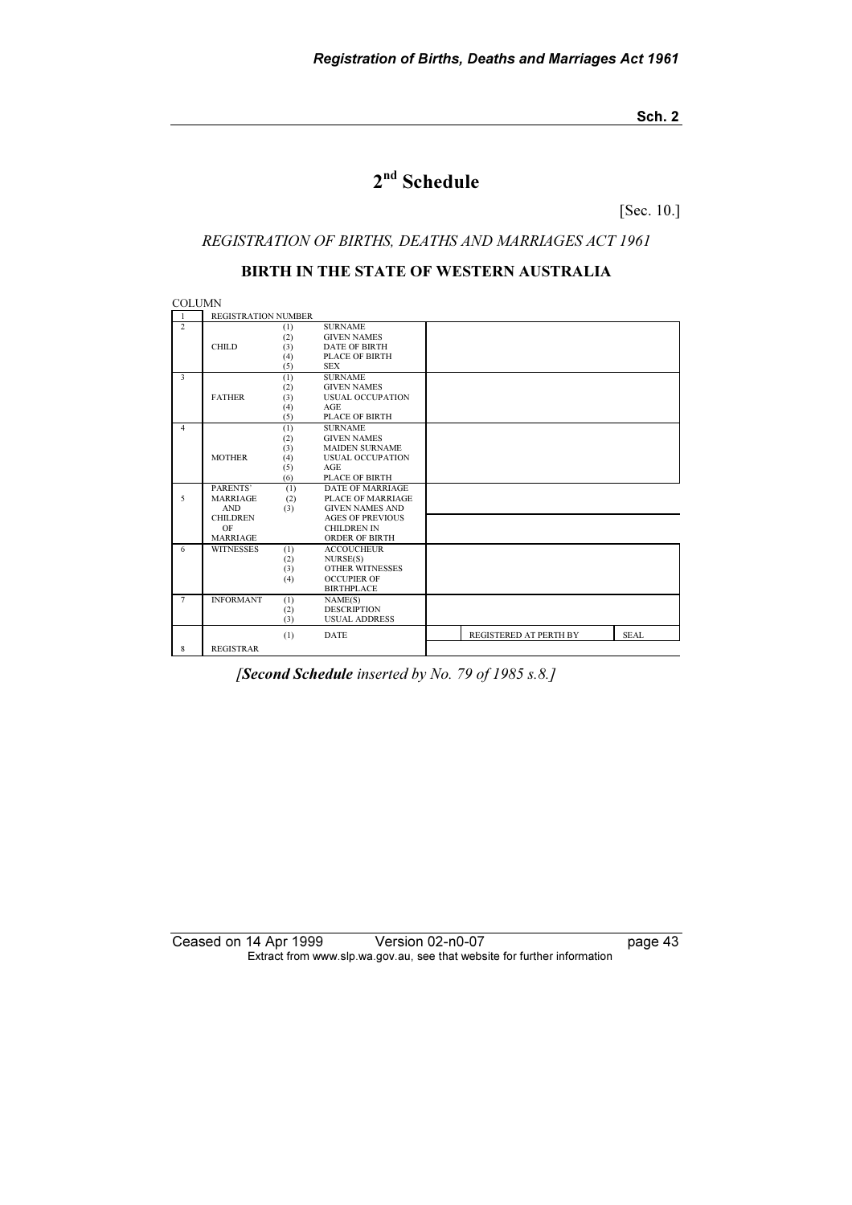# 2nd Schedule

[Sec. 10.]

*REGISTRATION OF BIRTHS, DEATHS AND MARRIAGES ACT 1961*

## BIRTH IN THE STATE OF WESTERN AUSTRALIA

| COLUMN | | | | | |
|---|---|---|---|---|---|
| 1 | REGISTRATION NUMBER | | | | |
| 2 | CHILD | (1)<br>(2)<br>(3)<br>(4)<br>(5) | SURNAME<br>GIVEN NAMES<br>DATE OF BIRTH<br>PLACE OF BIRTH<br>SEX | | |
| 3 | FATHER | (1)<br>(2)<br>(3)<br>(4)<br>(5) | SURNAME<br>GIVEN NAMES<br>USUAL OCCUPATION<br>AGE<br>PLACE OF BIRTH | | |
| 4 | MOTHER | (1)<br>(2)<br>(3)<br>(4)<br>(5)<br>(6) | SURNAME<br>GIVEN NAMES<br>MAIDEN SURNAME<br>USUAL OCCUPATION<br>AGE<br>PLACE OF BIRTH | | |
| 5 | PARENTS' MARRIAGE AND CHILDREN OF MARRIAGE | (1)<br>(2)<br>(3) | DATE OF MARRIAGE<br>PLACE OF MARRIAGE<br>GIVEN NAMES AND AGES OF PREVIOUS CHILDREN IN ORDER OF BIRTH | | |
| 6 | WITNESSES | (1)<br>(2)<br>(3)<br>(4) | ACCOUCHEUR<br>NURSE(S)<br>OTHER WITNESSES<br>OCCUPIER OF BIRTHPLACE | | |
| 7 | INFORMANT | (1)<br>(2)<br>(3) | NAME(S)<br>DESCRIPTION<br>USUAL ADDRESS | | |
| 8 | REGISTRAR | (1) | DATE | REGISTERED AT PERTH BY | SEAL |

*[**Second Schedule** inserted by No. 79 of 1985 s.8.]*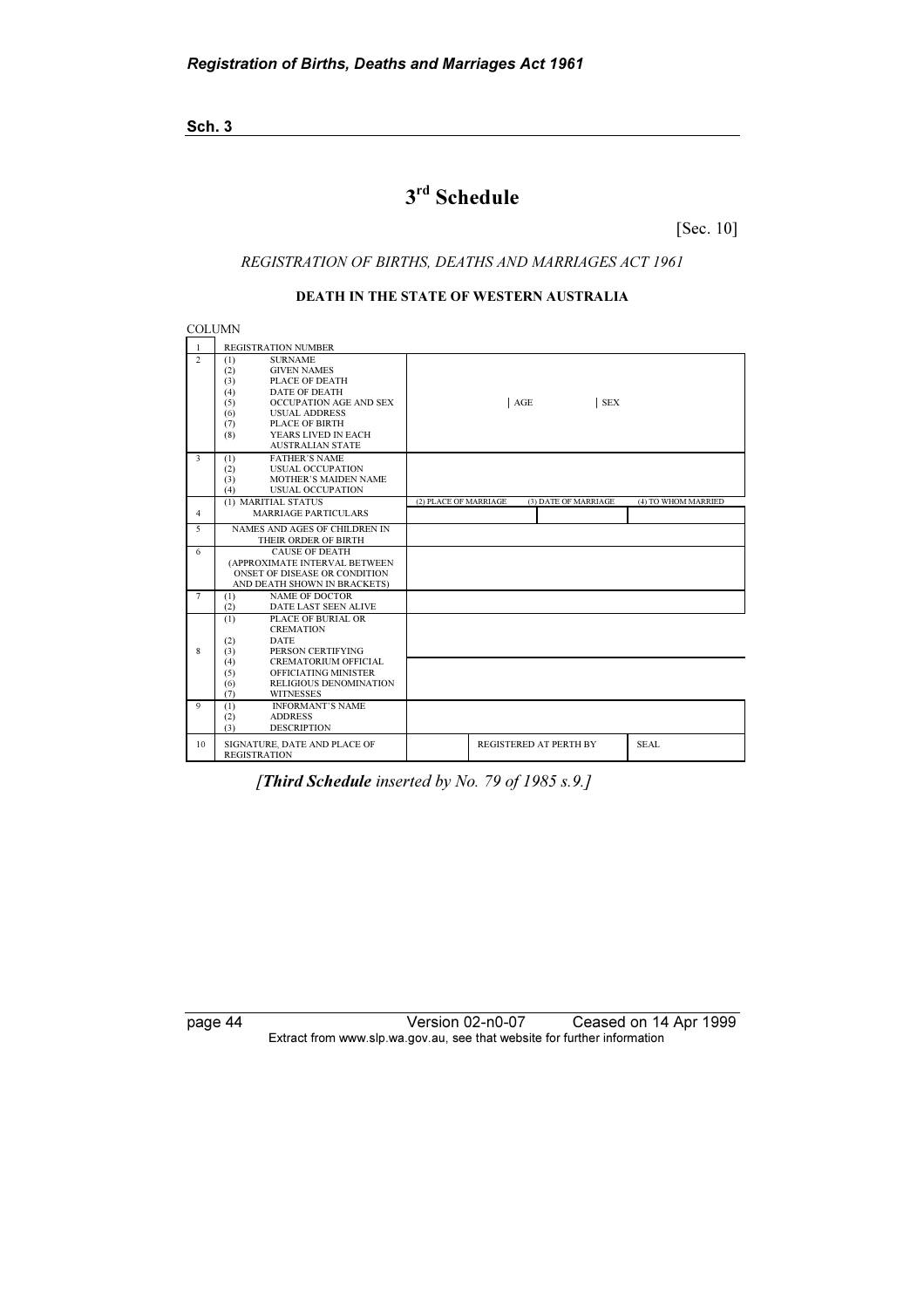# 3rd Schedule

[Sec. 10]

*REGISTRATION OF BIRTHS, DEATHS AND MARRIAGES ACT 1961*

**DEATH IN THE STATE OF WESTERN AUSTRALIA**

COLUMN

| | | | | |
|---|---|---|---|---|
| 1 | REGISTRATION NUMBER | | | |
| 2 | (1) SURNAME<br>(2) GIVEN NAMES<br>(3) PLACE OF DEATH<br>(4) DATE OF DEATH<br>(5) OCCUPATION AGE AND SEX<br>(6) USUAL ADDRESS<br>(7) PLACE OF BIRTH<br>(8) YEARS LIVED IN EACH AUSTRALIAN STATE | AGE | SEX | |
| 3 | (1) FATHER'S NAME<br>(2) USUAL OCCUPATION<br>(3) MOTHER'S MAIDEN NAME<br>(4) USUAL OCCUPATION | | | |
| 4 | (1) MARITIAL STATUS<br>MARRIAGE PARTICULARS | (2) PLACE OF MARRIAGE | (3) DATE OF MARRIAGE | (4) TO WHOM MARRIED |
| 5 | NAMES AND AGES OF CHILDREN IN THEIR ORDER OF BIRTH | | | |
| 6 | CAUSE OF DEATH<br>(APPROXIMATE INTERVAL BETWEEN ONSET OF DISEASE OR CONDITION AND DEATH SHOWN IN BRACKETS) | | | |
| 7 | (1) NAME OF DOCTOR<br>(2) DATE LAST SEEN ALIVE | | | |
| 8 | (1) PLACE OF BURIAL OR CREMATION<br>(2) DATE<br>(3) PERSON CERTIFYING<br>(4) CREMATORIUM OFFICIAL<br>(5) OFFICIATING MINISTER<br>(6) RELIGIOUS DENOMINATION<br>(7) WITNESSES | | | |
| 9 | (1) INFORMANT'S NAME<br>(2) ADDRESS<br>(3) DESCRIPTION | | | |
| 10 | SIGNATURE, DATE AND PLACE OF REGISTRATION | | REGISTERED AT PERTH BY | SEAL |

*[**Third Schedule** inserted by No. 79 of 1985 s.9.]*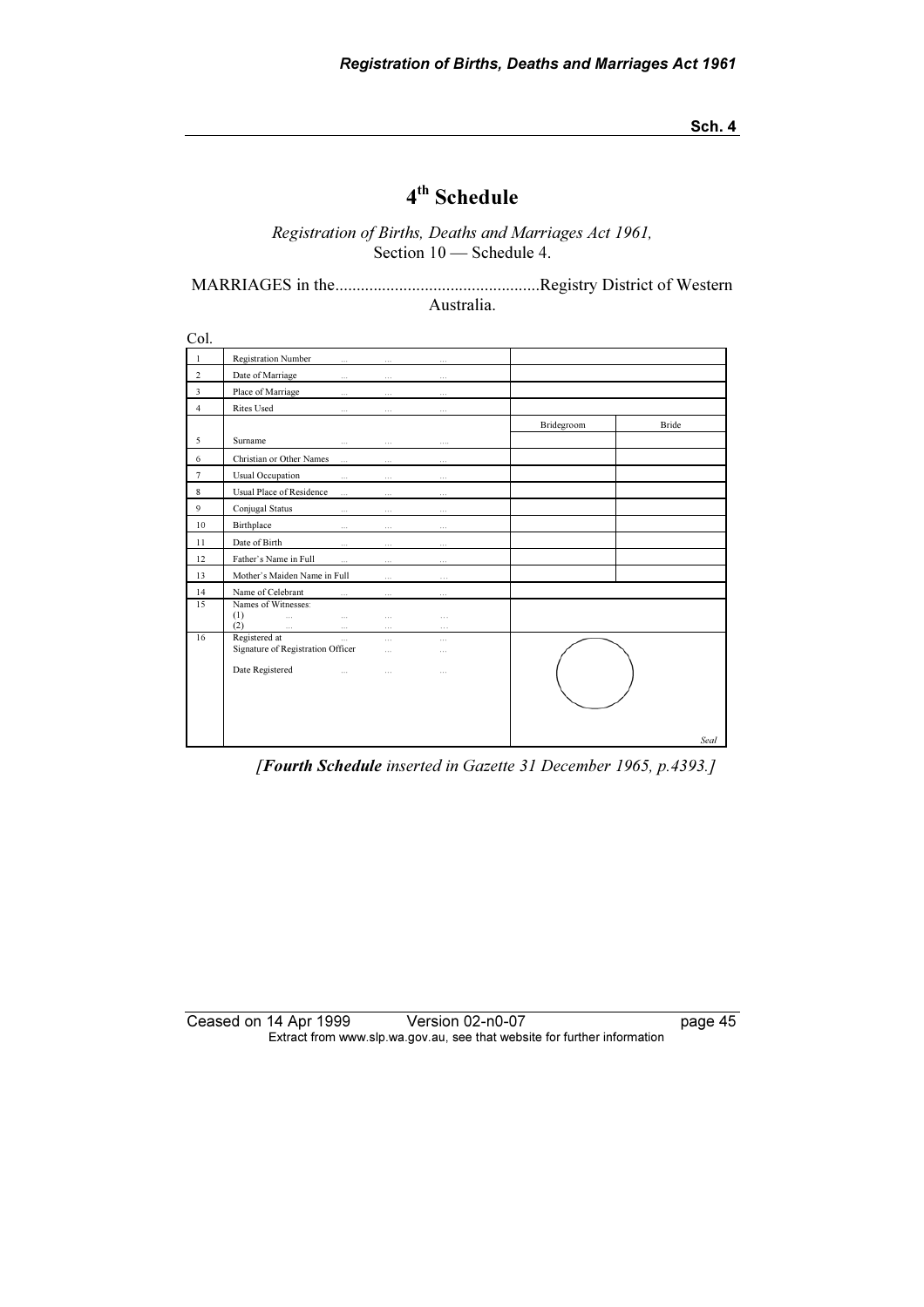# 4th Schedule

*Registration of Births, Deaths and Marriages Act 1961,*
Section 10 — Schedule 4.

MARRIAGES in the................................................Registry District of Western Australia.

| Col. | | | |
|---|---|---|---|
| 1 | Registration Number ... ... ... | | |
| 2 | Date of Marriage ... ... ... | | |
| 3 | Place of Marriage ... ... ... | | |
| 4 | Rites Used ... ... ... | | |
| | | Bridegroom | Bride |
| 5 | Surname ... ... .... | | |
| 6 | Christian or Other Names ... ... ... | | |
| 7 | Usual Occupation ... ... ... | | |
| 8 | Usual Place of Residence ... ... ... | | |
| 9 | Conjugal Status ... ... ... | | |
| 10 | Birthplace ... ... ... | | |
| 11 | Date of Birth ... ... ... | | |
| 12 | Father's Name in Full ... ... ... | | |
| 13 | Mother's Maiden Name in Full ... ... | | |
| 14 | Name of Celebrant ... ... ... | | |
| 15 | Names of Witnesses: (1) ... ... ... ... (2) ... ... ... ... | | |
| 16 | Registered at ... ... ... Signature of Registration Officer ... ... Date Registered ... ... ... | *Seal* | |

*[**Fourth Schedule** inserted in Gazette 31 December 1965, p.4393.]*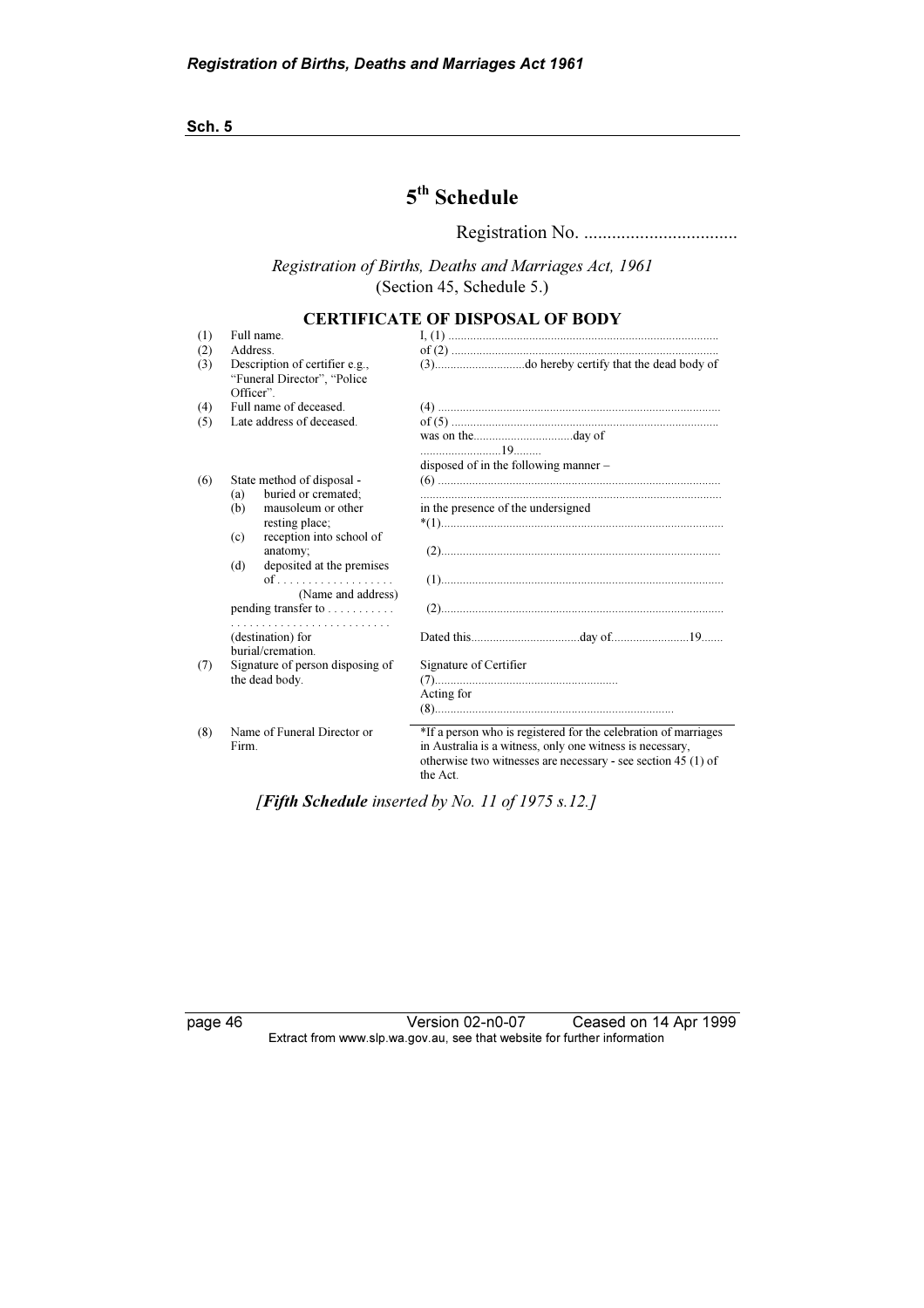# 5th Schedule

Registration No. .................................

*Registration of Births, Deaths and Marriages Act, 1961*
(Section 45, Schedule 5.)

## CERTIFICATE OF DISPOSAL OF BODY

| | | |
|---|---|---|
| (1) | Full name. | I, (1) ....................................................................................... |
| (2) | Address. | of (2) ..................................................................................... |
| (3) | Description of certifier e.g., "Funeral Director", "Police Officer". | (3)............................do hereby certify that the dead body of |
| (4) | Full name of deceased. | (4) .......................................................................................... |
| (5) | Late address of deceased. | of (5) ..................................................................................... |
| | | was on the................................day of .........................19......... |
| | | disposed of in the following manner – |
| (6) | State method of disposal - (a) buried or cremated; (b) mausoleum or other resting place; (c) reception into school of anatomy; (d) deposited at the premises of . . . . . . . . . . . . . . . . . . (Name and address) pending transfer to . . . . . . . . . . . . . . . . . . . . . . . . . . . . . . . . . . . . . (destination) for burial/cremation. | (6) .......................................................................................... |
| | | ................................................................................................ |
| | | in the presence of the undersigned |
| | | *(1)......................................................................................... |
| | | (2)......................................................................................... |
| | | (1)......................................................................................... |
| | | (2)......................................................................................... |
| | | Dated this..................................day of........................19....... |
| (7) | Signature of person disposing of the dead body. | Signature of Certifier (7).......................................................... |
| | | Acting for (8)............................................................................ |
| (8) | Name of Funeral Director or Firm. | *If a person who is registered for the celebration of marriages in Australia is a witness, only one witness is necessary, otherwise two witnesses are necessary - see section 45 (1) of the Act. |

*[**Fifth Schedule** inserted by No. 11 of 1975 s.12.]*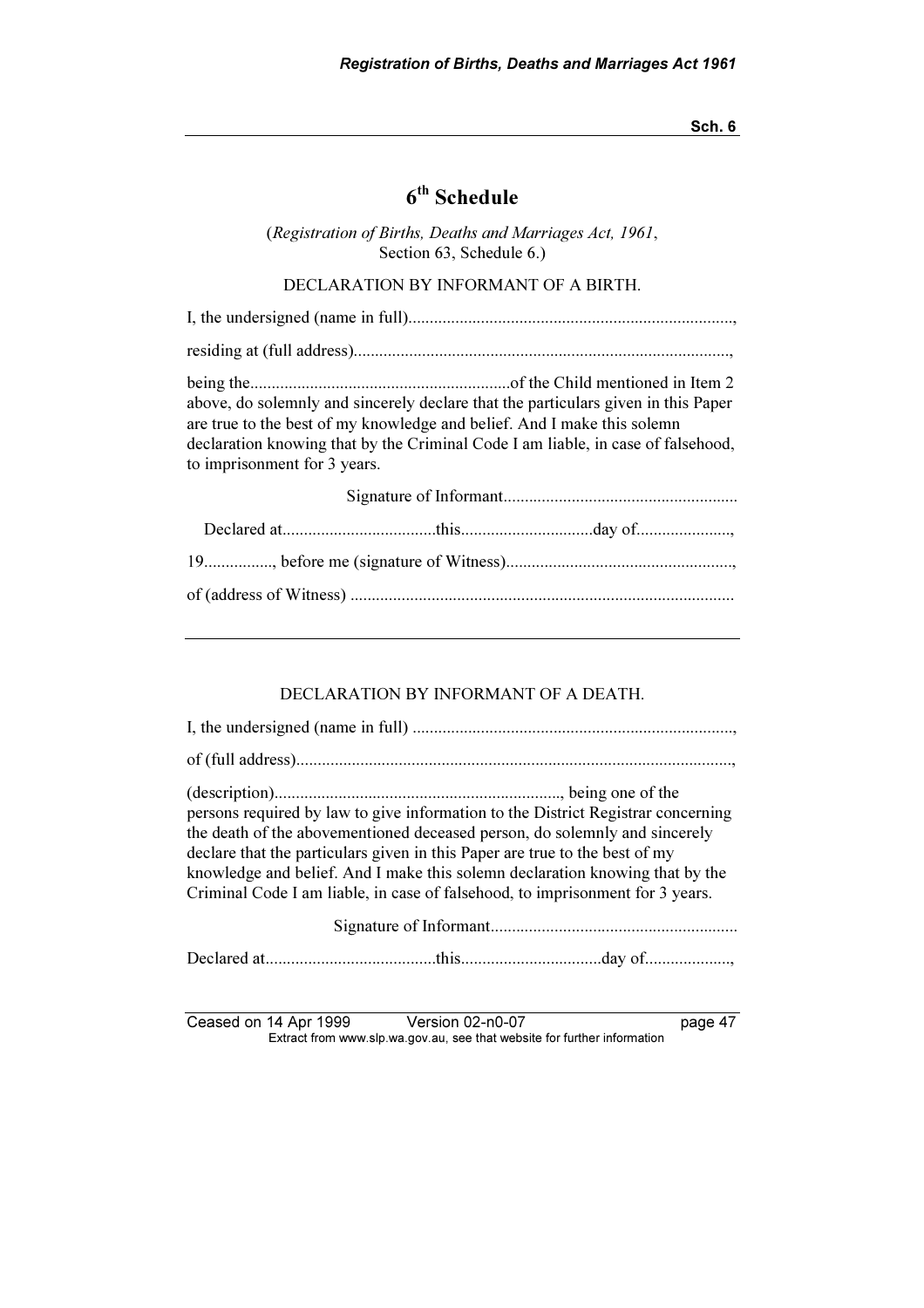# 6th Schedule

(*Registration of Births, Deaths and Marriages Act, 1961*, Section 63, Schedule 6.)

DECLARATION BY INFORMANT OF A BIRTH.

I, the undersigned (name in full)............................................................................,

residing at (full address).......................................................................................,

being the.............................................................of the Child mentioned in Item 2 above, do solemnly and sincerely declare that the particulars given in this Paper are true to the best of my knowledge and belief. And I make this solemn declaration knowing that by the Criminal Code I am liable, in case of falsehood, to imprisonment for 3 years.

Signature of Informant.......................................................

Declared at....................................this...............................day of......................,

19................, before me (signature of Witness).....................................................,

of (address of Witness) .........................................................................................

---

DECLARATION BY INFORMANT OF A DEATH.

I, the undersigned (name in full) ...........................................................................,

of (full address).....................................................................................................,

(description)..................................................................., being one of the persons required by law to give information to the District Registrar concerning the death of the abovementioned deceased person, do solemnly and sincerely declare that the particulars given in this Paper are true to the best of my knowledge and belief. And I make this solemn declaration knowing that by the Criminal Code I am liable, in case of falsehood, to imprisonment for 3 years.

Signature of Informant..........................................................

Declared at........................................this.................................day of....................,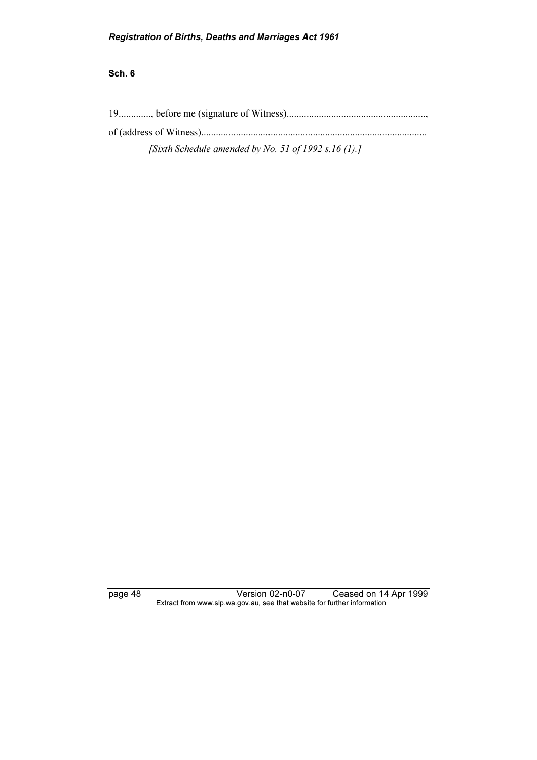19............., before me (signature of Witness)........................................................,

of (address of Witness)..........................................................................................

*[Sixth Schedule amended by No. 51 of 1992 s.16 (1).]*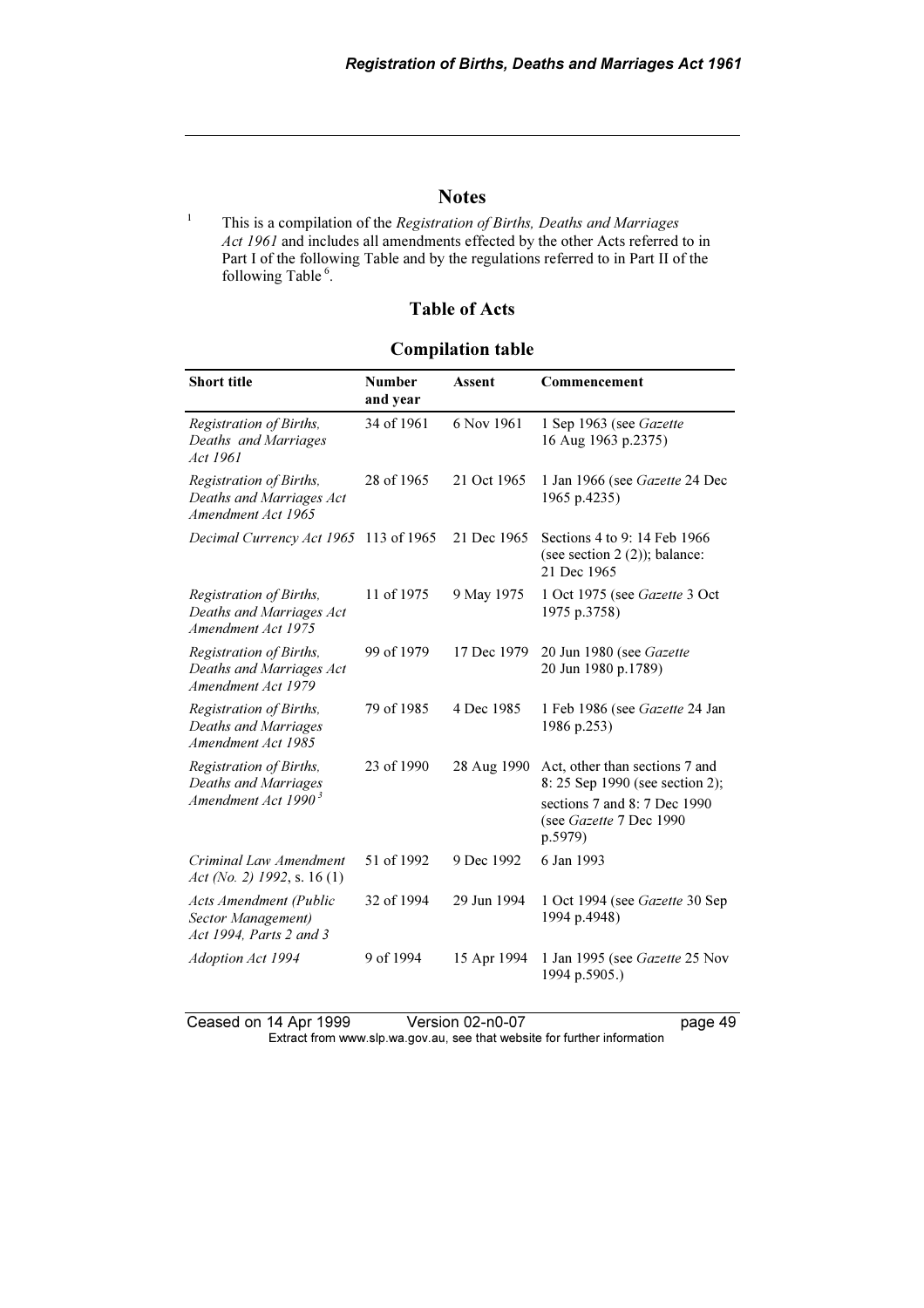# Notes

[1] This is a compilation of the *Registration of Births, Deaths and Marriages Act 1961* and includes all amendments effected by the other Acts referred to in Part I of the following Table and by the regulations referred to in Part II of the following Table [6].

## Table of Acts

### Compilation table

| Short title | Number and year | Assent | Commencement |
|---|---|---|---|
| *Registration of Births, Deaths and Marriages Act 1961* | 34 of 1961 | 6 Nov 1961 | 1 Sep 1963 (see *Gazette* 16 Aug 1963 p.2375) |
| *Registration of Births, Deaths and Marriages Act Amendment Act 1965* | 28 of 1965 | 21 Oct 1965 | 1 Jan 1966 (see *Gazette* 24 Dec 1965 p.4235) |
| *Decimal Currency Act 1965* | 113 of 1965 | 21 Dec 1965 | Sections 4 to 9: 14 Feb 1966 (see section 2 (2)); balance: 21 Dec 1965 |
| *Registration of Births, Deaths and Marriages Act Amendment Act 1975* | 11 of 1975 | 9 May 1975 | 1 Oct 1975 (see *Gazette* 3 Oct 1975 p.3758) |
| *Registration of Births, Deaths and Marriages Act Amendment Act 1979* | 99 of 1979 | 17 Dec 1979 | 20 Jun 1980 (see *Gazette* 20 Jun 1980 p.1789) |
| *Registration of Births, Deaths and Marriages Amendment Act 1985* | 79 of 1985 | 4 Dec 1985 | 1 Feb 1986 (see *Gazette* 24 Jan 1986 p.253) |
| *Registration of Births, Deaths and Marriages Amendment Act 1990* [3] | 23 of 1990 | 28 Aug 1990 | Act, other than sections 7 and 8: 25 Sep 1990 (see section 2); sections 7 and 8: 7 Dec 1990 (see *Gazette* 7 Dec 1990 p.5979) |
| *Criminal Law Amendment Act (No. 2) 1992*, s. 16 (1) | 51 of 1992 | 9 Dec 1992 | 6 Jan 1993 |
| *Acts Amendment (Public Sector Management) Act 1994, Parts 2 and 3* | 32 of 1994 | 29 Jun 1994 | 1 Oct 1994 (see *Gazette* 30 Sep 1994 p.4948) |
| *Adoption Act 1994* | 9 of 1994 | 15 Apr 1994 | 1 Jan 1995 (see *Gazette* 25 Nov 1994 p.5905.) |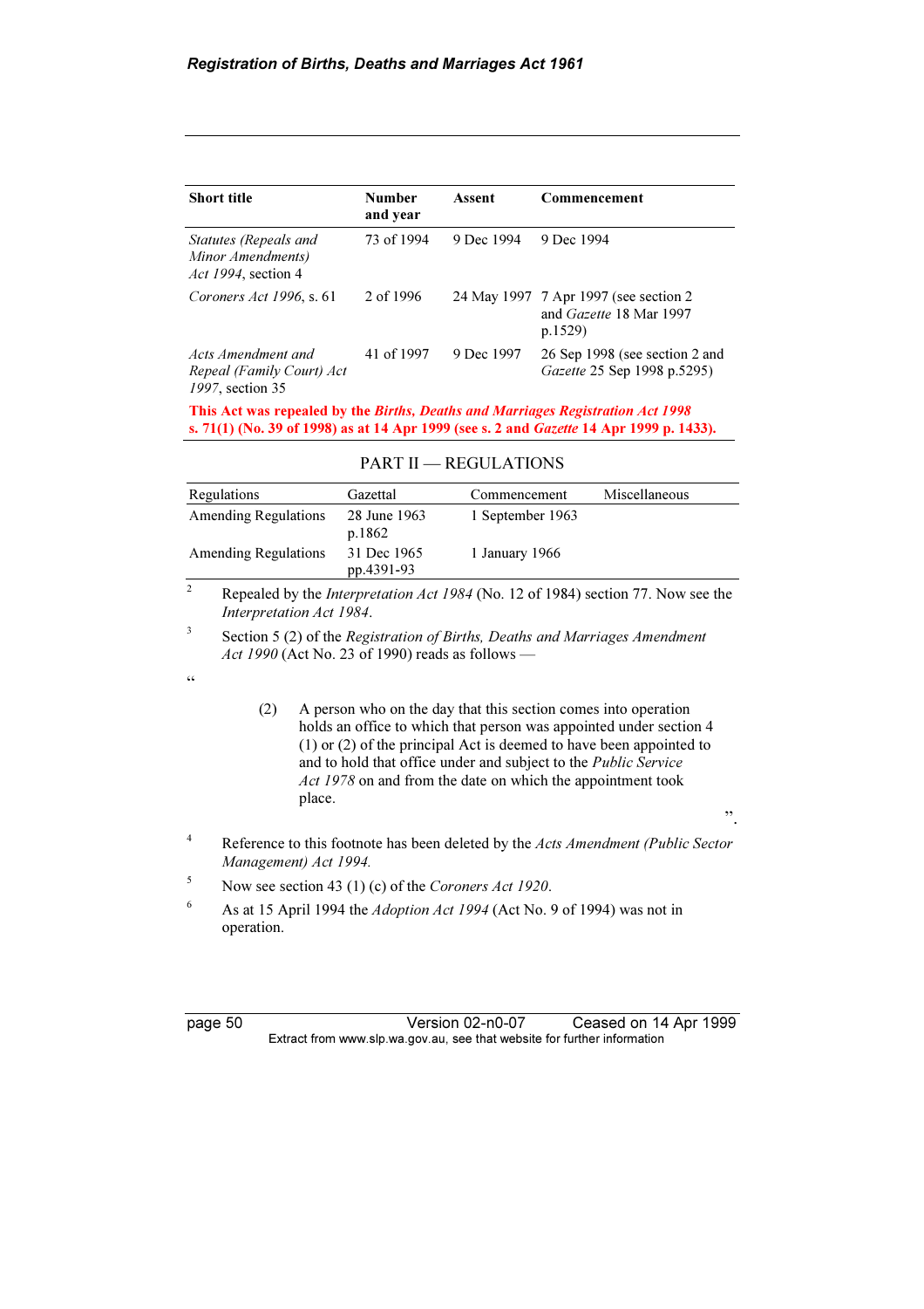| Short title | Number and year | Assent | Commencement |
|---|---|---|---|
| *Statutes (Repeals and Minor Amendments) Act 1994*, section 4 | 73 of 1994 | 9 Dec 1994 | 9 Dec 1994 |
| *Coroners Act 1996*, s. 61 | 2 of 1996 | 24 May 1997 | 7 Apr 1997 (see section 2 and *Gazette* 18 Mar 1997 p.1529) |
| *Acts Amendment and Repeal (Family Court) Act 1997*, section 35 | 41 of 1997 | 9 Dec 1997 | 26 Sep 1998 (see section 2 and *Gazette* 25 Sep 1998 p.5295) |

**This Act was repealed by the *Births, Deaths and Marriages Registration Act 1998* s. 71(1) (No. 39 of 1998) as at 14 Apr 1999 (see s. 2 and *Gazette* 14 Apr 1999 p. 1433).**

## PART II — REGULATIONS

| Regulations | Gazettal | Commencement | Miscellaneous |
|---|---|---|---|
| Amending Regulations | 28 June 1963 p.1862 | 1 September 1963 | |
| Amending Regulations | 31 Dec 1965 pp.4391-93 | 1 January 1966 | |

[2] Repealed by the *Interpretation Act 1984* (No. 12 of 1984) section 77. Now see the *Interpretation Act 1984*.

[3] Section 5 (2) of the *Registration of Births, Deaths and Marriages Amendment Act 1990* (Act No. 23 of 1990) reads as follows —

"

(2) A person who on the day that this section comes into operation holds an office to which that person was appointed under section 4 (1) or (2) of the principal Act is deemed to have been appointed to and to hold that office under and subject to the *Public Service Act 1978* on and from the date on which the appointment took place.

".

[4] Reference to this footnote has been deleted by the *Acts Amendment (Public Sector Management) Act 1994.*

[5] Now see section 43 (1) (c) of the *Coroners Act 1920*.

[6] As at 15 April 1994 the *Adoption Act 1994* (Act No. 9 of 1994) was not in operation.